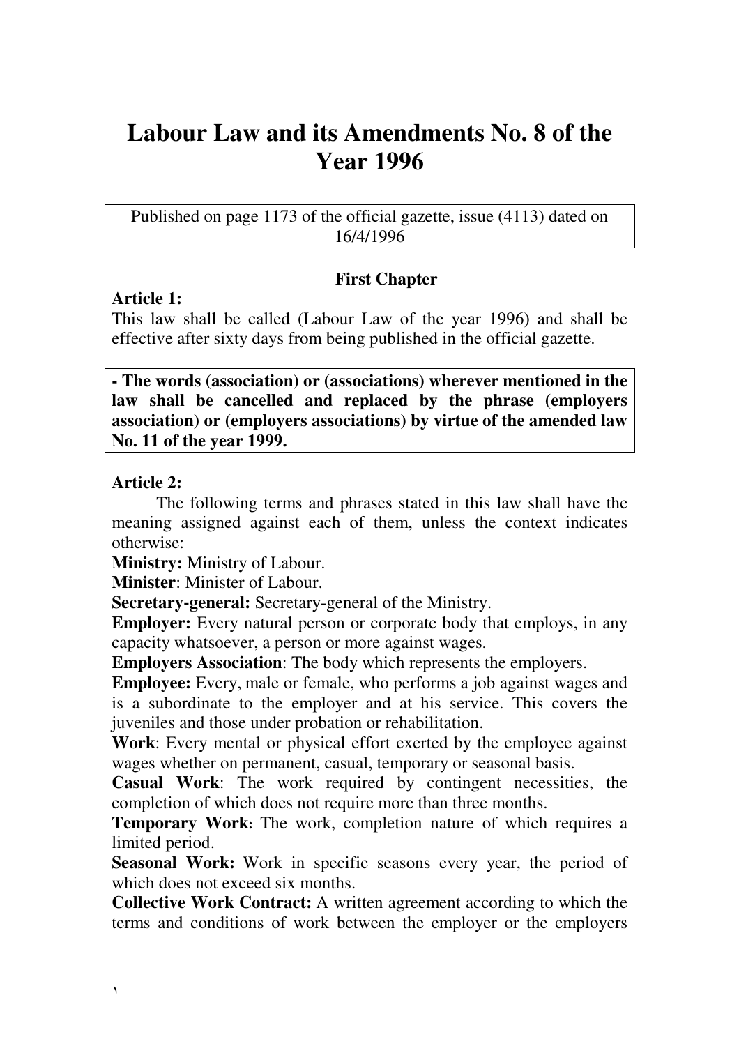# Labour Law and its Amendments No. 8 of the Year 1996

Published on page 1173 of the official gazette, issue (4113) dated on 16/4/1996

## First Chapter

**Article 1:**

This law shall be called (Labour Law of the year 1996) and shall be effective after sixty days from being published in the official gazette.

**- The words (association) or (associations) wherever mentioned in the law shall be cancelled and replaced by the phrase (employers association) or (employers associations) by virtue of the amended law No. 11 of the year 1999.**

**Article 2:**

The following terms and phrases stated in this law shall have the meaning assigned against each of them, unless the context indicates otherwise:

**Ministry:** Ministry of Labour.

**Minister**: Minister of Labour.

**Secretary-general:** Secretary-general of the Ministry.

**Employer:** Every natural person or corporate body that employs, in any capacity whatsoever, a person or more against wages.

**Employers Association**: The body which represents the employers.

**Employee:** Every, male or female, who performs a job against wages and is a subordinate to the employer and at his service. This covers the juveniles and those under probation or rehabilitation.

**Work**: Every mental or physical effort exerted by the employee against wages whether on permanent, casual, temporary or seasonal basis.

**Casual Work**: The work required by contingent necessities, the completion of which does not require more than three months.

**Temporary Work:** The work, completion nature of which requires a limited period.

**Seasonal Work:** Work in specific seasons every year, the period of which does not exceed six months.

**Collective Work Contract:** A written agreement according to which the terms and conditions of work between the employer or the employers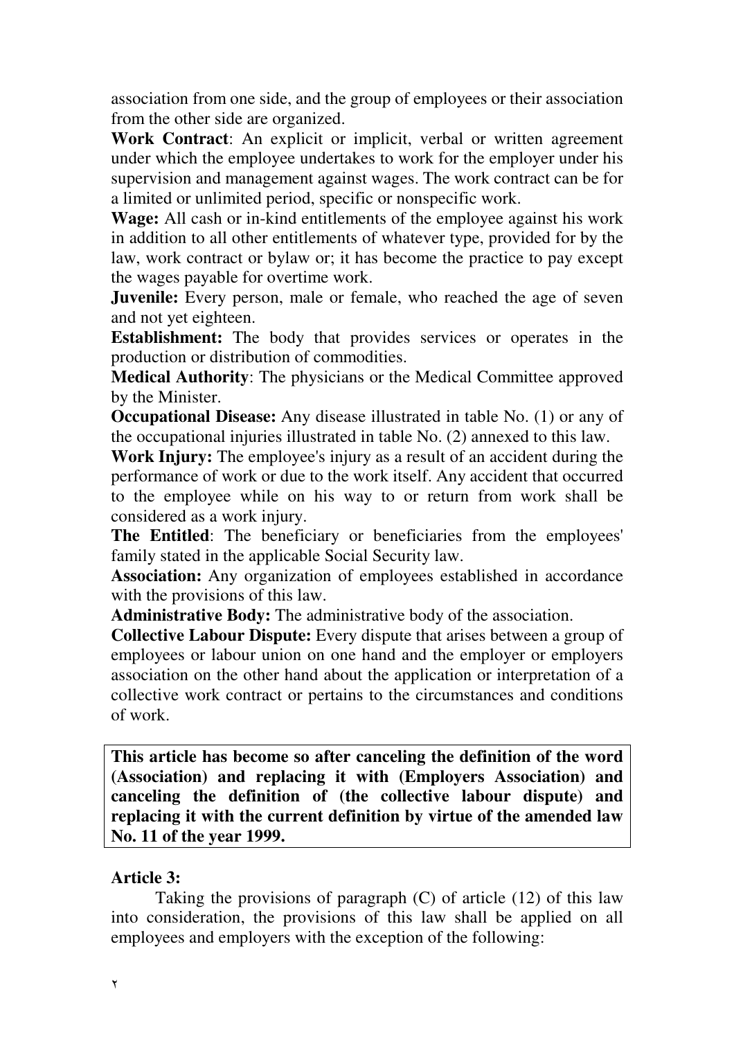association from one side, and the group of employees or their association from the other side are organized.

**Work Contract**: An explicit or implicit, verbal or written agreement under which the employee undertakes to work for the employer under his supervision and management against wages. The work contract can be for a limited or unlimited period, specific or nonspecific work.

**Wage:** All cash or in-kind entitlements of the employee against his work in addition to all other entitlements of whatever type, provided for by the law, work contract or bylaw or; it has become the practice to pay except the wages payable for overtime work.

**Juvenile:** Every person, male or female, who reached the age of seven and not yet eighteen.

**Establishment:** The body that provides services or operates in the production or distribution of commodities.

**Medical Authority**: The physicians or the Medical Committee approved by the Minister.

**Occupational Disease:** Any disease illustrated in table No. (1) or any of the occupational injuries illustrated in table No. (2) annexed to this law.

**Work Injury:** The employee's injury as a result of an accident during the performance of work or due to the work itself. Any accident that occurred to the employee while on his way to or return from work shall be considered as a work injury.

**The Entitled**: The beneficiary or beneficiaries from the employees' family stated in the applicable Social Security law.

**Association:** Any organization of employees established in accordance with the provisions of this law.

**Administrative Body:** The administrative body of the association.

**Collective Labour Dispute:** Every dispute that arises between a group of employees or labour union on one hand and the employer or employers association on the other hand about the application or interpretation of a collective work contract or pertains to the circumstances and conditions of work.

**This article has become so after canceling the definition of the word (Association) and replacing it with (Employers Association) and canceling the definition of (the collective labour dispute) and replacing it with the current definition by virtue of the amended law No. 11 of the year 1999.**

**Article 3:**

Taking the provisions of paragraph (C) of article (12) of this law into consideration, the provisions of this law shall be applied on all employees and employers with the exception of the following: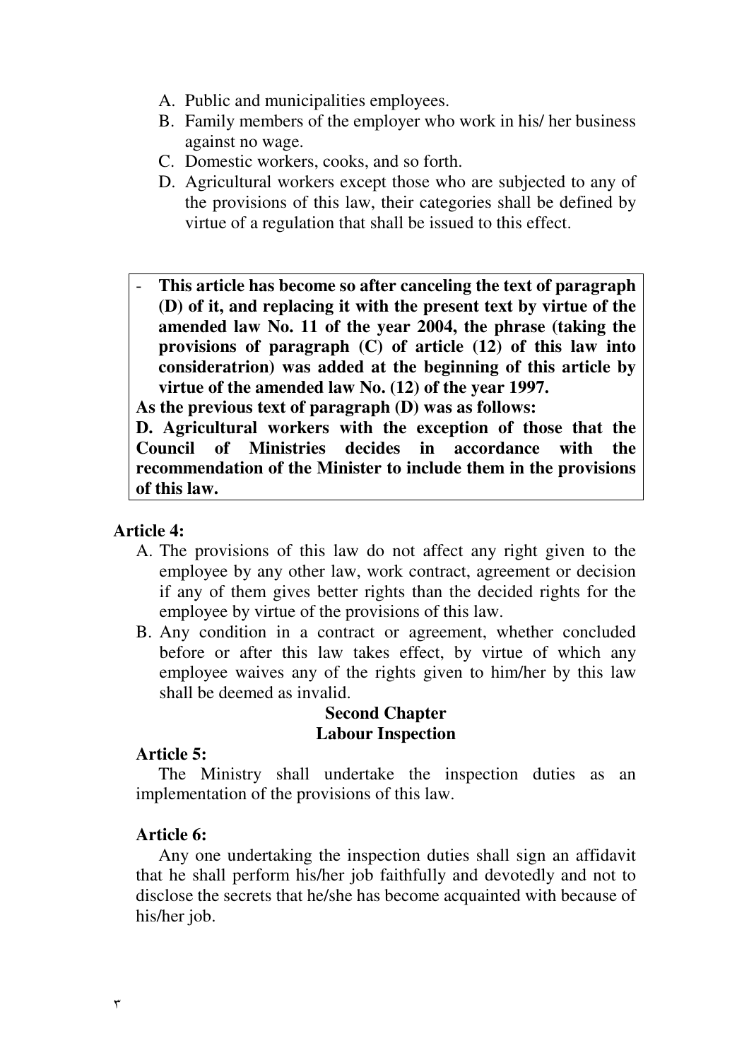A. Public and municipalities employees.
B. Family members of the employer who work in his/ her business against no wage.
C. Domestic workers, cooks, and so forth.
D. Agricultural workers except those who are subjected to any of the provisions of this law, their categories shall be defined by virtue of a regulation that shall be issued to this effect.

> - **This article has become so after canceling the text of paragraph (D) of it, and replacing it with the present text by virtue of the amended law No. 11 of the year 2004, the phrase (taking the provisions of paragraph (C) of article (12) of this law into consideratrion) was added at the beginning of this article by virtue of the amended law No. (12) of the year 1997.**
>
> **As the previous text of paragraph (D) was as follows:**
>
> **D. Agricultural workers with the exception of those that the Council of Ministries decides in accordance with the recommendation of the Minister to include them in the provisions of this law.**

**Article 4:**

A. The provisions of this law do not affect any right given to the employee by any other law, work contract, agreement or decision if any of them gives better rights than the decided rights for the employee by virtue of the provisions of this law.
B. Any condition in a contract or agreement, whether concluded before or after this law takes effect, by virtue of which any employee waives any of the rights given to him/her by this law shall be deemed as invalid.

## Second Chapter
## Labour Inspection

**Article 5:**

The Ministry shall undertake the inspection duties as an implementation of the provisions of this law.

**Article 6:**

Any one undertaking the inspection duties shall sign an affidavit that he shall perform his/her job faithfully and devotedly and not to disclose the secrets that he/she has become acquainted with because of his/her job.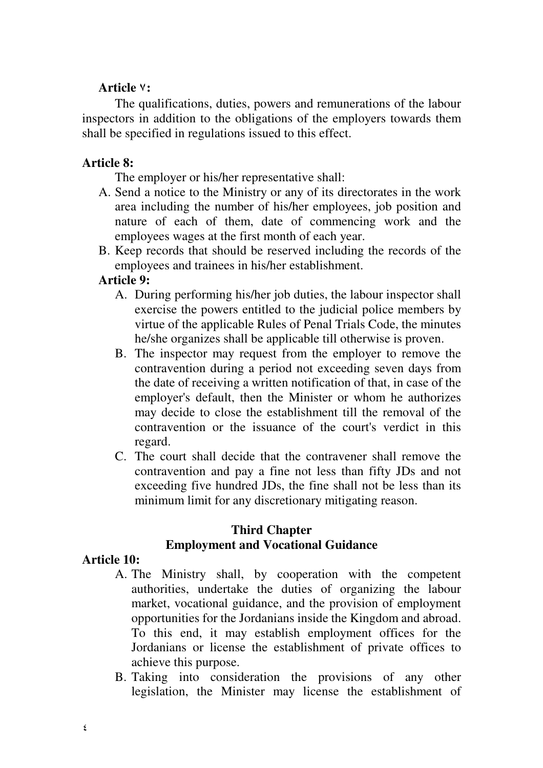**Article ٧:**

The qualifications, duties, powers and remunerations of the labour inspectors in addition to the obligations of the employers towards them shall be specified in regulations issued to this effect.

**Article 8:**

The employer or his/her representative shall:

A. Send a notice to the Ministry or any of its directorates in the work area including the number of his/her employees, job position and nature of each of them, date of commencing work and the employees wages at the first month of each year.
B. Keep records that should be reserved including the records of the employees and trainees in his/her establishment.

**Article 9:**

A. During performing his/her job duties, the labour inspector shall exercise the powers entitled to the judicial police members by virtue of the applicable Rules of Penal Trials Code, the minutes he/she organizes shall be applicable till otherwise is proven.
B. The inspector may request from the employer to remove the contravention during a period not exceeding seven days from the date of receiving a written notification of that, in case of the employer's default, then the Minister or whom he authorizes may decide to close the establishment till the removal of the contravention or the issuance of the court's verdict in this regard.
C. The court shall decide that the contravener shall remove the contravention and pay a fine not less than fifty JDs and not exceeding five hundred JDs, the fine shall not be less than its minimum limit for any discretionary mitigating reason.

## Third Chapter
## Employment and Vocational Guidance

**Article 10:**

A. The Ministry shall, by cooperation with the competent authorities, undertake the duties of organizing the labour market, vocational guidance, and the provision of employment opportunities for the Jordanians inside the Kingdom and abroad. To this end, it may establish employment offices for the Jordanians or license the establishment of private offices to achieve this purpose.
B. Taking into consideration the provisions of any other legislation, the Minister may license the establishment of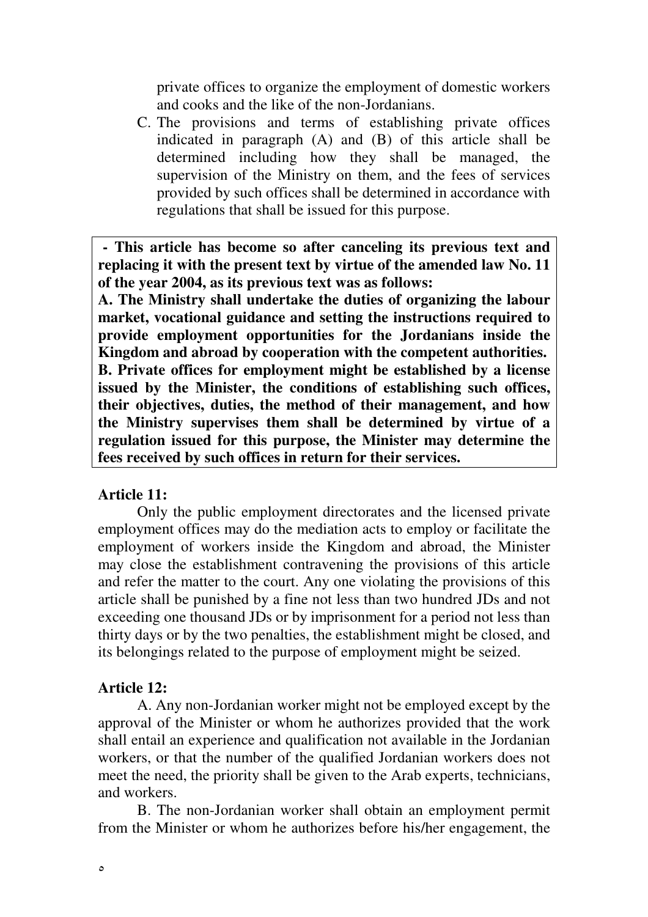private offices to organize the employment of domestic workers and cooks and the like of the non-Jordanians.

C. The provisions and terms of establishing private offices indicated in paragraph (A) and (B) of this article shall be determined including how they shall be managed, the supervision of the Ministry on them, and the fees of services provided by such offices shall be determined in accordance with regulations that shall be issued for this purpose.

> **- This article has become so after canceling its previous text and replacing it with the present text by virtue of the amended law No. 11 of the year 2004, as its previous text was as follows:**
> **A. The Ministry shall undertake the duties of organizing the labour market, vocational guidance and setting the instructions required to provide employment opportunities for the Jordanians inside the Kingdom and abroad by cooperation with the competent authorities.**
> **B. Private offices for employment might be established by a license issued by the Minister, the conditions of establishing such offices, their objectives, duties, the method of their management, and how the Ministry supervises them shall be determined by virtue of a regulation issued for this purpose, the Minister may determine the fees received by such offices in return for their services.**

**Article 11:**

Only the public employment directorates and the licensed private employment offices may do the mediation acts to employ or facilitate the employment of workers inside the Kingdom and abroad, the Minister may close the establishment contravening the provisions of this article and refer the matter to the court. Any one violating the provisions of this article shall be punished by a fine not less than two hundred JDs and not exceeding one thousand JDs or by imprisonment for a period not less than thirty days or by the two penalties, the establishment might be closed, and its belongings related to the purpose of employment might be seized.

**Article 12:**

A. Any non-Jordanian worker might not be employed except by the approval of the Minister or whom he authorizes provided that the work shall entail an experience and qualification not available in the Jordanian workers, or that the number of the qualified Jordanian workers does not meet the need, the priority shall be given to the Arab experts, technicians, and workers.

B. The non-Jordanian worker shall obtain an employment permit from the Minister or whom he authorizes before his/her engagement, the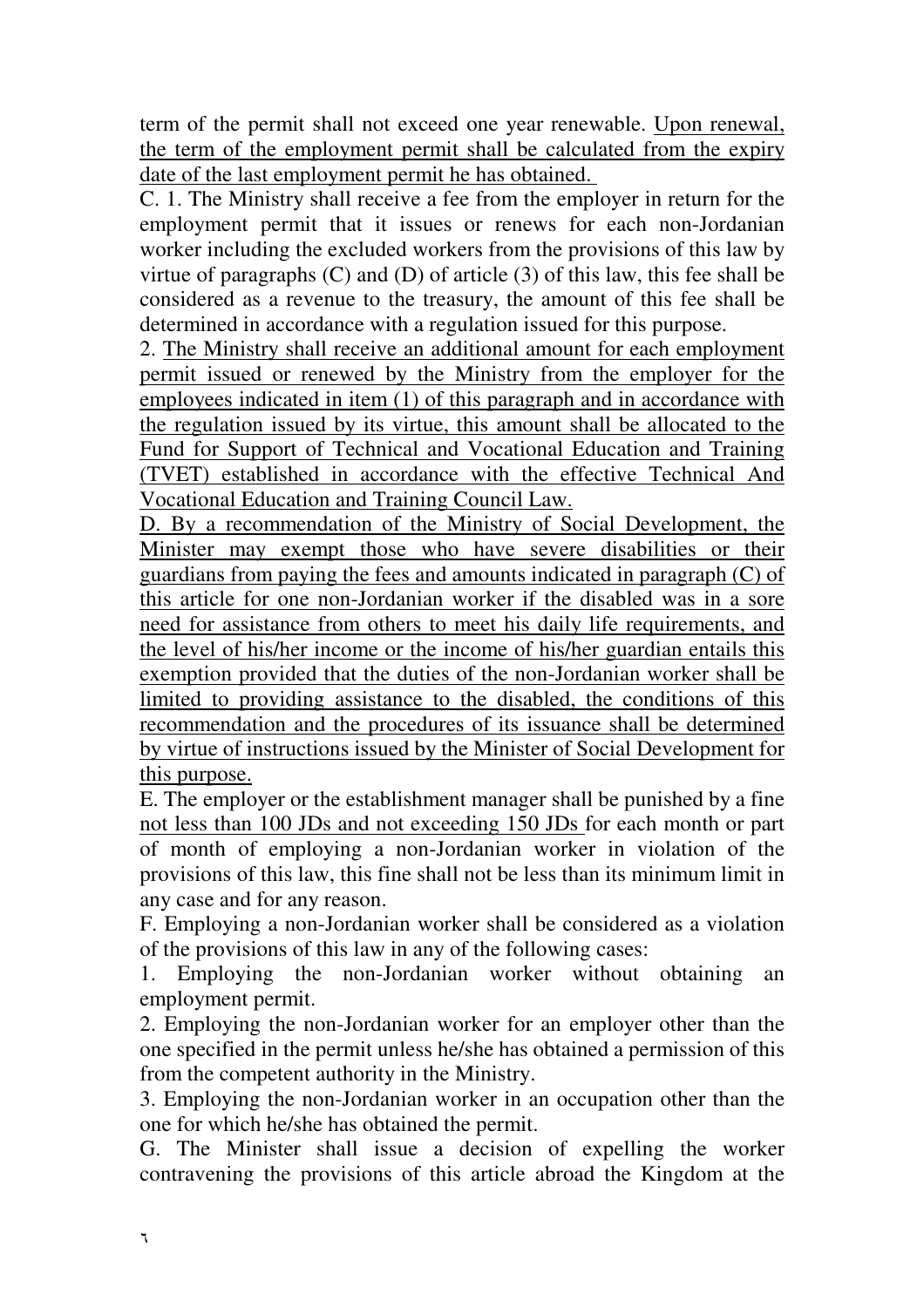term of the permit shall not exceed one year renewable. Upon renewal, the term of the employment permit shall be calculated from the expiry date of the last employment permit he has obtained.

C. 1. The Ministry shall receive a fee from the employer in return for the employment permit that it issues or renews for each non-Jordanian worker including the excluded workers from the provisions of this law by virtue of paragraphs (C) and (D) of article (3) of this law, this fee shall be considered as a revenue to the treasury, the amount of this fee shall be determined in accordance with a regulation issued for this purpose.

2. The Ministry shall receive an additional amount for each employment permit issued or renewed by the Ministry from the employer for the employees indicated in item (1) of this paragraph and in accordance with the regulation issued by its virtue, this amount shall be allocated to the Fund for Support of Technical and Vocational Education and Training (TVET) established in accordance with the effective Technical And Vocational Education and Training Council Law.

D. By a recommendation of the Ministry of Social Development, the Minister may exempt those who have severe disabilities or their guardians from paying the fees and amounts indicated in paragraph (C) of this article for one non-Jordanian worker if the disabled was in a sore need for assistance from others to meet his daily life requirements, and the level of his/her income or the income of his/her guardian entails this exemption provided that the duties of the non-Jordanian worker shall be limited to providing assistance to the disabled, the conditions of this recommendation and the procedures of its issuance shall be determined by virtue of instructions issued by the Minister of Social Development for this purpose.

E. The employer or the establishment manager shall be punished by a fine not less than 100 JDs and not exceeding 150 JDs for each month or part of month of employing a non-Jordanian worker in violation of the provisions of this law, this fine shall not be less than its minimum limit in any case and for any reason.

F. Employing a non-Jordanian worker shall be considered as a violation of the provisions of this law in any of the following cases:

1. Employing the non-Jordanian worker without obtaining an employment permit.
2. Employing the non-Jordanian worker for an employer other than the one specified in the permit unless he/she has obtained a permission of this from the competent authority in the Ministry.
3. Employing the non-Jordanian worker in an occupation other than the one for which he/she has obtained the permit.

G. The Minister shall issue a decision of expelling the worker contravening the provisions of this article abroad the Kingdom at the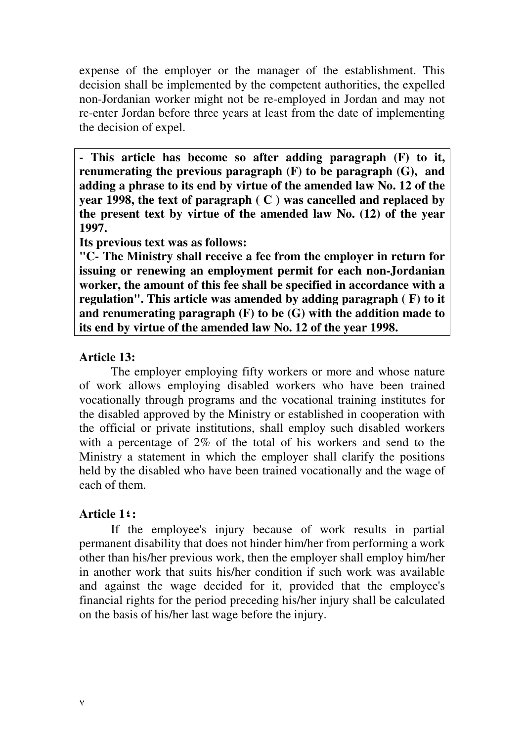expense of the employer or the manager of the establishment. This decision shall be implemented by the competent authorities, the expelled non-Jordanian worker might not be re-employed in Jordan and may not re-enter Jordan before three years at least from the date of implementing the decision of expel.

**- This article has become so after adding paragraph (F) to it, renumerating the previous paragraph (F) to be paragraph (G), and adding a phrase to its end by virtue of the amended law No. 12 of the year 1998, the text of paragraph ( C ) was cancelled and replaced by the present text by virtue of the amended law No. (12) of the year 1997.**

**Its previous text was as follows:**

**"C- The Ministry shall receive a fee from the employer in return for issuing or renewing an employment permit for each non-Jordanian worker, the amount of this fee shall be specified in accordance with a regulation". This article was amended by adding paragraph ( F) to it and renumerating paragraph (F) to be (G) with the addition made to its end by virtue of the amended law No. 12 of the year 1998.**

**Article 13:**

The employer employing fifty workers or more and whose nature of work allows employing disabled workers who have been trained vocationally through programs and the vocational training institutes for the disabled approved by the Ministry or established in cooperation with the official or private institutions, shall employ such disabled workers with a percentage of 2% of the total of his workers and send to the Ministry a statement in which the employer shall clarify the positions held by the disabled who have been trained vocationally and the wage of each of them.

**Article 1٤:**

If the employee's injury because of work results in partial permanent disability that does not hinder him/her from performing a work other than his/her previous work, then the employer shall employ him/her in another work that suits his/her condition if such work was available and against the wage decided for it, provided that the employee's financial rights for the period preceding his/her injury shall be calculated on the basis of his/her last wage before the injury.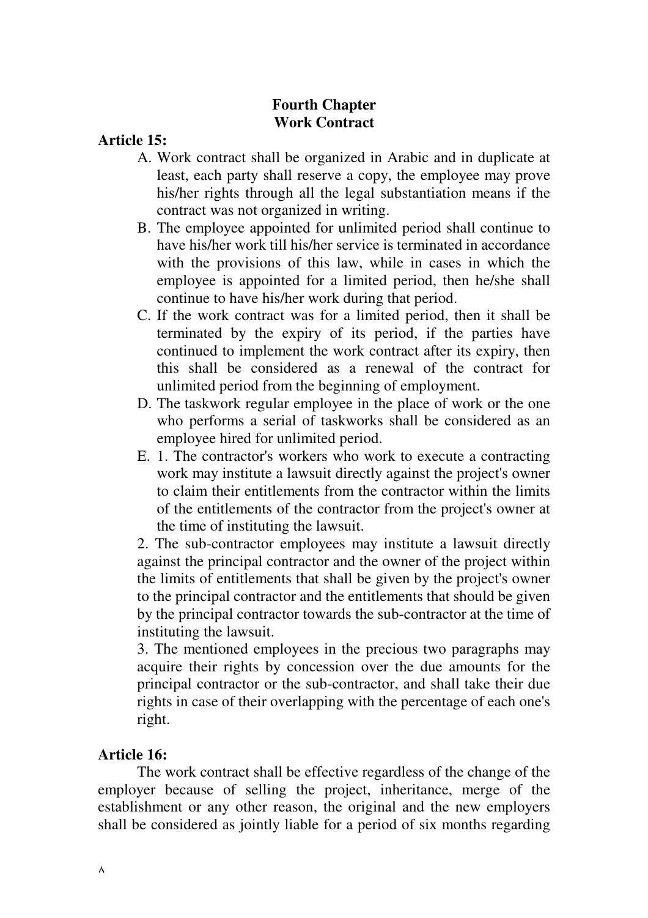## Fourth Chapter
## Work Contract

**Article 15:**

A. Work contract shall be organized in Arabic and in duplicate at least, each party shall reserve a copy, the employee may prove his/her rights through all the legal substantiation means if the contract was not organized in writing.

B. The employee appointed for unlimited period shall continue to have his/her work till his/her service is terminated in accordance with the provisions of this law, while in cases in which the employee is appointed for a limited period, then he/she shall continue to have his/her work during that period.

C. If the work contract was for a limited period, then it shall be terminated by the expiry of its period, if the parties have continued to implement the work contract after its expiry, then this shall be considered as a renewal of the contract for unlimited period from the beginning of employment.

D. The taskwork regular employee in the place of work or the one who performs a serial of taskworks shall be considered as an employee hired for unlimited period.

E. 1. The contractor's workers who work to execute a contracting work may institute a lawsuit directly against the project's owner to claim their entitlements from the contractor within the limits of the entitlements of the contractor from the project's owner at the time of instituting the lawsuit.

2. The sub-contractor employees may institute a lawsuit directly against the principal contractor and the owner of the project within the limits of entitlements that shall be given by the project's owner to the principal contractor and the entitlements that should be given by the principal contractor towards the sub-contractor at the time of instituting the lawsuit.

3. The mentioned employees in the precious two paragraphs may acquire their rights by concession over the due amounts for the principal contractor or the sub-contractor, and shall take their due rights in case of their overlapping with the percentage of each one's right.

**Article 16:**

The work contract shall be effective regardless of the change of the employer because of selling the project, inheritance, merge of the establishment or any other reason, the original and the new employers shall be considered as jointly liable for a period of six months regarding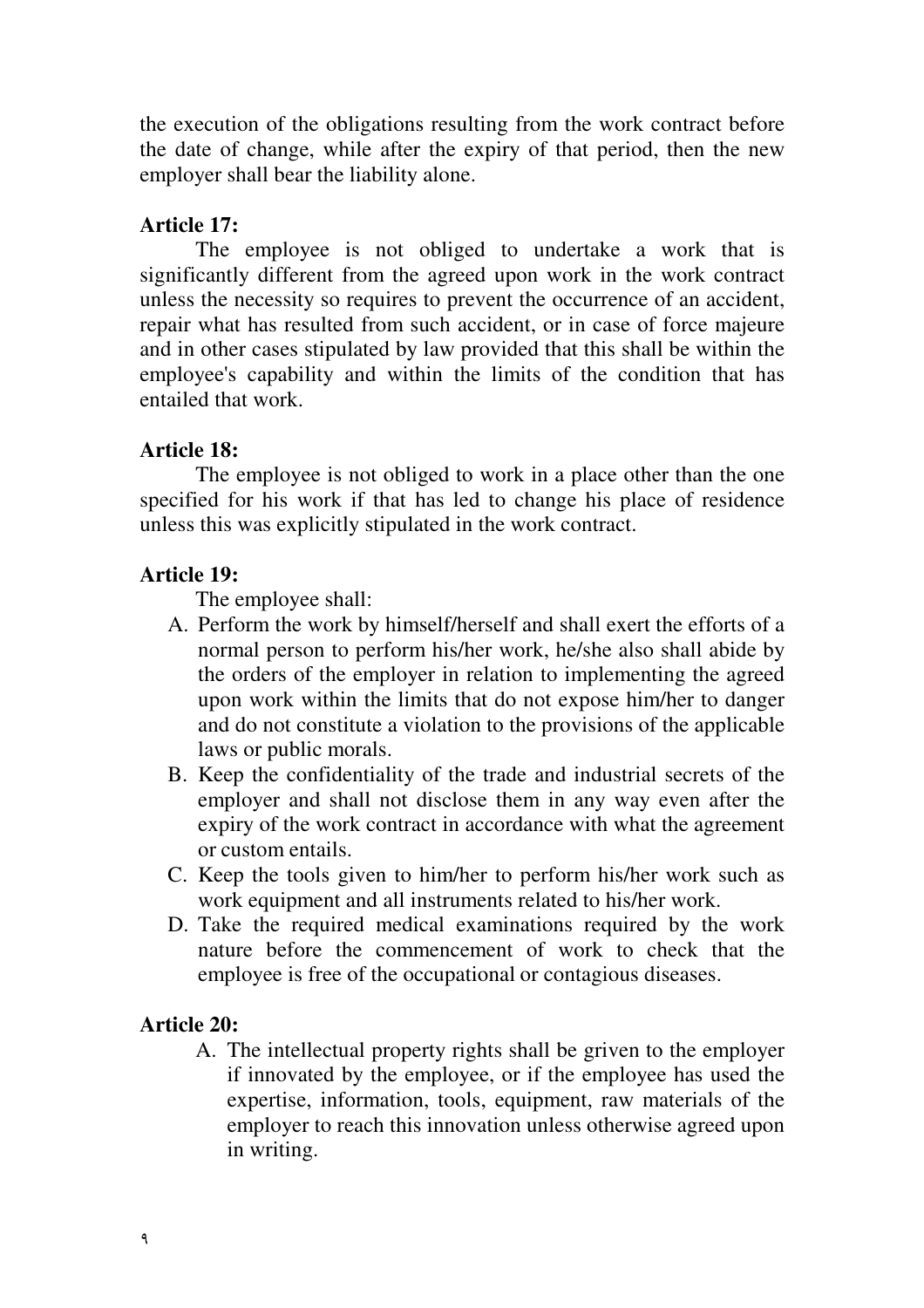the execution of the obligations resulting from the work contract before the date of change, while after the expiry of that period, then the new employer shall bear the liability alone.

**Article 17:**

The employee is not obliged to undertake a work that is significantly different from the agreed upon work in the work contract unless the necessity so requires to prevent the occurrence of an accident, repair what has resulted from such accident, or in case of force majeure and in other cases stipulated by law provided that this shall be within the employee's capability and within the limits of the condition that has entailed that work.

**Article 18:**

The employee is not obliged to work in a place other than the one specified for his work if that has led to change his place of residence unless this was explicitly stipulated in the work contract.

**Article 19:**

The employee shall:

A. Perform the work by himself/herself and shall exert the efforts of a normal person to perform his/her work, he/she also shall abide by the orders of the employer in relation to implementing the agreed upon work within the limits that do not expose him/her to danger and do not constitute a violation to the provisions of the applicable laws or public morals.
B. Keep the confidentiality of the trade and industrial secrets of the employer and shall not disclose them in any way even after the expiry of the work contract in accordance with what the agreement or custom entails.
C. Keep the tools given to him/her to perform his/her work such as work equipment and all instruments related to his/her work.
D. Take the required medical examinations required by the work nature before the commencement of work to check that the employee is free of the occupational or contagious diseases.

**Article 20:**

A. The intellectual property rights shall be griven to the employer if innovated by the employee, or if the employee has used the expertise, information, tools, equipment, raw materials of the employer to reach this innovation unless otherwise agreed upon in writing.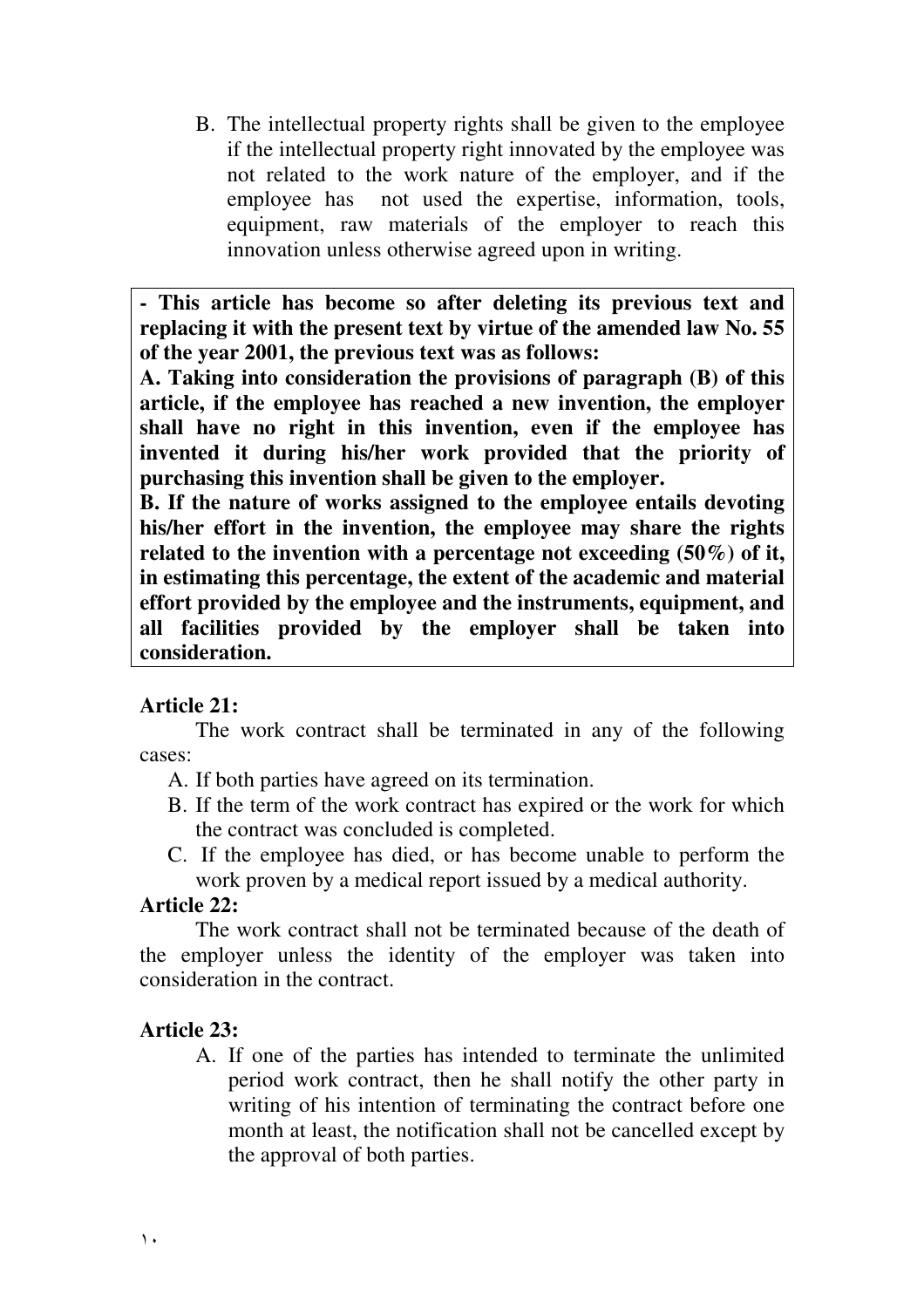B. The intellectual property rights shall be given to the employee if the intellectual property right innovated by the employee was not related to the work nature of the employer, and if the employee has not used the expertise, information, tools, equipment, raw materials of the employer to reach this innovation unless otherwise agreed upon in writing.

> **- This article has become so after deleting its previous text and replacing it with the present text by virtue of the amended law No. 55 of the year 2001, the previous text was as follows:**
>
> **A. Taking into consideration the provisions of paragraph (B) of this article, if the employee has reached a new invention, the employer shall have no right in this invention, even if the employee has invented it during his/her work provided that the priority of purchasing this invention shall be given to the employer.**
>
> **B. If the nature of works assigned to the employee entails devoting his/her effort in the invention, the employee may share the rights related to the invention with a percentage not exceeding (50%) of it, in estimating this percentage, the extent of the academic and material effort provided by the employee and the instruments, equipment, and all facilities provided by the employer shall be taken into consideration.**

**Article 21:**

The work contract shall be terminated in any of the following cases:

A. If both parties have agreed on its termination.
B. If the term of the work contract has expired or the work for which the contract was concluded is completed.
C. If the employee has died, or has become unable to perform the work proven by a medical report issued by a medical authority.

**Article 22:**

The work contract shall not be terminated because of the death of the employer unless the identity of the employer was taken into consideration in the contract.

**Article 23:**

A. If one of the parties has intended to terminate the unlimited period work contract, then he shall notify the other party in writing of his intention of terminating the contract before one month at least, the notification shall not be cancelled except by the approval of both parties.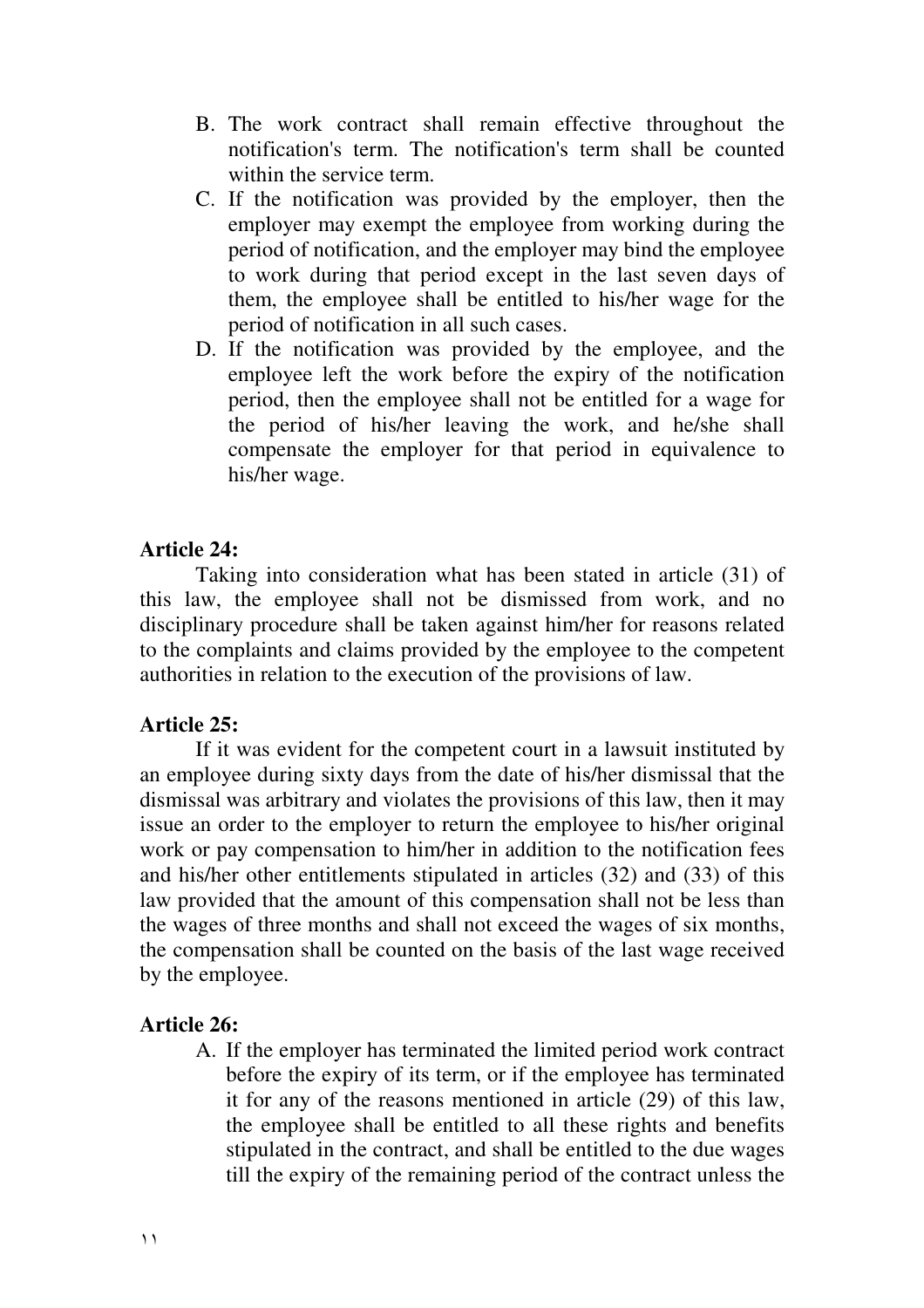B. The work contract shall remain effective throughout the notification's term. The notification's term shall be counted within the service term.
C. If the notification was provided by the employer, then the employer may exempt the employee from working during the period of notification, and the employer may bind the employee to work during that period except in the last seven days of them, the employee shall be entitled to his/her wage for the period of notification in all such cases.
D. If the notification was provided by the employee, and the employee left the work before the expiry of the notification period, then the employee shall not be entitled for a wage for the period of his/her leaving the work, and he/she shall compensate the employer for that period in equivalence to his/her wage.

**Article 24:**

Taking into consideration what has been stated in article (31) of this law, the employee shall not be dismissed from work, and no disciplinary procedure shall be taken against him/her for reasons related to the complaints and claims provided by the employee to the competent authorities in relation to the execution of the provisions of law.

**Article 25:**

If it was evident for the competent court in a lawsuit instituted by an employee during sixty days from the date of his/her dismissal that the dismissal was arbitrary and violates the provisions of this law, then it may issue an order to the employer to return the employee to his/her original work or pay compensation to him/her in addition to the notification fees and his/her other entitlements stipulated in articles (32) and (33) of this law provided that the amount of this compensation shall not be less than the wages of three months and shall not exceed the wages of six months, the compensation shall be counted on the basis of the last wage received by the employee.

**Article 26:**

A. If the employer has terminated the limited period work contract before the expiry of its term, or if the employee has terminated it for any of the reasons mentioned in article (29) of this law, the employee shall be entitled to all these rights and benefits stipulated in the contract, and shall be entitled to the due wages till the expiry of the remaining period of the contract unless the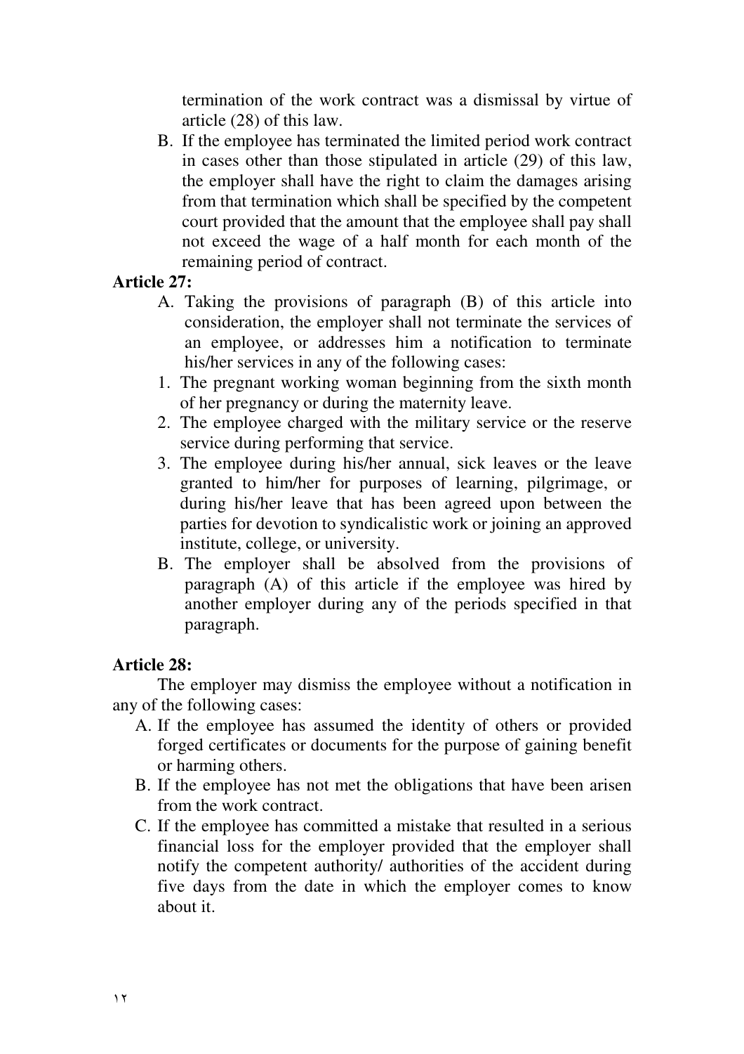termination of the work contract was a dismissal by virtue of article (28) of this law.

B. If the employee has terminated the limited period work contract in cases other than those stipulated in article (29) of this law, the employer shall have the right to claim the damages arising from that termination which shall be specified by the competent court provided that the amount that the employee shall pay shall not exceed the wage of a half month for each month of the remaining period of contract.

**Article 27:**

A. Taking the provisions of paragraph (B) of this article into consideration, the employer shall not terminate the services of an employee, or addresses him a notification to terminate his/her services in any of the following cases:

1. The pregnant working woman beginning from the sixth month of her pregnancy or during the maternity leave.
2. The employee charged with the military service or the reserve service during performing that service.
3. The employee during his/her annual, sick leaves or the leave granted to him/her for purposes of learning, pilgrimage, or during his/her leave that has been agreed upon between the parties for devotion to syndicalistic work or joining an approved institute, college, or university.

B. The employer shall be absolved from the provisions of paragraph (A) of this article if the employee was hired by another employer during any of the periods specified in that paragraph.

**Article 28:**

The employer may dismiss the employee without a notification in any of the following cases:

A. If the employee has assumed the identity of others or provided forged certificates or documents for the purpose of gaining benefit or harming others.

B. If the employee has not met the obligations that have been arisen from the work contract.

C. If the employee has committed a mistake that resulted in a serious financial loss for the employer provided that the employer shall notify the competent authority/ authorities of the accident during five days from the date in which the employer comes to know about it.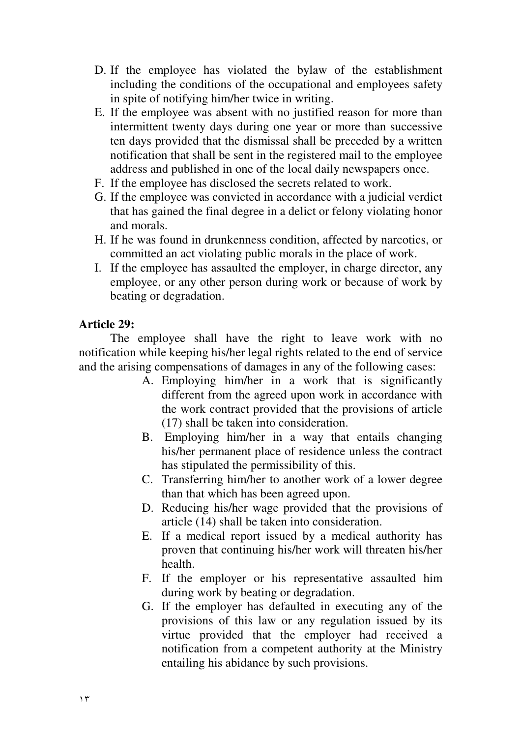D. If the employee has violated the bylaw of the establishment including the conditions of the occupational and employees safety in spite of notifying him/her twice in writing.
E. If the employee was absent with no justified reason for more than intermittent twenty days during one year or more than successive ten days provided that the dismissal shall be preceded by a written notification that shall be sent in the registered mail to the employee address and published in one of the local daily newspapers once.
F. If the employee has disclosed the secrets related to work.
G. If the employee was convicted in accordance with a judicial verdict that has gained the final degree in a delict or felony violating honor and morals.
H. If he was found in drunkenness condition, affected by narcotics, or committed an act violating public morals in the place of work.
I. If the employee has assaulted the employer, in charge director, any employee, or any other person during work or because of work by beating or degradation.

**Article 29:**

The employee shall have the right to leave work with no notification while keeping his/her legal rights related to the end of service and the arising compensations of damages in any of the following cases:

A. Employing him/her in a work that is significantly different from the agreed upon work in accordance with the work contract provided that the provisions of article (17) shall be taken into consideration.
B. Employing him/her in a way that entails changing his/her permanent place of residence unless the contract has stipulated the permissibility of this.
C. Transferring him/her to another work of a lower degree than that which has been agreed upon.
D. Reducing his/her wage provided that the provisions of article (14) shall be taken into consideration.
E. If a medical report issued by a medical authority has proven that continuing his/her work will threaten his/her health.
F. If the employer or his representative assaulted him during work by beating or degradation.
G. If the employer has defaulted in executing any of the provisions of this law or any regulation issued by its virtue provided that the employer had received a notification from a competent authority at the Ministry entailing his abidance by such provisions.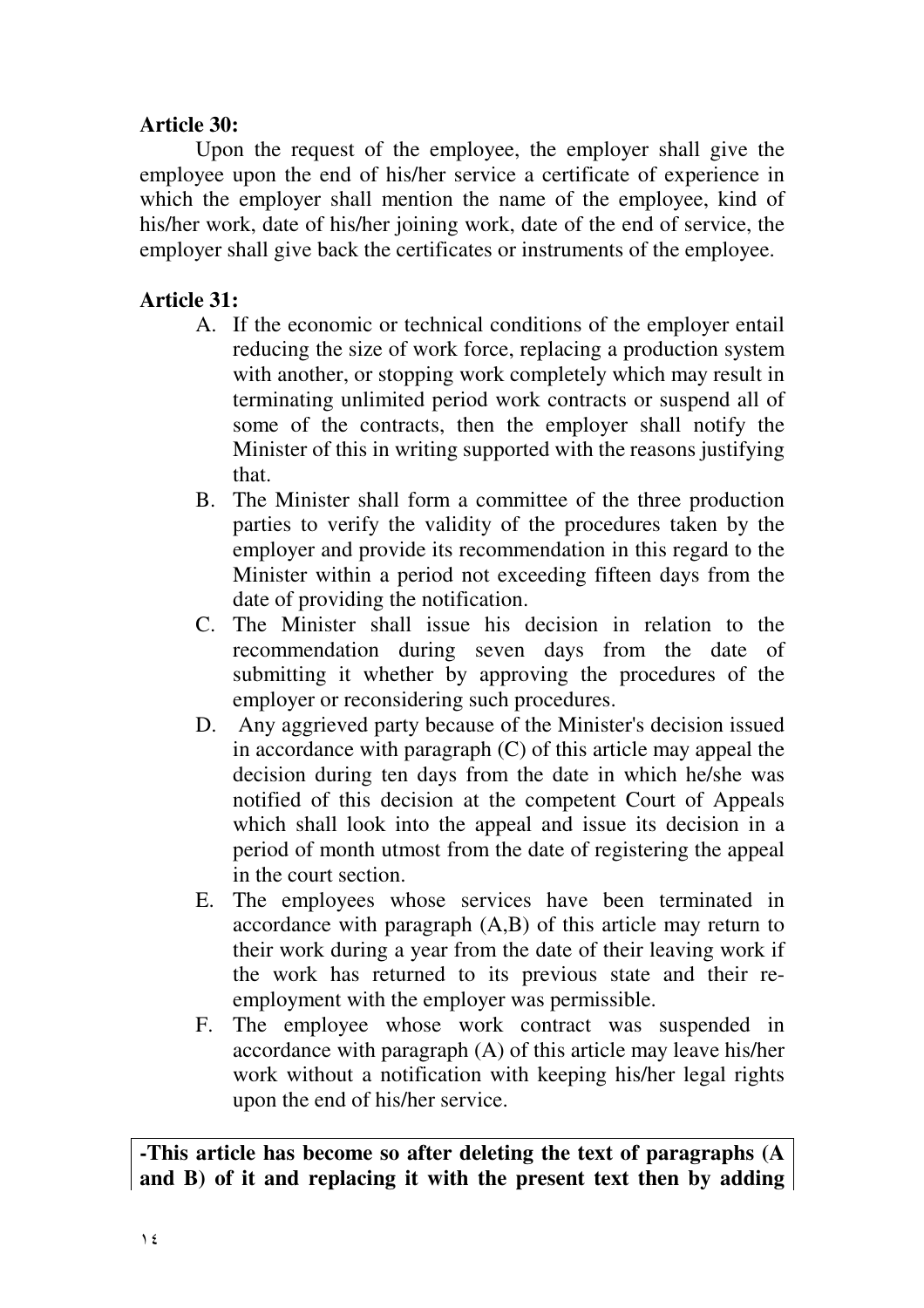**Article 30:**

Upon the request of the employee, the employer shall give the employee upon the end of his/her service a certificate of experience in which the employer shall mention the name of the employee, kind of his/her work, date of his/her joining work, date of the end of service, the employer shall give back the certificates or instruments of the employee.

**Article 31:**

A. If the economic or technical conditions of the employer entail reducing the size of work force, replacing a production system with another, or stopping work completely which may result in terminating unlimited period work contracts or suspend all of some of the contracts, then the employer shall notify the Minister of this in writing supported with the reasons justifying that.

B. The Minister shall form a committee of the three production parties to verify the validity of the procedures taken by the employer and provide its recommendation in this regard to the Minister within a period not exceeding fifteen days from the date of providing the notification.

C. The Minister shall issue his decision in relation to the recommendation during seven days from the date of submitting it whether by approving the procedures of the employer or reconsidering such procedures.

D. Any aggrieved party because of the Minister's decision issued in accordance with paragraph (C) of this article may appeal the decision during ten days from the date in which he/she was notified of this decision at the competent Court of Appeals which shall look into the appeal and issue its decision in a period of month utmost from the date of registering the appeal in the court section.

E. The employees whose services have been terminated in accordance with paragraph (A,B) of this article may return to their work during a year from the date of their leaving work if the work has returned to its previous state and their re-employment with the employer was permissible.

F. The employee whose work contract was suspended in accordance with paragraph (A) of this article may leave his/her work without a notification with keeping his/her legal rights upon the end of his/her service.

**-This article has become so after deleting the text of paragraphs (A and B) of it and replacing it with the present text then by adding**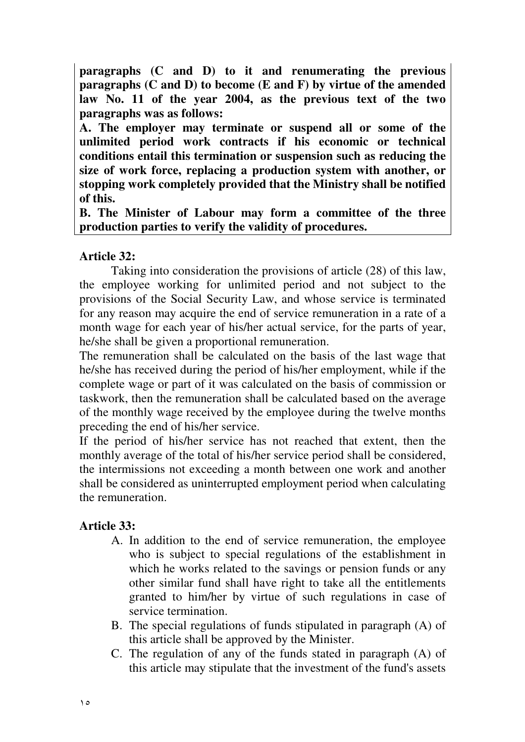**paragraphs (C and D) to it and renumerating the previous paragraphs (C and D) to become (E and F) by virtue of the amended law No. 11 of the year 2004, as the previous text of the two paragraphs was as follows:**

**A. The employer may terminate or suspend all or some of the unlimited period work contracts if his economic or technical conditions entail this termination or suspension such as reducing the size of work force, replacing a production system with another, or stopping work completely provided that the Ministry shall be notified of this.**

**B. The Minister of Labour may form a committee of the three production parties to verify the validity of procedures.**

**Article 32:**

Taking into consideration the provisions of article (28) of this law, the employee working for unlimited period and not subject to the provisions of the Social Security Law, and whose service is terminated for any reason may acquire the end of service remuneration in a rate of a month wage for each year of his/her actual service, for the parts of year, he/she shall be given a proportional remuneration.

The remuneration shall be calculated on the basis of the last wage that he/she has received during the period of his/her employment, while if the complete wage or part of it was calculated on the basis of commission or taskwork, then the remuneration shall be calculated based on the average of the monthly wage received by the employee during the twelve months preceding the end of his/her service.

If the period of his/her service has not reached that extent, then the monthly average of the total of his/her service period shall be considered, the intermissions not exceeding a month between one work and another shall be considered as uninterrupted employment period when calculating the remuneration.

**Article 33:**

A. In addition to the end of service remuneration, the employee who is subject to special regulations of the establishment in which he works related to the savings or pension funds or any other similar fund shall have right to take all the entitlements granted to him/her by virtue of such regulations in case of service termination.
B. The special regulations of funds stipulated in paragraph (A) of this article shall be approved by the Minister.
C. The regulation of any of the funds stated in paragraph (A) of this article may stipulate that the investment of the fund's assets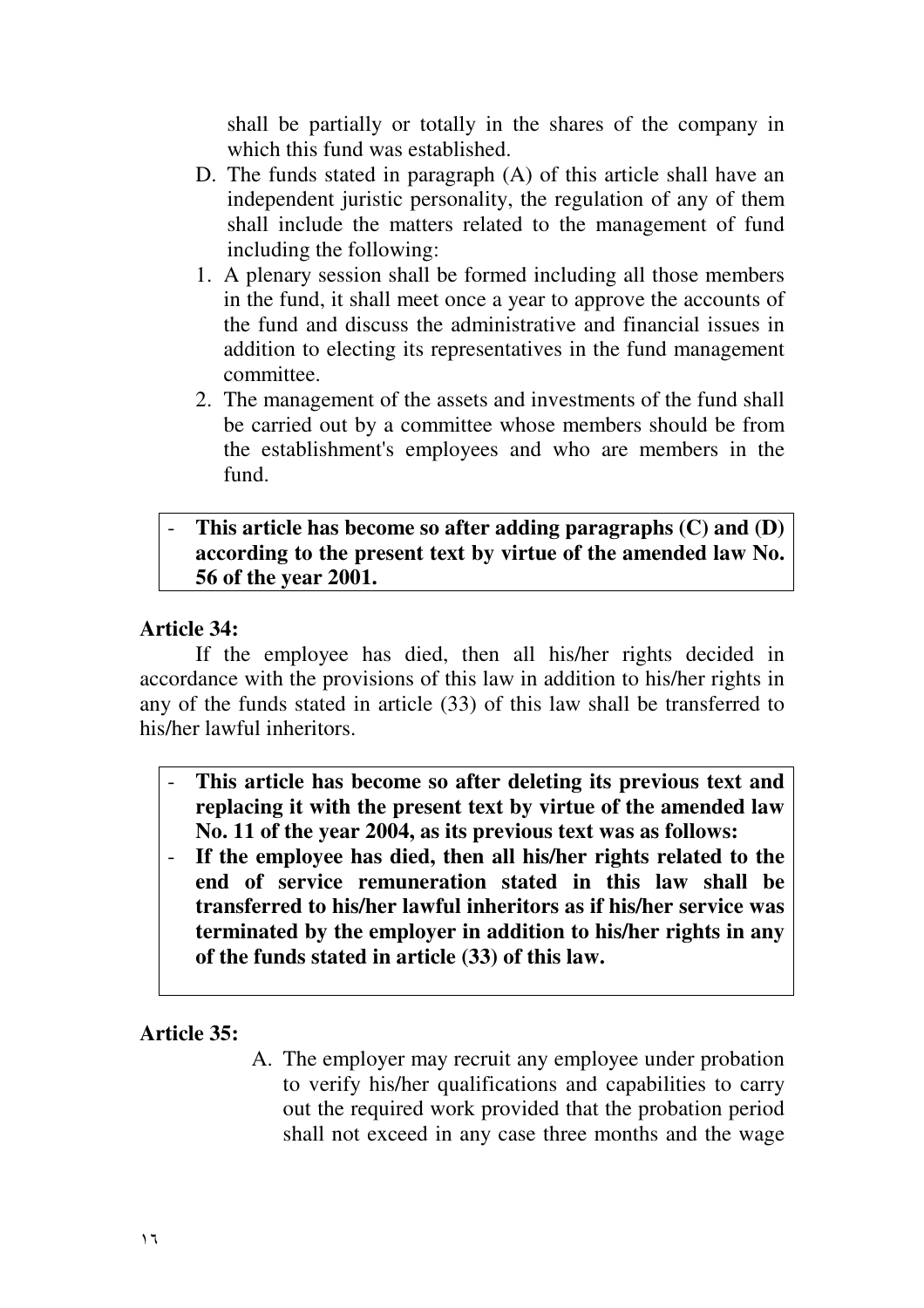shall be partially or totally in the shares of the company in which this fund was established.

D. The funds stated in paragraph (A) of this article shall have an independent juristic personality, the regulation of any of them shall include the matters related to the management of fund including the following:

1. A plenary session shall be formed including all those members in the fund, it shall meet once a year to approve the accounts of the fund and discuss the administrative and financial issues in addition to electing its representatives in the fund management committee.
2. The management of the assets and investments of the fund shall be carried out by a committee whose members should be from the establishment's employees and who are members in the fund.

- **This article has become so after adding paragraphs (C) and (D) according to the present text by virtue of the amended law No. 56 of the year 2001.**

**Article 34:**

If the employee has died, then all his/her rights decided in accordance with the provisions of this law in addition to his/her rights in any of the funds stated in article (33) of this law shall be transferred to his/her lawful inheritors.

- **This article has become so after deleting its previous text and replacing it with the present text by virtue of the amended law No. 11 of the year 2004, as its previous text was as follows:**
- **If the employee has died, then all his/her rights related to the end of service remuneration stated in this law shall be transferred to his/her lawful inheritors as if his/her service was terminated by the employer in addition to his/her rights in any of the funds stated in article (33) of this law.**

**Article 35:**

A. The employer may recruit any employee under probation to verify his/her qualifications and capabilities to carry out the required work provided that the probation period shall not exceed in any case three months and the wage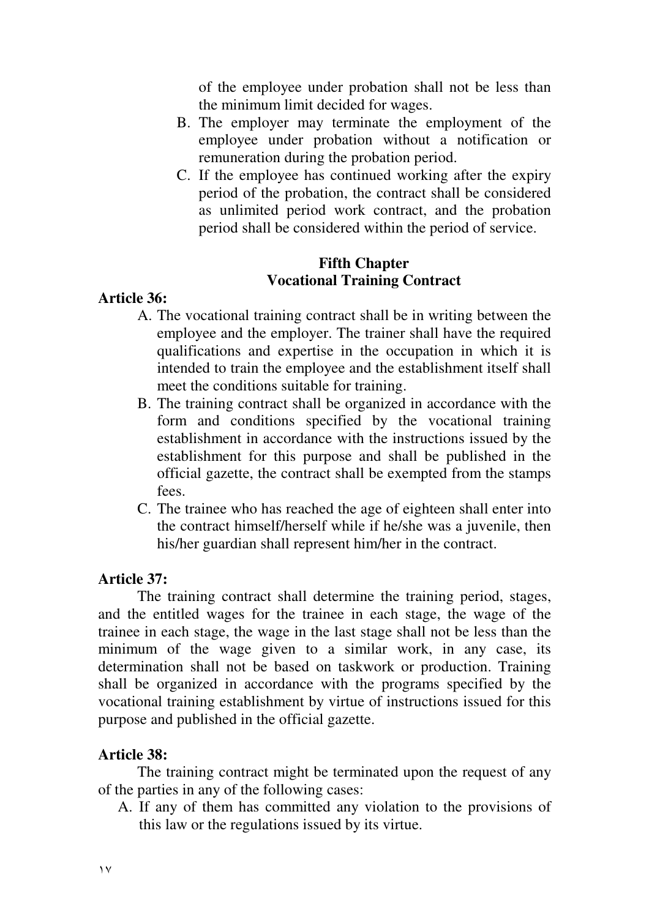of the employee under probation shall not be less than the minimum limit decided for wages.

B. The employer may terminate the employment of the employee under probation without a notification or remuneration during the probation period.
C. If the employee has continued working after the expiry period of the probation, the contract shall be considered as unlimited period work contract, and the probation period shall be considered within the period of service.

## Fifth Chapter
## Vocational Training Contract

**Article 36:**

A. The vocational training contract shall be in writing between the employee and the employer. The trainer shall have the required qualifications and expertise in the occupation in which it is intended to train the employee and the establishment itself shall meet the conditions suitable for training.
B. The training contract shall be organized in accordance with the form and conditions specified by the vocational training establishment in accordance with the instructions issued by the establishment for this purpose and shall be published in the official gazette, the contract shall be exempted from the stamps fees.
C. The trainee who has reached the age of eighteen shall enter into the contract himself/herself while if he/she was a juvenile, then his/her guardian shall represent him/her in the contract.

**Article 37:**

The training contract shall determine the training period, stages, and the entitled wages for the trainee in each stage, the wage of the trainee in each stage, the wage in the last stage shall not be less than the minimum of the wage given to a similar work, in any case, its determination shall not be based on taskwork or production. Training shall be organized in accordance with the programs specified by the vocational training establishment by virtue of instructions issued for this purpose and published in the official gazette.

**Article 38:**

The training contract might be terminated upon the request of any of the parties in any of the following cases:

A. If any of them has committed any violation to the provisions of this law or the regulations issued by its virtue.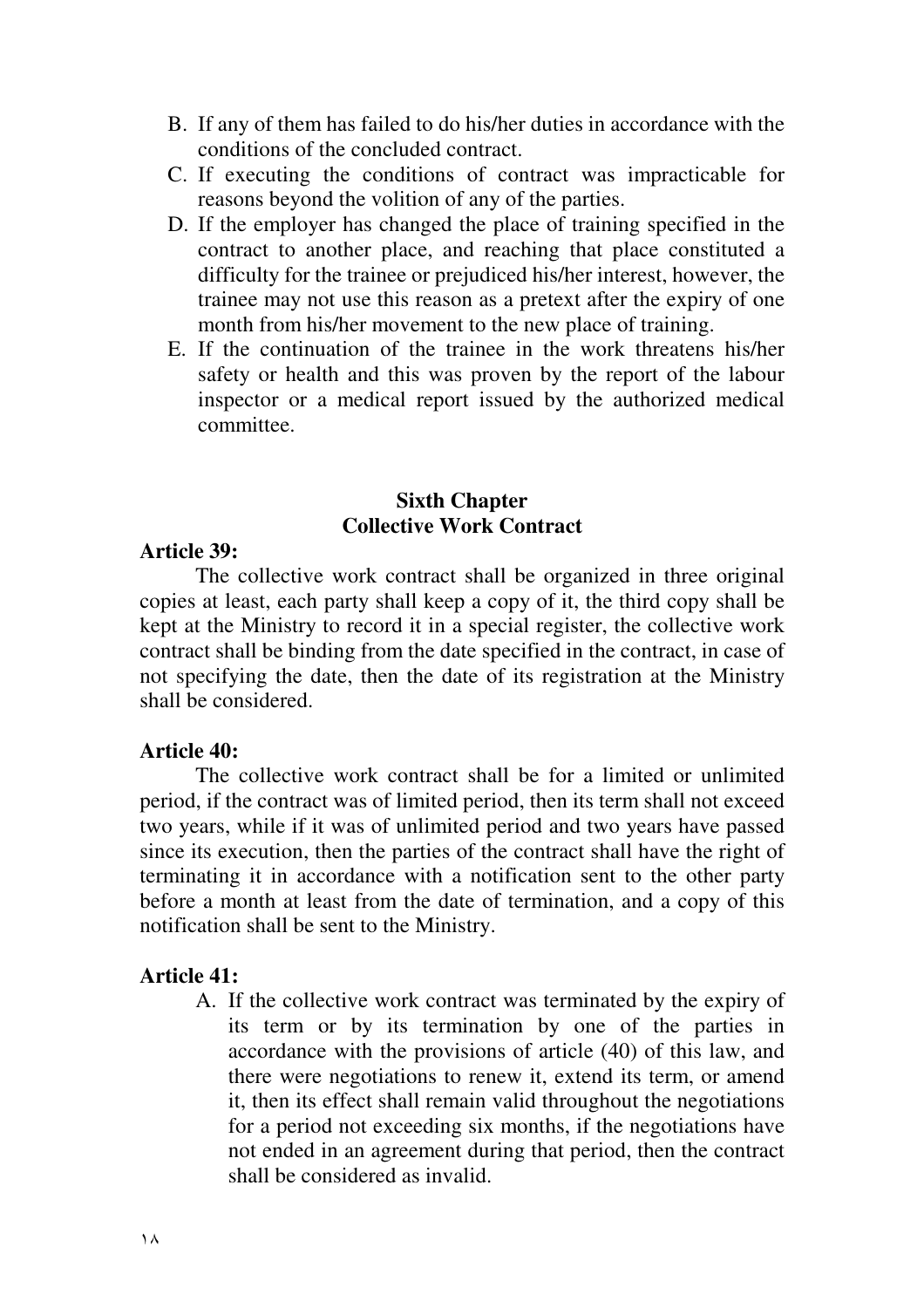B. If any of them has failed to do his/her duties in accordance with the conditions of the concluded contract.
C. If executing the conditions of contract was impracticable for reasons beyond the volition of any of the parties.
D. If the employer has changed the place of training specified in the contract to another place, and reaching that place constituted a difficulty for the trainee or prejudiced his/her interest, however, the trainee may not use this reason as a pretext after the expiry of one month from his/her movement to the new place of training.
E. If the continuation of the trainee in the work threatens his/her safety or health and this was proven by the report of the labour inspector or a medical report issued by the authorized medical committee.

## Sixth Chapter
## Collective Work Contract

**Article 39:**

The collective work contract shall be organized in three original copies at least, each party shall keep a copy of it, the third copy shall be kept at the Ministry to record it in a special register, the collective work contract shall be binding from the date specified in the contract, in case of not specifying the date, then the date of its registration at the Ministry shall be considered.

**Article 40:**

The collective work contract shall be for a limited or unlimited period, if the contract was of limited period, then its term shall not exceed two years, while if it was of unlimited period and two years have passed since its execution, then the parties of the contract shall have the right of terminating it in accordance with a notification sent to the other party before a month at least from the date of termination, and a copy of this notification shall be sent to the Ministry.

**Article 41:**

A. If the collective work contract was terminated by the expiry of its term or by its termination by one of the parties in accordance with the provisions of article (40) of this law, and there were negotiations to renew it, extend its term, or amend it, then its effect shall remain valid throughout the negotiations for a period not exceeding six months, if the negotiations have not ended in an agreement during that period, then the contract shall be considered as invalid.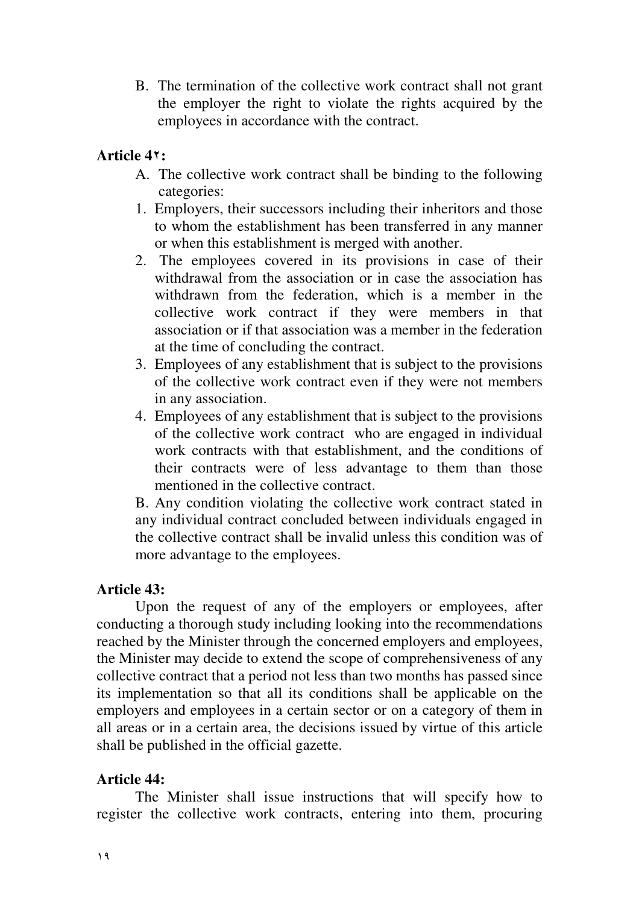B. The termination of the collective work contract shall not grant the employer the right to violate the rights acquired by the employees in accordance with the contract.

**Article 4٢:**

A. The collective work contract shall be binding to the following categories:

1. Employers, their successors including their inheritors and those to whom the establishment has been transferred in any manner or when this establishment is merged with another.
2. The employees covered in its provisions in case of their withdrawal from the association or in case the association has withdrawn from the federation, which is a member in the collective work contract if they were members in that association or if that association was a member in the federation at the time of concluding the contract.
3. Employees of any establishment that is subject to the provisions of the collective work contract even if they were not members in any association.
4. Employees of any establishment that is subject to the provisions of the collective work contract who are engaged in individual work contracts with that establishment, and the conditions of their contracts were of less advantage to them than those mentioned in the collective contract.

B. Any condition violating the collective work contract stated in any individual contract concluded between individuals engaged in the collective contract shall be invalid unless this condition was of more advantage to the employees.

**Article 43:**

Upon the request of any of the employers or employees, after conducting a thorough study including looking into the recommendations reached by the Minister through the concerned employers and employees, the Minister may decide to extend the scope of comprehensiveness of any collective contract that a period not less than two months has passed since its implementation so that all its conditions shall be applicable on the employers and employees in a certain sector or on a category of them in all areas or in a certain area, the decisions issued by virtue of this article shall be published in the official gazette.

**Article 44:**

The Minister shall issue instructions that will specify how to register the collective work contracts, entering into them, procuring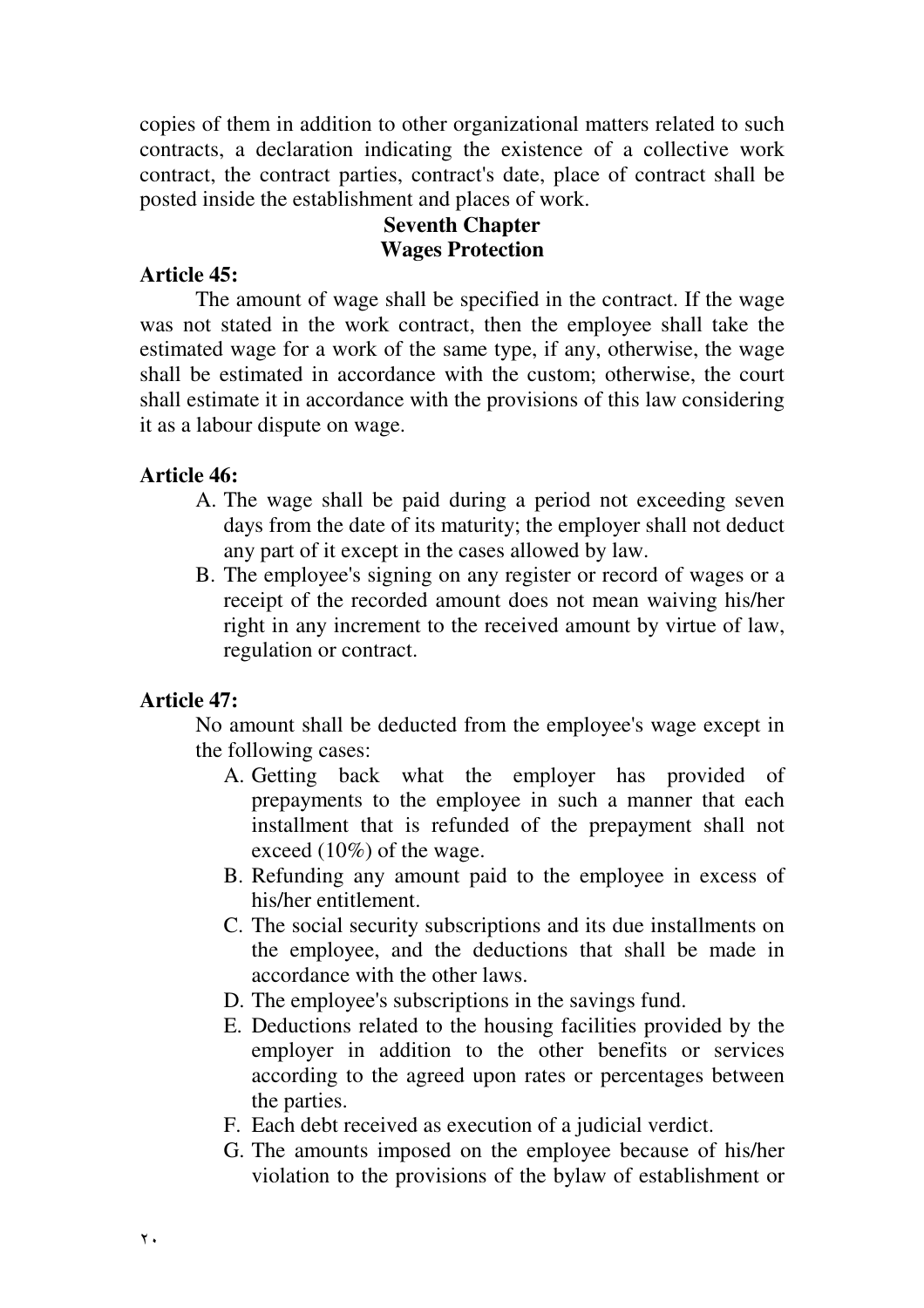copies of them in addition to other organizational matters related to such contracts, a declaration indicating the existence of a collective work contract, the contract parties, contract's date, place of contract shall be posted inside the establishment and places of work.

## Seventh Chapter
## Wages Protection

**Article 45:**

The amount of wage shall be specified in the contract. If the wage was not stated in the work contract, then the employee shall take the estimated wage for a work of the same type, if any, otherwise, the wage shall be estimated in accordance with the custom; otherwise, the court shall estimate it in accordance with the provisions of this law considering it as a labour dispute on wage.

**Article 46:**

A. The wage shall be paid during a period not exceeding seven days from the date of its maturity; the employer shall not deduct any part of it except in the cases allowed by law.
B. The employee's signing on any register or record of wages or a receipt of the recorded amount does not mean waiving his/her right in any increment to the received amount by virtue of law, regulation or contract.

**Article 47:**

No amount shall be deducted from the employee's wage except in the following cases:

A. Getting back what the employer has provided of prepayments to the employee in such a manner that each installment that is refunded of the prepayment shall not exceed (10%) of the wage.
B. Refunding any amount paid to the employee in excess of his/her entitlement.
C. The social security subscriptions and its due installments on the employee, and the deductions that shall be made in accordance with the other laws.
D. The employee's subscriptions in the savings fund.
E. Deductions related to the housing facilities provided by the employer in addition to the other benefits or services according to the agreed upon rates or percentages between the parties.
F. Each debt received as execution of a judicial verdict.
G. The amounts imposed on the employee because of his/her violation to the provisions of the bylaw of establishment or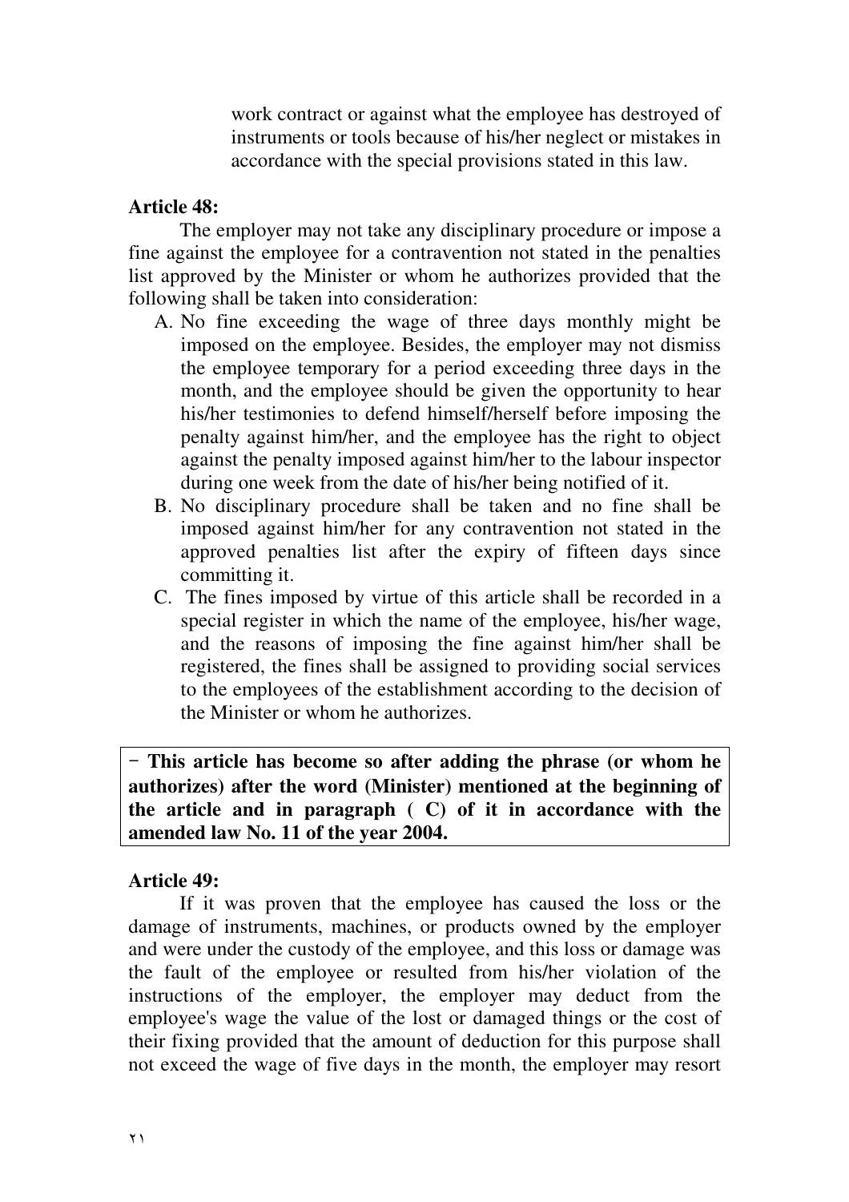work contract or against what the employee has destroyed of instruments or tools because of his/her neglect or mistakes in accordance with the special provisions stated in this law.

**Article 48:**

The employer may not take any disciplinary procedure or impose a fine against the employee for a contravention not stated in the penalties list approved by the Minister or whom he authorizes provided that the following shall be taken into consideration:

A. No fine exceeding the wage of three days monthly might be imposed on the employee. Besides, the employer may not dismiss the employee temporary for a period exceeding three days in the month, and the employee should be given the opportunity to hear his/her testimonies to defend himself/herself before imposing the penalty against him/her, and the employee has the right to object against the penalty imposed against him/her to the labour inspector during one week from the date of his/her being notified of it.

B. No disciplinary procedure shall be taken and no fine shall be imposed against him/her for any contravention not stated in the approved penalties list after the expiry of fifteen days since committing it.

C. The fines imposed by virtue of this article shall be recorded in a special register in which the name of the employee, his/her wage, and the reasons of imposing the fine against him/her shall be registered, the fines shall be assigned to providing social services to the employees of the establishment according to the decision of the Minister or whom he authorizes.

**- This article has become so after adding the phrase (or whom he authorizes) after the word (Minister) mentioned at the beginning of the article and in paragraph ( C) of it in accordance with the amended law No. 11 of the year 2004.**

**Article 49:**

If it was proven that the employee has caused the loss or the damage of instruments, machines, or products owned by the employer and were under the custody of the employee, and this loss or damage was the fault of the employee or resulted from his/her violation of the instructions of the employer, the employer may deduct from the employee's wage the value of the lost or damaged things or the cost of their fixing provided that the amount of deduction for this purpose shall not exceed the wage of five days in the month, the employer may resort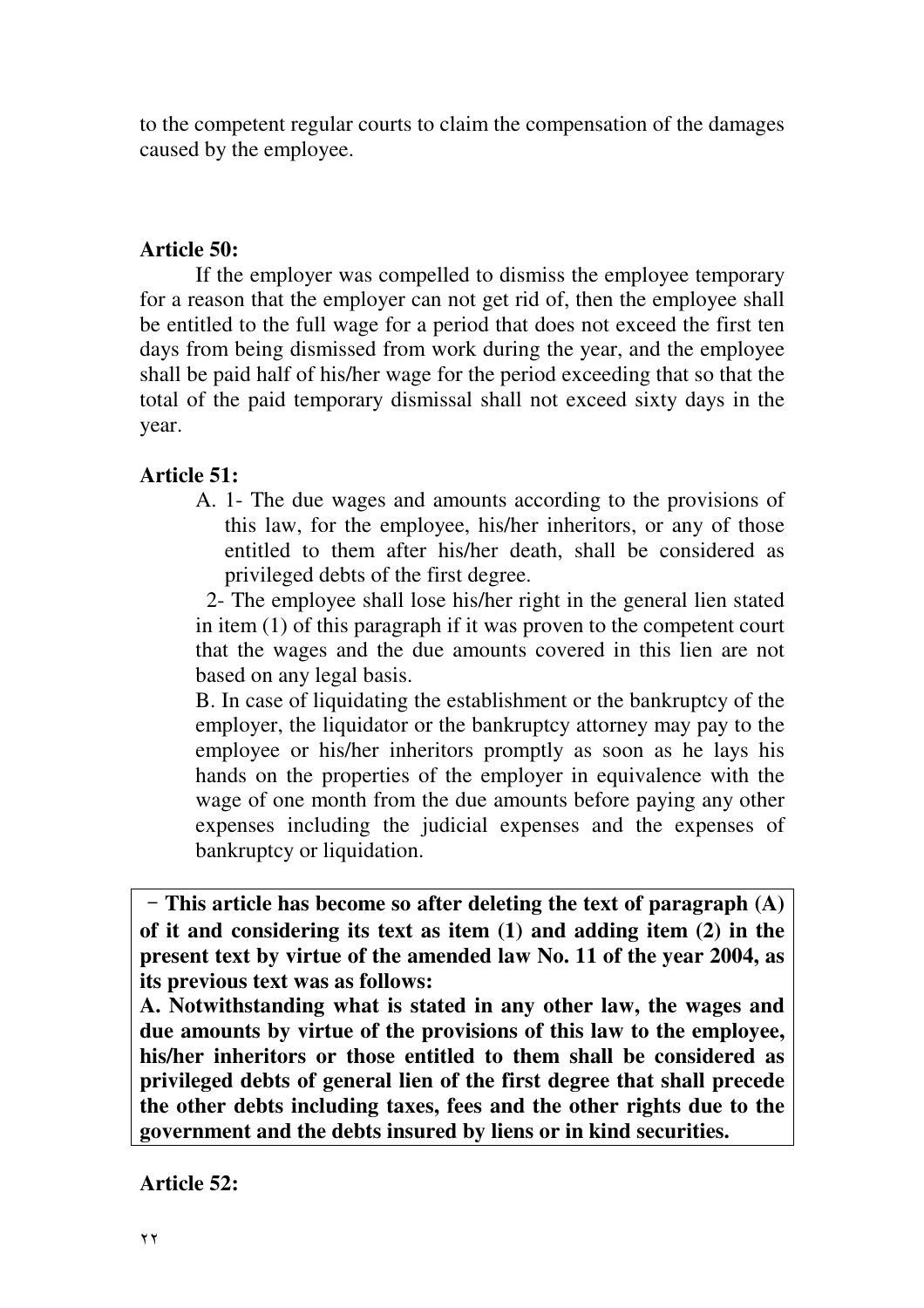to the competent regular courts to claim the compensation of the damages caused by the employee.

**Article 50:**

If the employer was compelled to dismiss the employee temporary for a reason that the employer can not get rid of, then the employee shall be entitled to the full wage for a period that does not exceed the first ten days from being dismissed from work during the year, and the employee shall be paid half of his/her wage for the period exceeding that so that the total of the paid temporary dismissal shall not exceed sixty days in the year.

**Article 51:**

A. 1- The due wages and amounts according to the provisions of this law, for the employee, his/her inheritors, or any of those entitled to them after his/her death, shall be considered as privileged debts of the first degree.

2- The employee shall lose his/her right in the general lien stated in item (1) of this paragraph if it was proven to the competent court that the wages and the due amounts covered in this lien are not based on any legal basis.

B. In case of liquidating the establishment or the bankruptcy of the employer, the liquidator or the bankruptcy attorney may pay to the employee or his/her inheritors promptly as soon as he lays his hands on the properties of the employer in equivalence with the wage of one month from the due amounts before paying any other expenses including the judicial expenses and the expenses of bankruptcy or liquidation.

**- This article has become so after deleting the text of paragraph (A) of it and considering its text as item (1) and adding item (2) in the present text by virtue of the amended law No. 11 of the year 2004, as its previous text was as follows:**

**A. Notwithstanding what is stated in any other law, the wages and due amounts by virtue of the provisions of this law to the employee, his/her inheritors or those entitled to them shall be considered as privileged debts of general lien of the first degree that shall precede the other debts including taxes, fees and the other rights due to the government and the debts insured by liens or in kind securities.**

**Article 52:**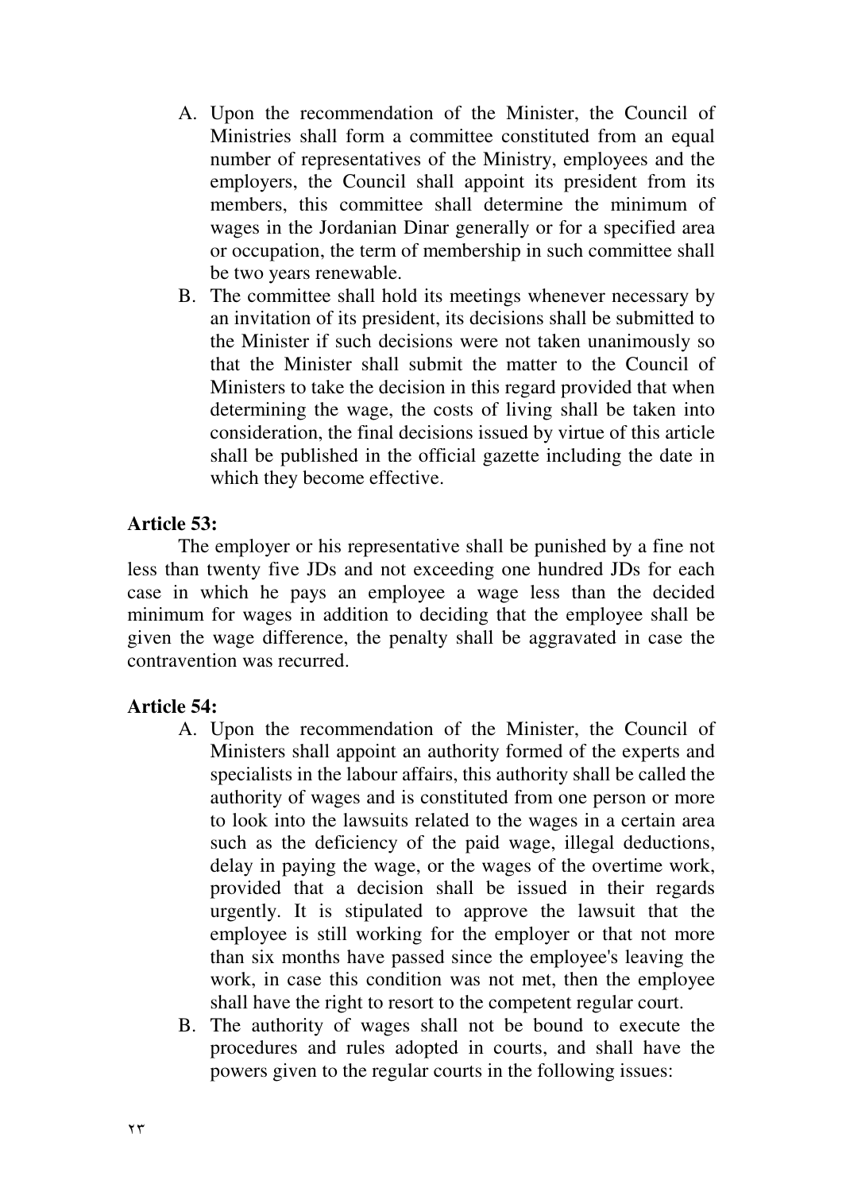A. Upon the recommendation of the Minister, the Council of Ministries shall form a committee constituted from an equal number of representatives of the Ministry, employees and the employers, the Council shall appoint its president from its members, this committee shall determine the minimum of wages in the Jordanian Dinar generally or for a specified area or occupation, the term of membership in such committee shall be two years renewable.
B. The committee shall hold its meetings whenever necessary by an invitation of its president, its decisions shall be submitted to the Minister if such decisions were not taken unanimously so that the Minister shall submit the matter to the Council of Ministers to take the decision in this regard provided that when determining the wage, the costs of living shall be taken into consideration, the final decisions issued by virtue of this article shall be published in the official gazette including the date in which they become effective.

**Article 53:**

The employer or his representative shall be punished by a fine not less than twenty five JDs and not exceeding one hundred JDs for each case in which he pays an employee a wage less than the decided minimum for wages in addition to deciding that the employee shall be given the wage difference, the penalty shall be aggravated in case the contravention was recurred.

**Article 54:**

A. Upon the recommendation of the Minister, the Council of Ministers shall appoint an authority formed of the experts and specialists in the labour affairs, this authority shall be called the authority of wages and is constituted from one person or more to look into the lawsuits related to the wages in a certain area such as the deficiency of the paid wage, illegal deductions, delay in paying the wage, or the wages of the overtime work, provided that a decision shall be issued in their regards urgently. It is stipulated to approve the lawsuit that the employee is still working for the employer or that not more than six months have passed since the employee's leaving the work, in case this condition was not met, then the employee shall have the right to resort to the competent regular court.
B. The authority of wages shall not be bound to execute the procedures and rules adopted in courts, and shall have the powers given to the regular courts in the following issues: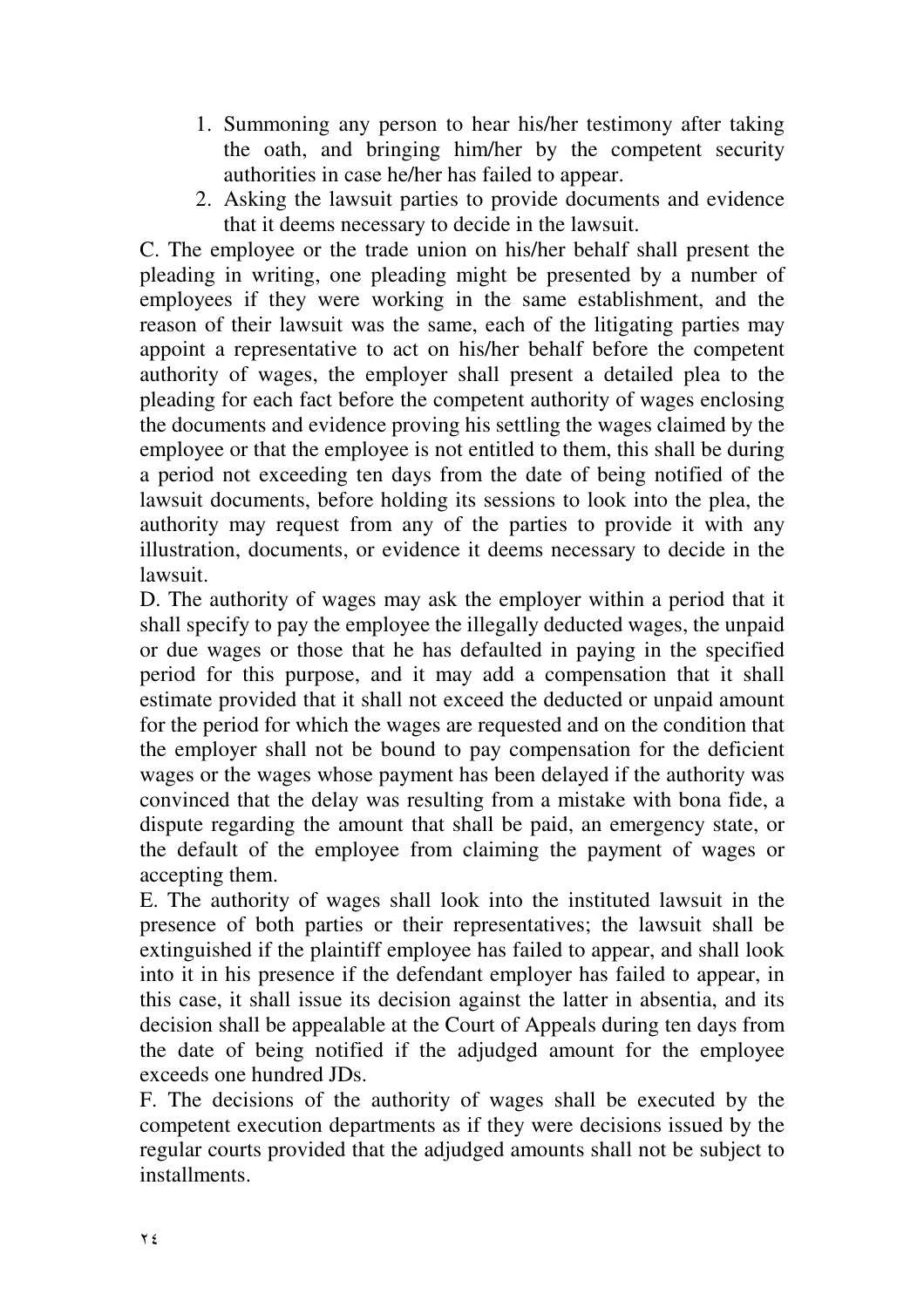1. Summoning any person to hear his/her testimony after taking the oath, and bringing him/her by the competent security authorities in case he/her has failed to appear.
2. Asking the lawsuit parties to provide documents and evidence that it deems necessary to decide in the lawsuit.

C. The employee or the trade union on his/her behalf shall present the pleading in writing, one pleading might be presented by a number of employees if they were working in the same establishment, and the reason of their lawsuit was the same, each of the litigating parties may appoint a representative to act on his/her behalf before the competent authority of wages, the employer shall present a detailed plea to the pleading for each fact before the competent authority of wages enclosing the documents and evidence proving his settling the wages claimed by the employee or that the employee is not entitled to them, this shall be during a period not exceeding ten days from the date of being notified of the lawsuit documents, before holding its sessions to look into the plea, the authority may request from any of the parties to provide it with any illustration, documents, or evidence it deems necessary to decide in the lawsuit.

D. The authority of wages may ask the employer within a period that it shall specify to pay the employee the illegally deducted wages, the unpaid or due wages or those that he has defaulted in paying in the specified period for this purpose, and it may add a compensation that it shall estimate provided that it shall not exceed the deducted or unpaid amount for the period for which the wages are requested and on the condition that the employer shall not be bound to pay compensation for the deficient wages or the wages whose payment has been delayed if the authority was convinced that the delay was resulting from a mistake with bona fide, a dispute regarding the amount that shall be paid, an emergency state, or the default of the employee from claiming the payment of wages or accepting them.

E. The authority of wages shall look into the instituted lawsuit in the presence of both parties or their representatives; the lawsuit shall be extinguished if the plaintiff employee has failed to appear, and shall look into it in his presence if the defendant employer has failed to appear, in this case, it shall issue its decision against the latter in absentia, and its decision shall be appealable at the Court of Appeals during ten days from the date of being notified if the adjudged amount for the employee exceeds one hundred JDs.

F. The decisions of the authority of wages shall be executed by the competent execution departments as if they were decisions issued by the regular courts provided that the adjudged amounts shall not be subject to installments.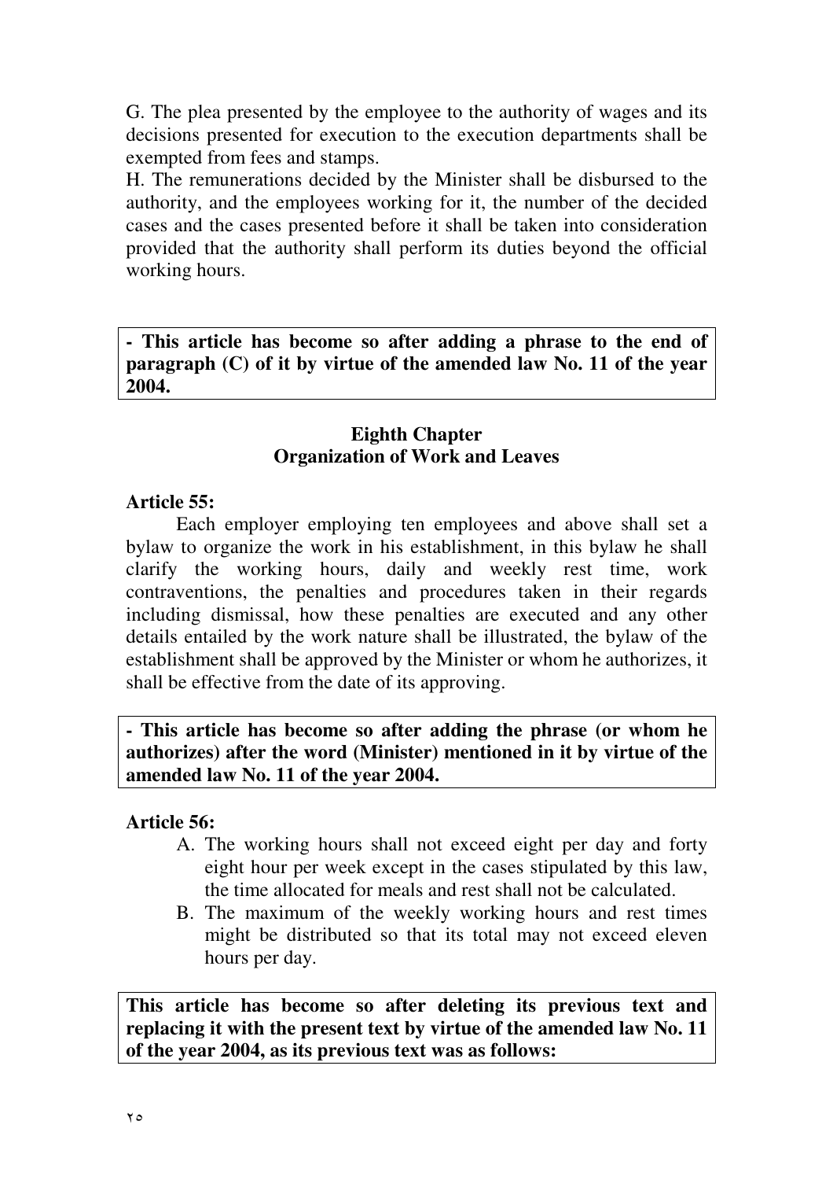G. The plea presented by the employee to the authority of wages and its decisions presented for execution to the execution departments shall be exempted from fees and stamps.

H. The remunerations decided by the Minister shall be disbursed to the authority, and the employees working for it, the number of the decided cases and the cases presented before it shall be taken into consideration provided that the authority shall perform its duties beyond the official working hours.

**- This article has become so after adding a phrase to the end of paragraph (C) of it by virtue of the amended law No. 11 of the year 2004.**

## Eighth Chapter
## Organization of Work and Leaves

**Article 55:**

Each employer employing ten employees and above shall set a bylaw to organize the work in his establishment, in this bylaw he shall clarify the working hours, daily and weekly rest time, work contraventions, the penalties and procedures taken in their regards including dismissal, how these penalties are executed and any other details entailed by the work nature shall be illustrated, the bylaw of the establishment shall be approved by the Minister or whom he authorizes, it shall be effective from the date of its approving.

**- This article has become so after adding the phrase (or whom he authorizes) after the word (Minister) mentioned in it by virtue of the amended law No. 11 of the year 2004.**

**Article 56:**

A. The working hours shall not exceed eight per day and forty eight hour per week except in the cases stipulated by this law, the time allocated for meals and rest shall not be calculated.

B. The maximum of the weekly working hours and rest times might be distributed so that its total may not exceed eleven hours per day.

**This article has become so after deleting its previous text and replacing it with the present text by virtue of the amended law No. 11 of the year 2004, as its previous text was as follows:**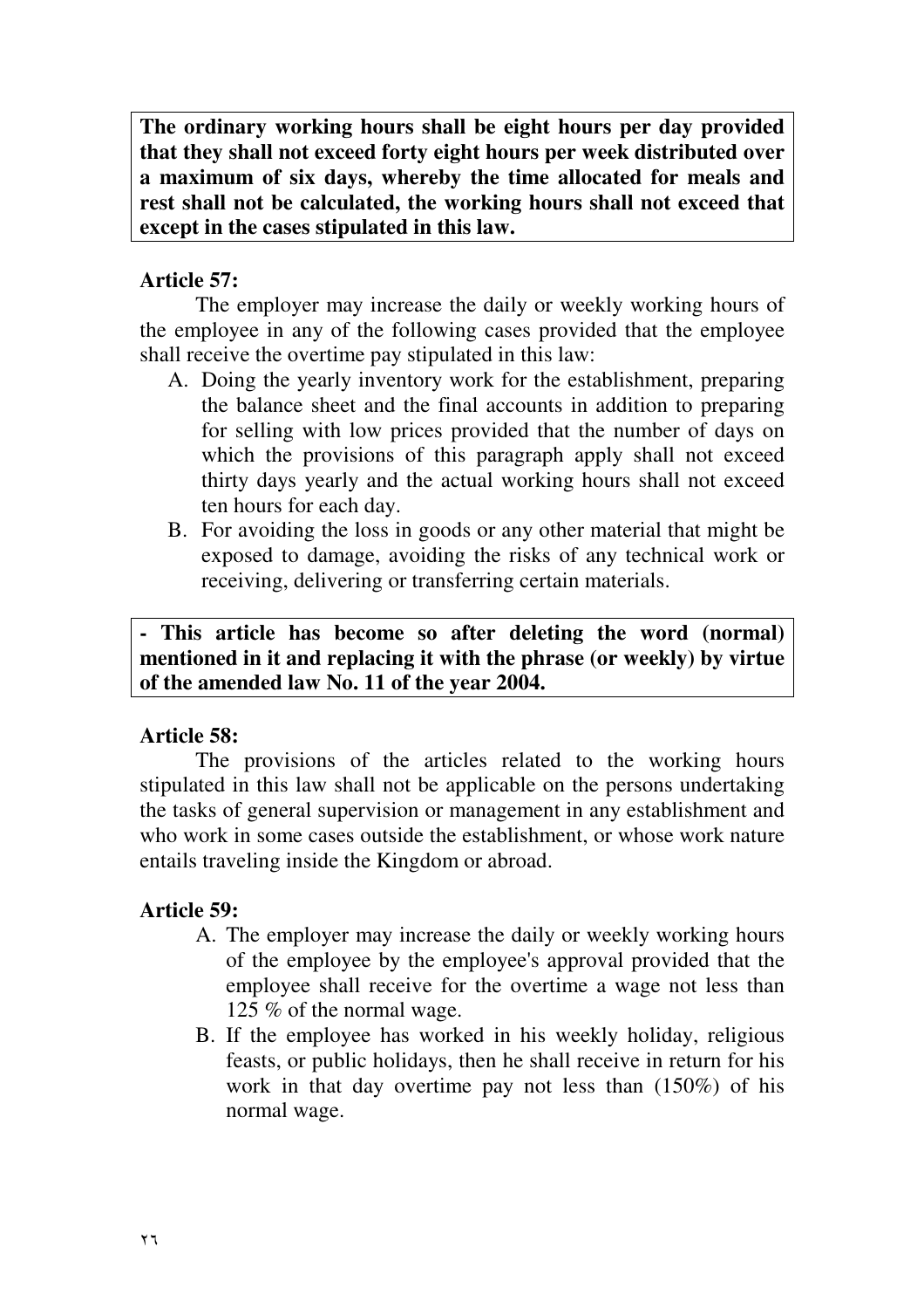**The ordinary working hours shall be eight hours per day provided that they shall not exceed forty eight hours per week distributed over a maximum of six days, whereby the time allocated for meals and rest shall not be calculated, the working hours shall not exceed that except in the cases stipulated in this law.**

**Article 57:**

The employer may increase the daily or weekly working hours of the employee in any of the following cases provided that the employee shall receive the overtime pay stipulated in this law:

A. Doing the yearly inventory work for the establishment, preparing the balance sheet and the final accounts in addition to preparing for selling with low prices provided that the number of days on which the provisions of this paragraph apply shall not exceed thirty days yearly and the actual working hours shall not exceed ten hours for each day.
B. For avoiding the loss in goods or any other material that might be exposed to damage, avoiding the risks of any technical work or receiving, delivering or transferring certain materials.

**- This article has become so after deleting the word (normal) mentioned in it and replacing it with the phrase (or weekly) by virtue of the amended law No. 11 of the year 2004.**

**Article 58:**

The provisions of the articles related to the working hours stipulated in this law shall not be applicable on the persons undertaking the tasks of general supervision or management in any establishment and who work in some cases outside the establishment, or whose work nature entails traveling inside the Kingdom or abroad.

**Article 59:**

A. The employer may increase the daily or weekly working hours of the employee by the employee's approval provided that the employee shall receive for the overtime a wage not less than 125 % of the normal wage.
B. If the employee has worked in his weekly holiday, religious feasts, or public holidays, then he shall receive in return for his work in that day overtime pay not less than (150%) of his normal wage.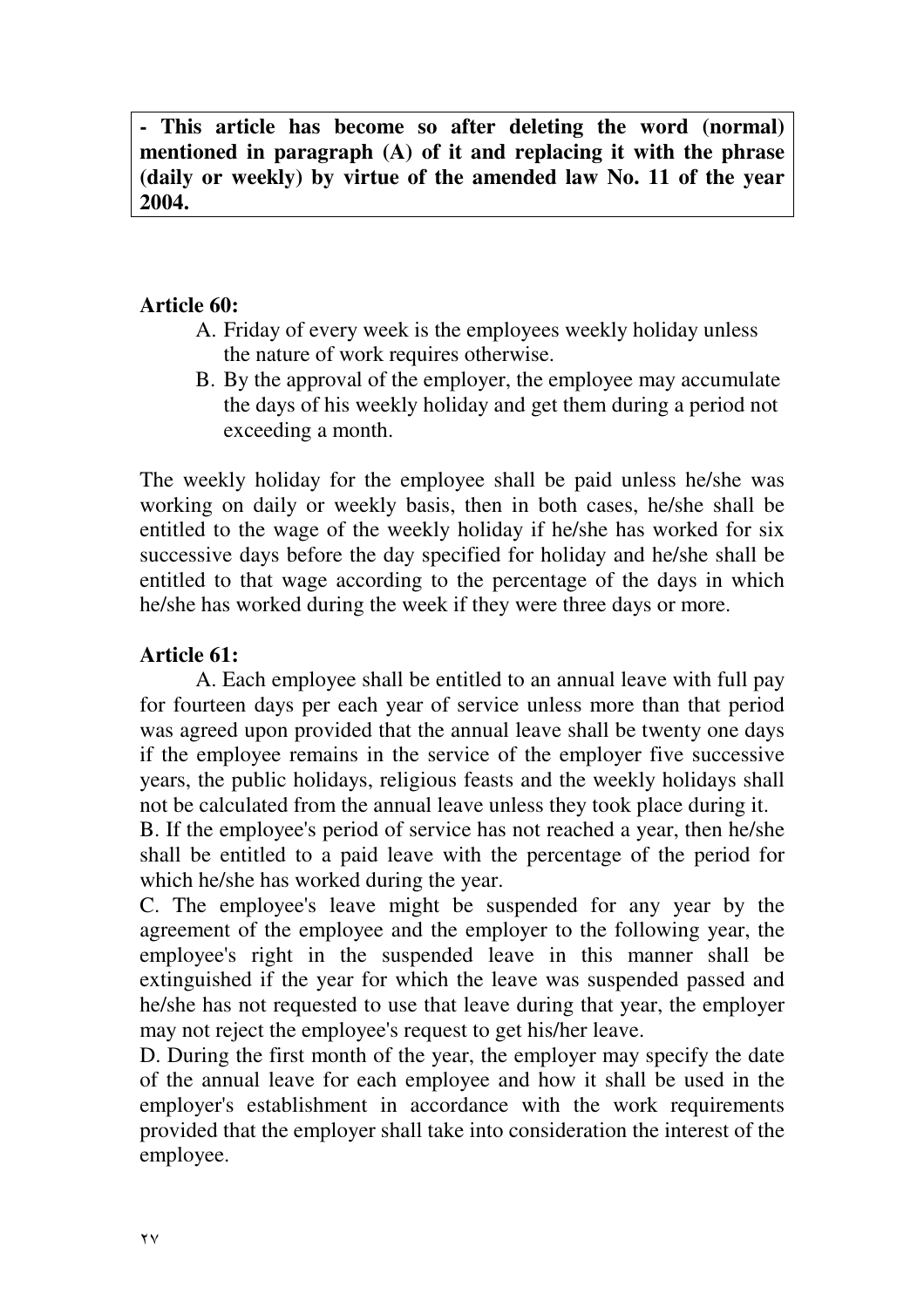**- This article has become so after deleting the word (normal) mentioned in paragraph (A) of it and replacing it with the phrase (daily or weekly) by virtue of the amended law No. 11 of the year 2004.**

**Article 60:**

A. Friday of every week is the employees weekly holiday unless the nature of work requires otherwise.
B. By the approval of the employer, the employee may accumulate the days of his weekly holiday and get them during a period not exceeding a month.

The weekly holiday for the employee shall be paid unless he/she was working on daily or weekly basis, then in both cases, he/she shall be entitled to the wage of the weekly holiday if he/she has worked for six successive days before the day specified for holiday and he/she shall be entitled to that wage according to the percentage of the days in which he/she has worked during the week if they were three days or more.

**Article 61:**

A. Each employee shall be entitled to an annual leave with full pay for fourteen days per each year of service unless more than that period was agreed upon provided that the annual leave shall be twenty one days if the employee remains in the service of the employer five successive years, the public holidays, religious feasts and the weekly holidays shall not be calculated from the annual leave unless they took place during it.

B. If the employee's period of service has not reached a year, then he/she shall be entitled to a paid leave with the percentage of the period for which he/she has worked during the year.

C. The employee's leave might be suspended for any year by the agreement of the employee and the employer to the following year, the employee's right in the suspended leave in this manner shall be extinguished if the year for which the leave was suspended passed and he/she has not requested to use that leave during that year, the employer may not reject the employee's request to get his/her leave.

D. During the first month of the year, the employer may specify the date of the annual leave for each employee and how it shall be used in the employer's establishment in accordance with the work requirements provided that the employer shall take into consideration the interest of the employee.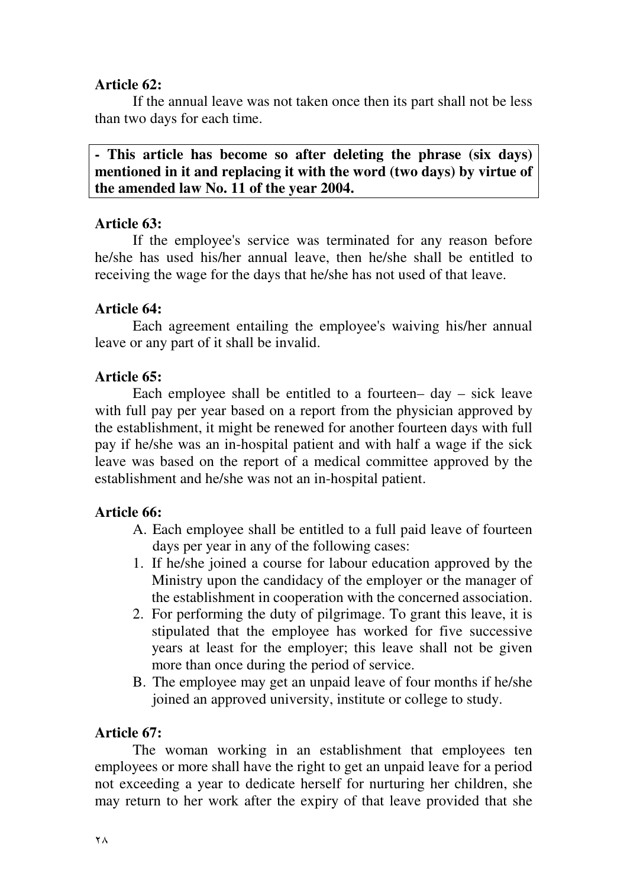**Article 62:**

If the annual leave was not taken once then its part shall not be less than two days for each time.

**- This article has become so after deleting the phrase (six days) mentioned in it and replacing it with the word (two days) by virtue of the amended law No. 11 of the year 2004.**

**Article 63:**

If the employee's service was terminated for any reason before he/she has used his/her annual leave, then he/she shall be entitled to receiving the wage for the days that he/she has not used of that leave.

**Article 64:**

Each agreement entailing the employee's waiving his/her annual leave or any part of it shall be invalid.

**Article 65:**

Each employee shall be entitled to a fourteen– day – sick leave with full pay per year based on a report from the physician approved by the establishment, it might be renewed for another fourteen days with full pay if he/she was an in-hospital patient and with half a wage if the sick leave was based on the report of a medical committee approved by the establishment and he/she was not an in-hospital patient.

**Article 66:**

A. Each employee shall be entitled to a full paid leave of fourteen days per year in any of the following cases:

1. If he/she joined a course for labour education approved by the Ministry upon the candidacy of the employer or the manager of the establishment in cooperation with the concerned association.
2. For performing the duty of pilgrimage. To grant this leave, it is stipulated that the employee has worked for five successive years at least for the employer; this leave shall not be given more than once during the period of service.

B. The employee may get an unpaid leave of four months if he/she joined an approved university, institute or college to study.

**Article 67:**

The woman working in an establishment that employees ten employees or more shall have the right to get an unpaid leave for a period not exceeding a year to dedicate herself for nurturing her children, she may return to her work after the expiry of that leave provided that she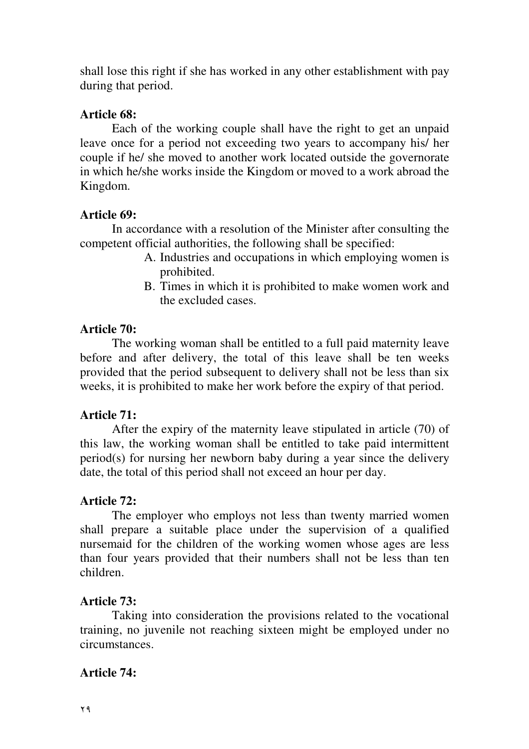shall lose this right if she has worked in any other establishment with pay during that period.

**Article 68:**

Each of the working couple shall have the right to get an unpaid leave once for a period not exceeding two years to accompany his/ her couple if he/ she moved to another work located outside the governorate in which he/she works inside the Kingdom or moved to a work abroad the Kingdom.

**Article 69:**

In accordance with a resolution of the Minister after consulting the competent official authorities, the following shall be specified:

A. Industries and occupations in which employing women is prohibited.
B. Times in which it is prohibited to make women work and the excluded cases.

**Article 70:**

The working woman shall be entitled to a full paid maternity leave before and after delivery, the total of this leave shall be ten weeks provided that the period subsequent to delivery shall not be less than six weeks, it is prohibited to make her work before the expiry of that period.

**Article 71:**

After the expiry of the maternity leave stipulated in article (70) of this law, the working woman shall be entitled to take paid intermittent period(s) for nursing her newborn baby during a year since the delivery date, the total of this period shall not exceed an hour per day.

**Article 72:**

The employer who employs not less than twenty married women shall prepare a suitable place under the supervision of a qualified nursemaid for the children of the working women whose ages are less than four years provided that their numbers shall not be less than ten children.

**Article 73:**

Taking into consideration the provisions related to the vocational training, no juvenile not reaching sixteen might be employed under no circumstances.

**Article 74:**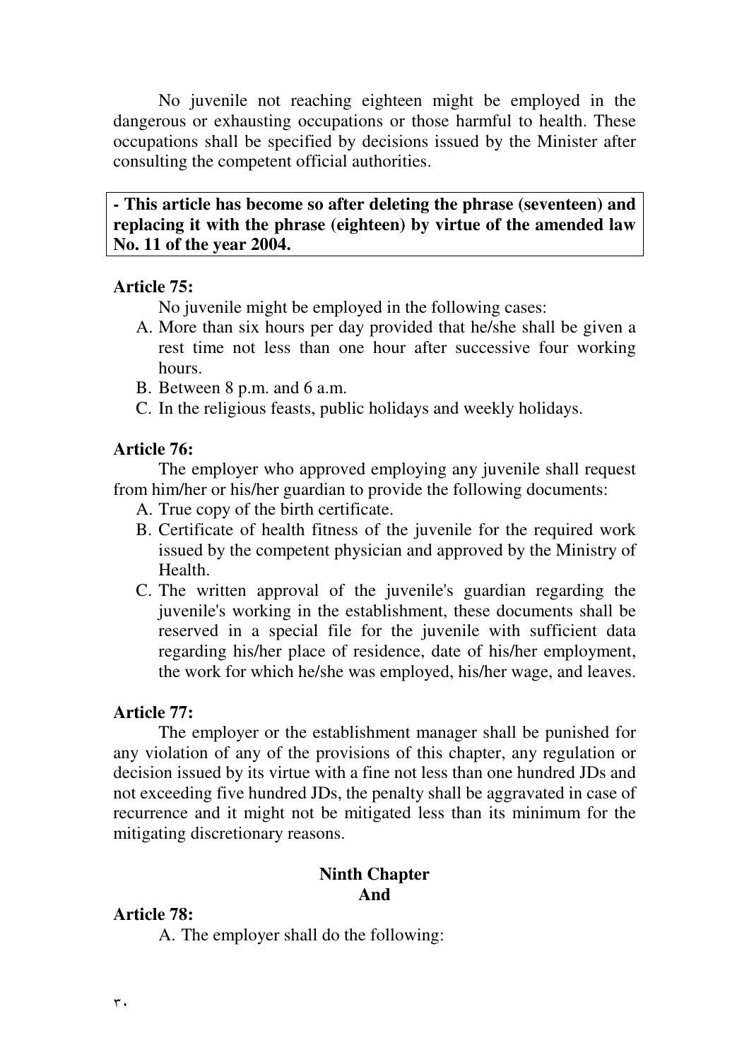No juvenile not reaching eighteen might be employed in the dangerous or exhausting occupations or those harmful to health. These occupations shall be specified by decisions issued by the Minister after consulting the competent official authorities.

**- This article has become so after deleting the phrase (seventeen) and replacing it with the phrase (eighteen) by virtue of the amended law No. 11 of the year 2004.**

**Article 75:**

No juvenile might be employed in the following cases:

A. More than six hours per day provided that he/she shall be given a rest time not less than one hour after successive four working hours.
B. Between 8 p.m. and 6 a.m.
C. In the religious feasts, public holidays and weekly holidays.

**Article 76:**

The employer who approved employing any juvenile shall request from him/her or his/her guardian to provide the following documents:

A. True copy of the birth certificate.
B. Certificate of health fitness of the juvenile for the required work issued by the competent physician and approved by the Ministry of Health.
C. The written approval of the juvenile's guardian regarding the juvenile's working in the establishment, these documents shall be reserved in a special file for the juvenile with sufficient data regarding his/her place of residence, date of his/her employment, the work for which he/she was employed, his/her wage, and leaves.

**Article 77:**

The employer or the establishment manager shall be punished for any violation of any of the provisions of this chapter, any regulation or decision issued by its virtue with a fine not less than one hundred JDs and not exceeding five hundred JDs, the penalty shall be aggravated in case of recurrence and it might not be mitigated less than its minimum for the mitigating discretionary reasons.

## Ninth Chapter
## And

**Article 78:**

A. The employer shall do the following: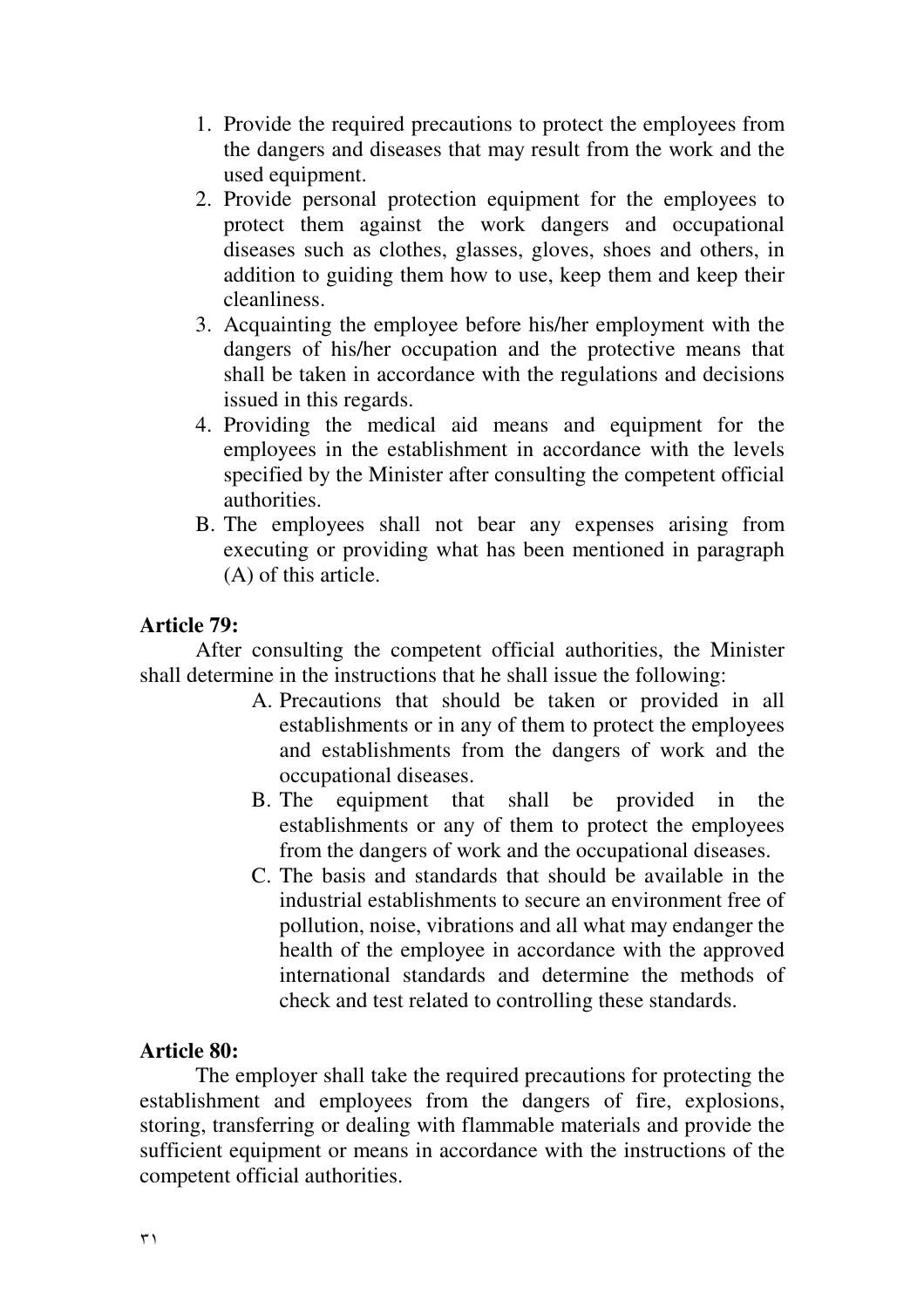1. Provide the required precautions to protect the employees from the dangers and diseases that may result from the work and the used equipment.
2. Provide personal protection equipment for the employees to protect them against the work dangers and occupational diseases such as clothes, glasses, gloves, shoes and others, in addition to guiding them how to use, keep them and keep their cleanliness.
3. Acquainting the employee before his/her employment with the dangers of his/her occupation and the protective means that shall be taken in accordance with the regulations and decisions issued in this regards.
4. Providing the medical aid means and equipment for the employees in the establishment in accordance with the levels specified by the Minister after consulting the competent official authorities.

B. The employees shall not bear any expenses arising from executing or providing what has been mentioned in paragraph (A) of this article.

**Article 79:**

After consulting the competent official authorities, the Minister shall determine in the instructions that he shall issue the following:

A. Precautions that should be taken or provided in all establishments or in any of them to protect the employees and establishments from the dangers of work and the occupational diseases.

B. The equipment that shall be provided in the establishments or any of them to protect the employees from the dangers of work and the occupational diseases.

C. The basis and standards that should be available in the industrial establishments to secure an environment free of pollution, noise, vibrations and all what may endanger the health of the employee in accordance with the approved international standards and determine the methods of check and test related to controlling these standards.

**Article 80:**

The employer shall take the required precautions for protecting the establishment and employees from the dangers of fire, explosions, storing, transferring or dealing with flammable materials and provide the sufficient equipment or means in accordance with the instructions of the competent official authorities.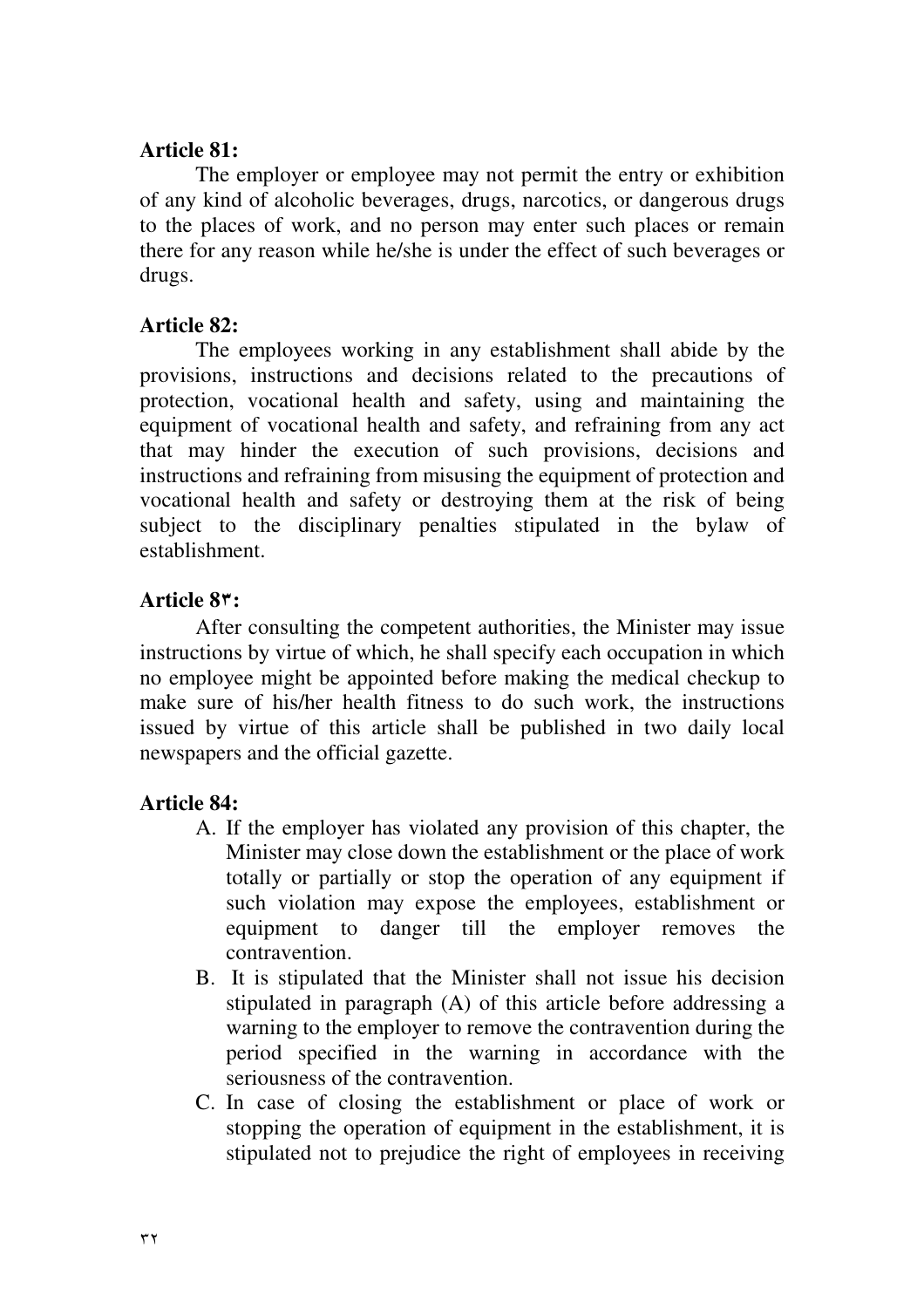**Article 81:**

The employer or employee may not permit the entry or exhibition of any kind of alcoholic beverages, drugs, narcotics, or dangerous drugs to the places of work, and no person may enter such places or remain there for any reason while he/she is under the effect of such beverages or drugs.

**Article 82:**

The employees working in any establishment shall abide by the provisions, instructions and decisions related to the precautions of protection, vocational health and safety, using and maintaining the equipment of vocational health and safety, and refraining from any act that may hinder the execution of such provisions, decisions and instructions and refraining from misusing the equipment of protection and vocational health and safety or destroying them at the risk of being subject to the disciplinary penalties stipulated in the bylaw of establishment.

**Article 8٣:**

After consulting the competent authorities, the Minister may issue instructions by virtue of which, he shall specify each occupation in which no employee might be appointed before making the medical checkup to make sure of his/her health fitness to do such work, the instructions issued by virtue of this article shall be published in two daily local newspapers and the official gazette.

**Article 84:**

A. If the employer has violated any provision of this chapter, the Minister may close down the establishment or the place of work totally or partially or stop the operation of any equipment if such violation may expose the employees, establishment or equipment to danger till the employer removes the contravention.
B. It is stipulated that the Minister shall not issue his decision stipulated in paragraph (A) of this article before addressing a warning to the employer to remove the contravention during the period specified in the warning in accordance with the seriousness of the contravention.
C. In case of closing the establishment or place of work or stopping the operation of equipment in the establishment, it is stipulated not to prejudice the right of employees in receiving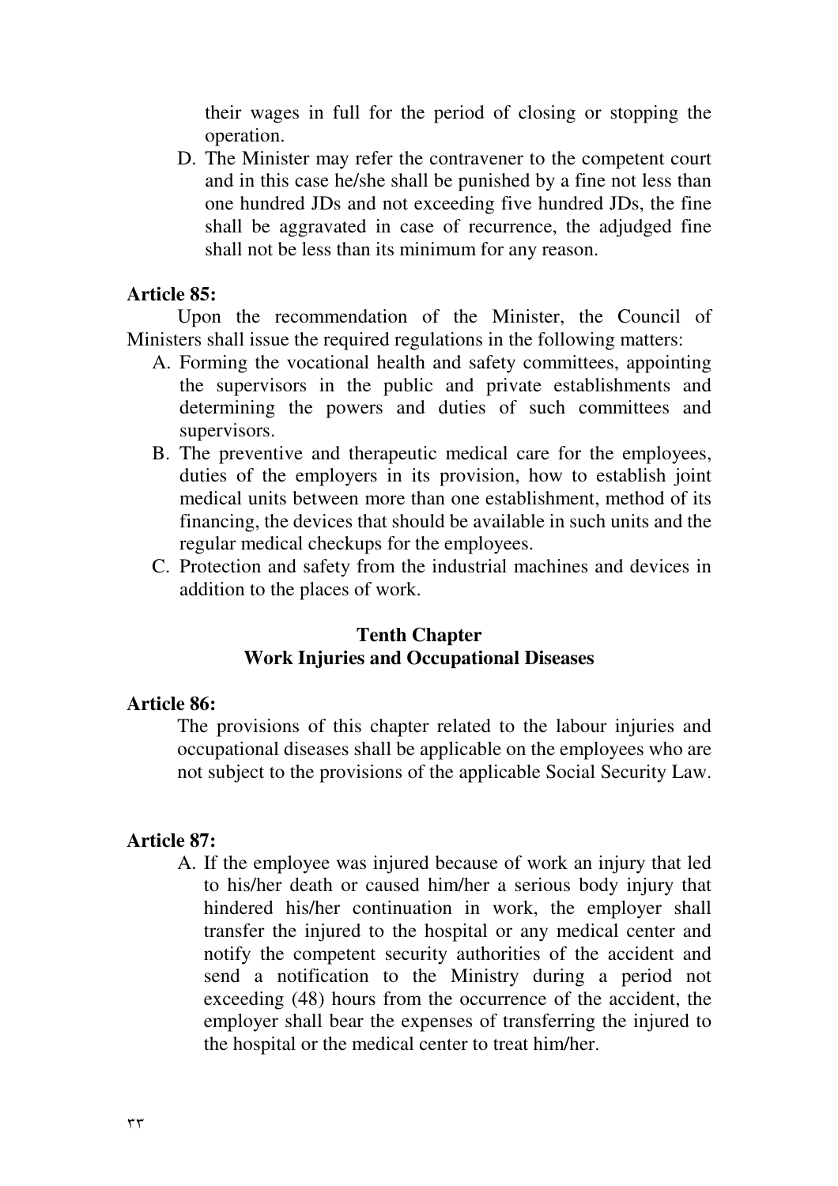their wages in full for the period of closing or stopping the operation.

D. The Minister may refer the contravener to the competent court and in this case he/she shall be punished by a fine not less than one hundred JDs and not exceeding five hundred JDs, the fine shall be aggravated in case of recurrence, the adjudged fine shall not be less than its minimum for any reason.

**Article 85:**

Upon the recommendation of the Minister, the Council of Ministers shall issue the required regulations in the following matters:

A. Forming the vocational health and safety committees, appointing the supervisors in the public and private establishments and determining the powers and duties of such committees and supervisors.
B. The preventive and therapeutic medical care for the employees, duties of the employers in its provision, how to establish joint medical units between more than one establishment, method of its financing, the devices that should be available in such units and the regular medical checkups for the employees.
C. Protection and safety from the industrial machines and devices in addition to the places of work.

## Tenth Chapter
## Work Injuries and Occupational Diseases

**Article 86:**

The provisions of this chapter related to the labour injuries and occupational diseases shall be applicable on the employees who are not subject to the provisions of the applicable Social Security Law.

**Article 87:**

A. If the employee was injured because of work an injury that led to his/her death or caused him/her a serious body injury that hindered his/her continuation in work, the employer shall transfer the injured to the hospital or any medical center and notify the competent security authorities of the accident and send a notification to the Ministry during a period not exceeding (48) hours from the occurrence of the accident, the employer shall bear the expenses of transferring the injured to the hospital or the medical center to treat him/her.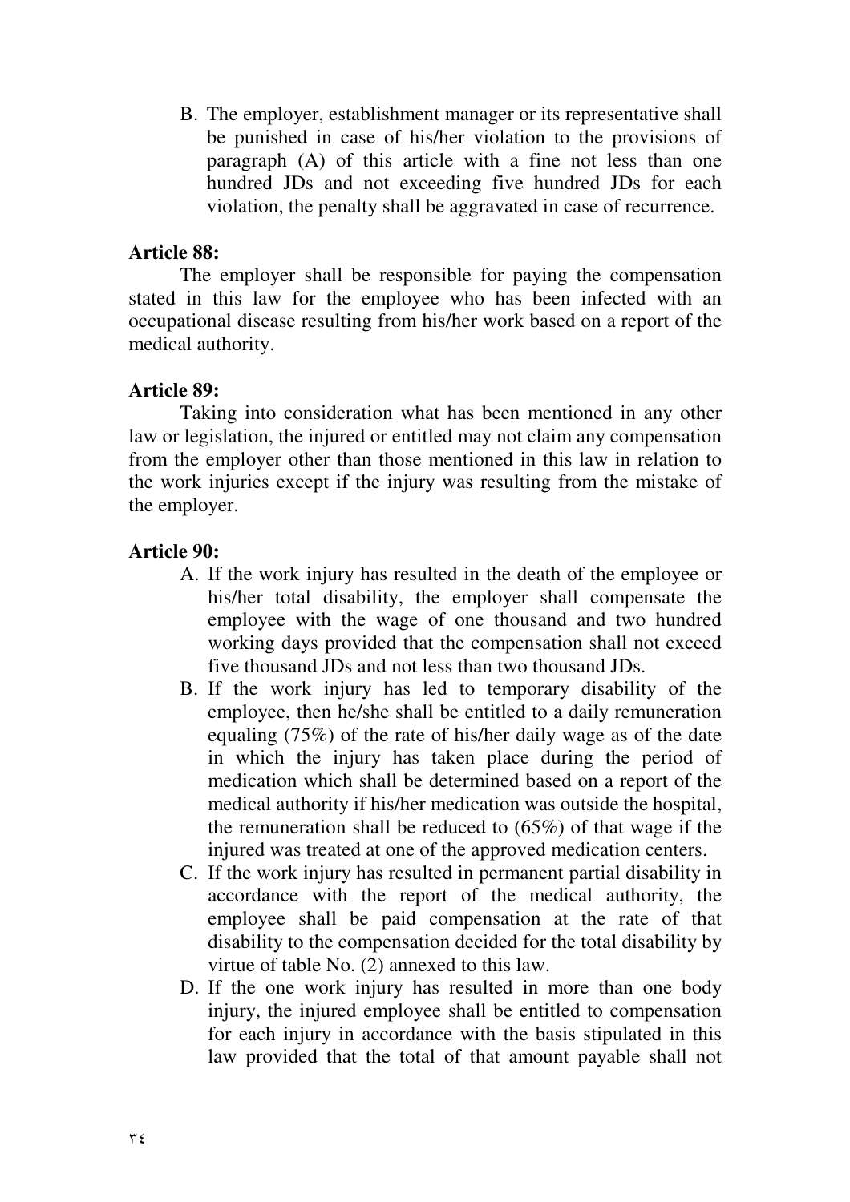B. The employer, establishment manager or its representative shall be punished in case of his/her violation to the provisions of paragraph (A) of this article with a fine not less than one hundred JDs and not exceeding five hundred JDs for each violation, the penalty shall be aggravated in case of recurrence.

**Article 88:**

The employer shall be responsible for paying the compensation stated in this law for the employee who has been infected with an occupational disease resulting from his/her work based on a report of the medical authority.

**Article 89:**

Taking into consideration what has been mentioned in any other law or legislation, the injured or entitled may not claim any compensation from the employer other than those mentioned in this law in relation to the work injuries except if the injury was resulting from the mistake of the employer.

**Article 90:**

A. If the work injury has resulted in the death of the employee or his/her total disability, the employer shall compensate the employee with the wage of one thousand and two hundred working days provided that the compensation shall not exceed five thousand JDs and not less than two thousand JDs.
B. If the work injury has led to temporary disability of the employee, then he/she shall be entitled to a daily remuneration equaling (75%) of the rate of his/her daily wage as of the date in which the injury has taken place during the period of medication which shall be determined based on a report of the medical authority if his/her medication was outside the hospital, the remuneration shall be reduced to (65%) of that wage if the injured was treated at one of the approved medication centers.
C. If the work injury has resulted in permanent partial disability in accordance with the report of the medical authority, the employee shall be paid compensation at the rate of that disability to the compensation decided for the total disability by virtue of table No. (2) annexed to this law.
D. If the one work injury has resulted in more than one body injury, the injured employee shall be entitled to compensation for each injury in accordance with the basis stipulated in this law provided that the total of that amount payable shall not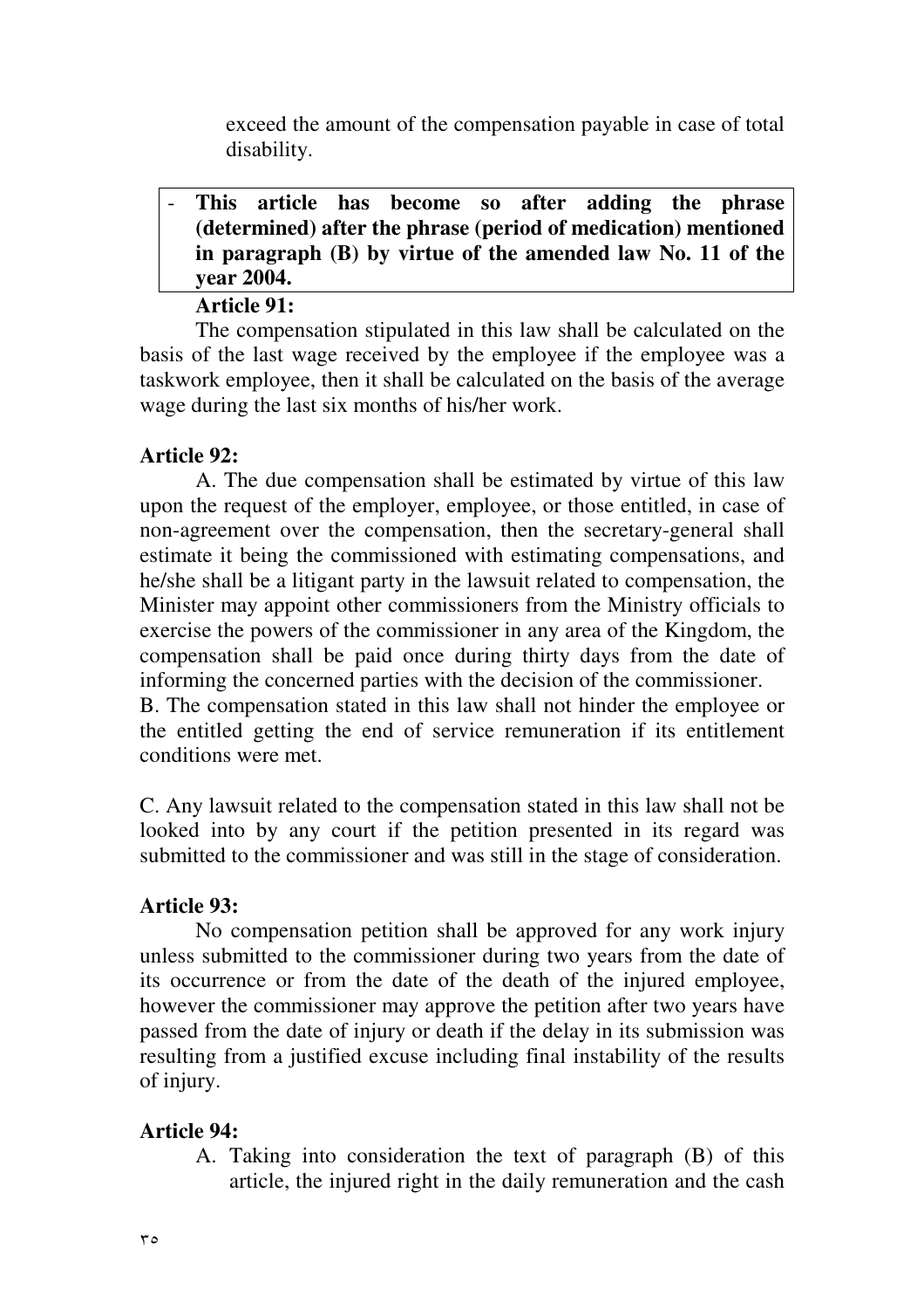exceed the amount of the compensation payable in case of total disability.

- **This article has become so after adding the phrase (determined) after the phrase (period of medication) mentioned in paragraph (B) by virtue of the amended law No. 11 of the year 2004.**

**Article 91:**

The compensation stipulated in this law shall be calculated on the basis of the last wage received by the employee if the employee was a taskwork employee, then it shall be calculated on the basis of the average wage during the last six months of his/her work.

**Article 92:**

A. The due compensation shall be estimated by virtue of this law upon the request of the employer, employee, or those entitled, in case of non-agreement over the compensation, then the secretary-general shall estimate it being the commissioned with estimating compensations, and he/she shall be a litigant party in the lawsuit related to compensation, the Minister may appoint other commissioners from the Ministry officials to exercise the powers of the commissioner in any area of the Kingdom, the compensation shall be paid once during thirty days from the date of informing the concerned parties with the decision of the commissioner.

B. The compensation stated in this law shall not hinder the employee or the entitled getting the end of service remuneration if its entitlement conditions were met.

C. Any lawsuit related to the compensation stated in this law shall not be looked into by any court if the petition presented in its regard was submitted to the commissioner and was still in the stage of consideration.

**Article 93:**

No compensation petition shall be approved for any work injury unless submitted to the commissioner during two years from the date of its occurrence or from the date of the death of the injured employee, however the commissioner may approve the petition after two years have passed from the date of injury or death if the delay in its submission was resulting from a justified excuse including final instability of the results of injury.

**Article 94:**

A. Taking into consideration the text of paragraph (B) of this article, the injured right in the daily remuneration and the cash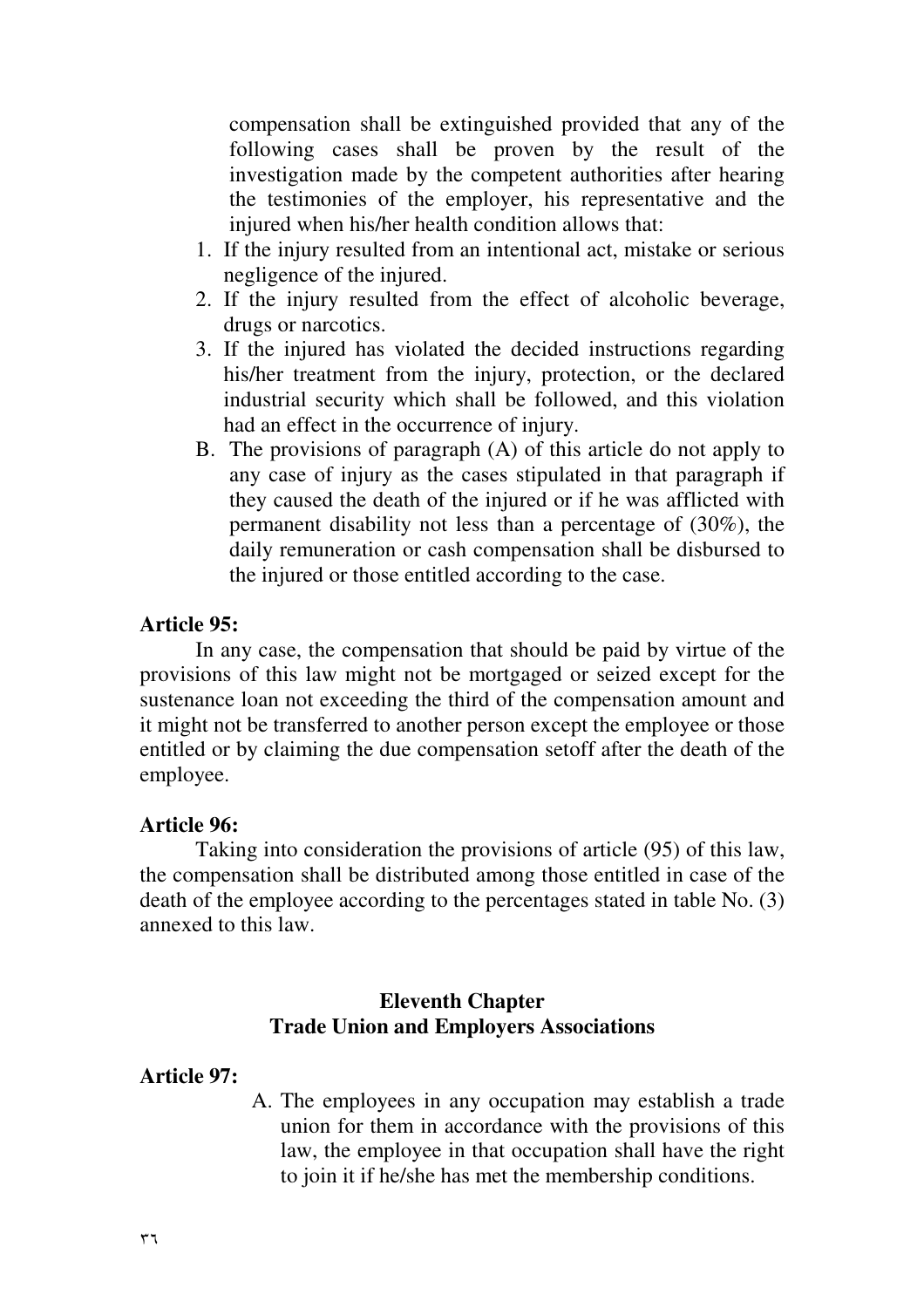compensation shall be extinguished provided that any of the following cases shall be proven by the result of the investigation made by the competent authorities after hearing the testimonies of the employer, his representative and the injured when his/her health condition allows that:

1. If the injury resulted from an intentional act, mistake or serious negligence of the injured.
2. If the injury resulted from the effect of alcoholic beverage, drugs or narcotics.
3. If the injured has violated the decided instructions regarding his/her treatment from the injury, protection, or the declared industrial security which shall be followed, and this violation had an effect in the occurrence of injury.

B. The provisions of paragraph (A) of this article do not apply to any case of injury as the cases stipulated in that paragraph if they caused the death of the injured or if he was afflicted with permanent disability not less than a percentage of (30%), the daily remuneration or cash compensation shall be disbursed to the injured or those entitled according to the case.

**Article 95:**

In any case, the compensation that should be paid by virtue of the provisions of this law might not be mortgaged or seized except for the sustenance loan not exceeding the third of the compensation amount and it might not be transferred to another person except the employee or those entitled or by claiming the due compensation setoff after the death of the employee.

**Article 96:**

Taking into consideration the provisions of article (95) of this law, the compensation shall be distributed among those entitled in case of the death of the employee according to the percentages stated in table No. (3) annexed to this law.

## Eleventh Chapter
## Trade Union and Employers Associations

**Article 97:**

A. The employees in any occupation may establish a trade union for them in accordance with the provisions of this law, the employee in that occupation shall have the right to join it if he/she has met the membership conditions.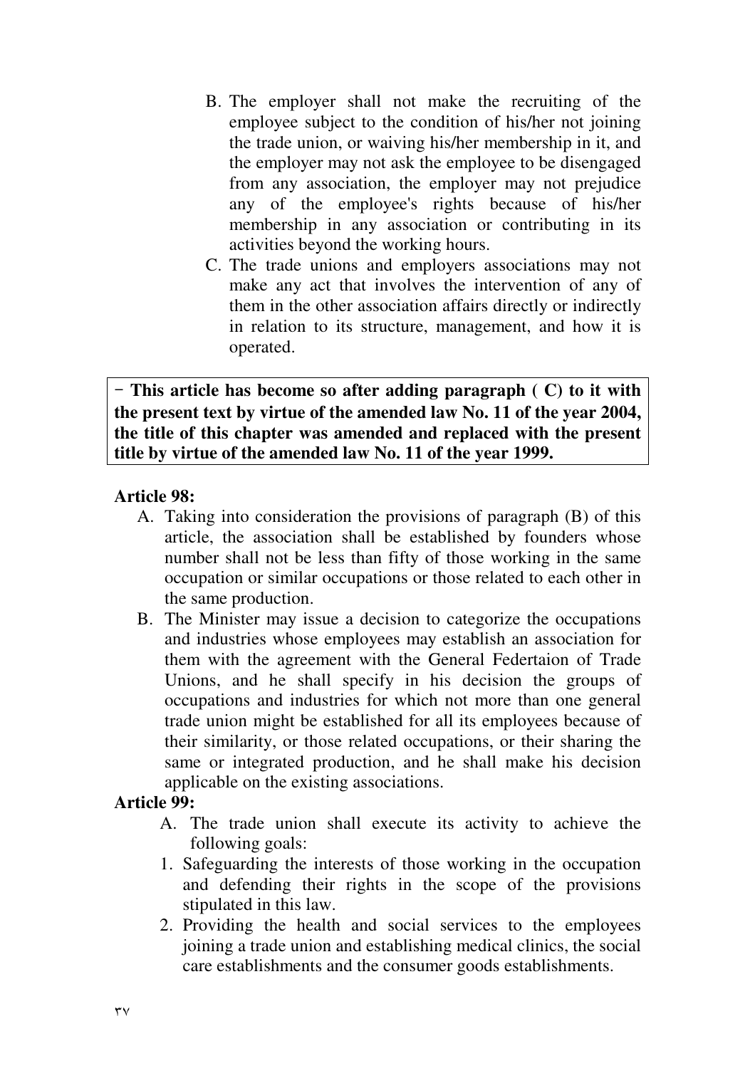B. The employer shall not make the recruiting of the employee subject to the condition of his/her not joining the trade union, or waiving his/her membership in it, and the employer may not ask the employee to be disengaged from any association, the employer may not prejudice any of the employee's rights because of his/her membership in any association or contributing in its activities beyond the working hours.

C. The trade unions and employers associations may not make any act that involves the intervention of any of them in the other association affairs directly or indirectly in relation to its structure, management, and how it is operated.

**- This article has become so after adding paragraph ( C) to it with the present text by virtue of the amended law No. 11 of the year 2004, the title of this chapter was amended and replaced with the present title by virtue of the amended law No. 11 of the year 1999.**

**Article 98:**

A. Taking into consideration the provisions of paragraph (B) of this article, the association shall be established by founders whose number shall not be less than fifty of those working in the same occupation or similar occupations or those related to each other in the same production.

B. The Minister may issue a decision to categorize the occupations and industries whose employees may establish an association for them with the agreement with the General Federtaion of Trade Unions, and he shall specify in his decision the groups of occupations and industries for which not more than one general trade union might be established for all its employees because of their similarity, or those related occupations, or their sharing the same or integrated production, and he shall make his decision applicable on the existing associations.

**Article 99:**

A. The trade union shall execute its activity to achieve the following goals:

1. Safeguarding the interests of those working in the occupation and defending their rights in the scope of the provisions stipulated in this law.
2. Providing the health and social services to the employees joining a trade union and establishing medical clinics, the social care establishments and the consumer goods establishments.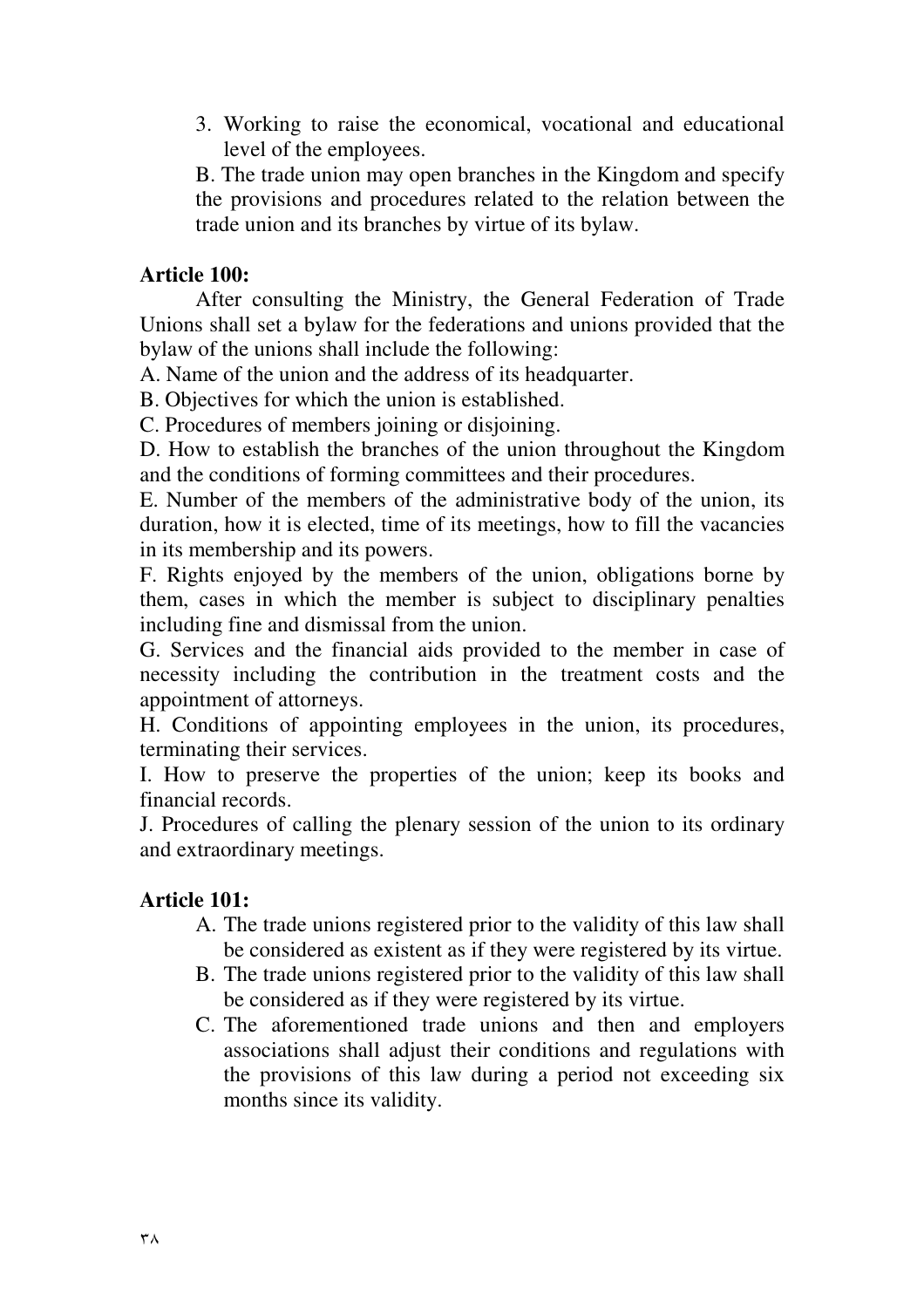3. Working to raise the economical, vocational and educational level of the employees.

B. The trade union may open branches in the Kingdom and specify the provisions and procedures related to the relation between the trade union and its branches by virtue of its bylaw.

**Article 100:**

After consulting the Ministry, the General Federation of Trade Unions shall set a bylaw for the federations and unions provided that the bylaw of the unions shall include the following:

A. Name of the union and the address of its headquarter.

B. Objectives for which the union is established.

C. Procedures of members joining or disjoining.

D. How to establish the branches of the union throughout the Kingdom and the conditions of forming committees and their procedures.

E. Number of the members of the administrative body of the union, its duration, how it is elected, time of its meetings, how to fill the vacancies in its membership and its powers.

F. Rights enjoyed by the members of the union, obligations borne by them, cases in which the member is subject to disciplinary penalties including fine and dismissal from the union.

G. Services and the financial aids provided to the member in case of necessity including the contribution in the treatment costs and the appointment of attorneys.

H. Conditions of appointing employees in the union, its procedures, terminating their services.

I. How to preserve the properties of the union; keep its books and financial records.

J. Procedures of calling the plenary session of the union to its ordinary and extraordinary meetings.

**Article 101:**

A. The trade unions registered prior to the validity of this law shall be considered as existent as if they were registered by its virtue.

B. The trade unions registered prior to the validity of this law shall be considered as if they were registered by its virtue.

C. The aforementioned trade unions and then and employers associations shall adjust their conditions and regulations with the provisions of this law during a period not exceeding six months since its validity.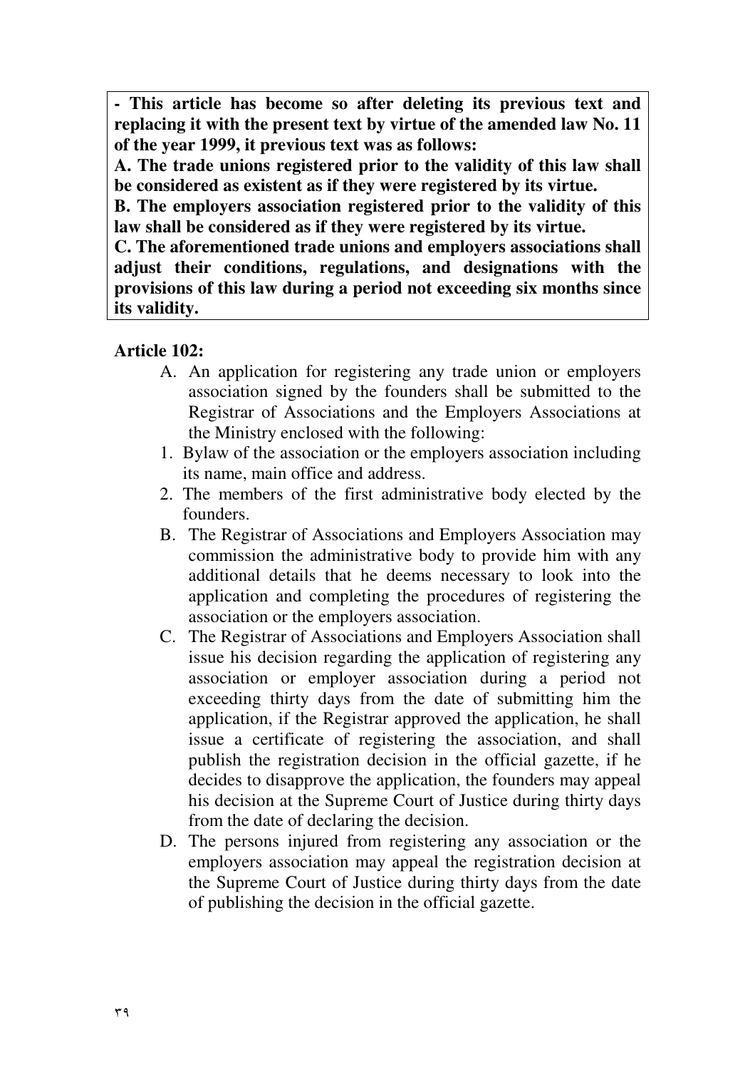**- This article has become so after deleting its previous text and replacing it with the present text by virtue of the amended law No. 11 of the year 1999, it previous text was as follows:**

**A. The trade unions registered prior to the validity of this law shall be considered as existent as if they were registered by its virtue.**

**B. The employers association registered prior to the validity of this law shall be considered as if they were registered by its virtue.**

**C. The aforementioned trade unions and employers associations shall adjust their conditions, regulations, and designations with the provisions of this law during a period not exceeding six months since its validity.**

**Article 102:**

A. An application for registering any trade union or employers association signed by the founders shall be submitted to the Registrar of Associations and the Employers Associations at the Ministry enclosed with the following:

1. Bylaw of the association or the employers association including its name, main office and address.
2. The members of the first administrative body elected by the founders.

B. The Registrar of Associations and Employers Association may commission the administrative body to provide him with any additional details that he deems necessary to look into the application and completing the procedures of registering the association or the employers association.

C. The Registrar of Associations and Employers Association shall issue his decision regarding the application of registering any association or employer association during a period not exceeding thirty days from the date of submitting him the application, if the Registrar approved the application, he shall issue a certificate of registering the association, and shall publish the registration decision in the official gazette, if he decides to disapprove the application, the founders may appeal his decision at the Supreme Court of Justice during thirty days from the date of declaring the decision.

D. The persons injured from registering any association or the employers association may appeal the registration decision at the Supreme Court of Justice during thirty days from the date of publishing the decision in the official gazette.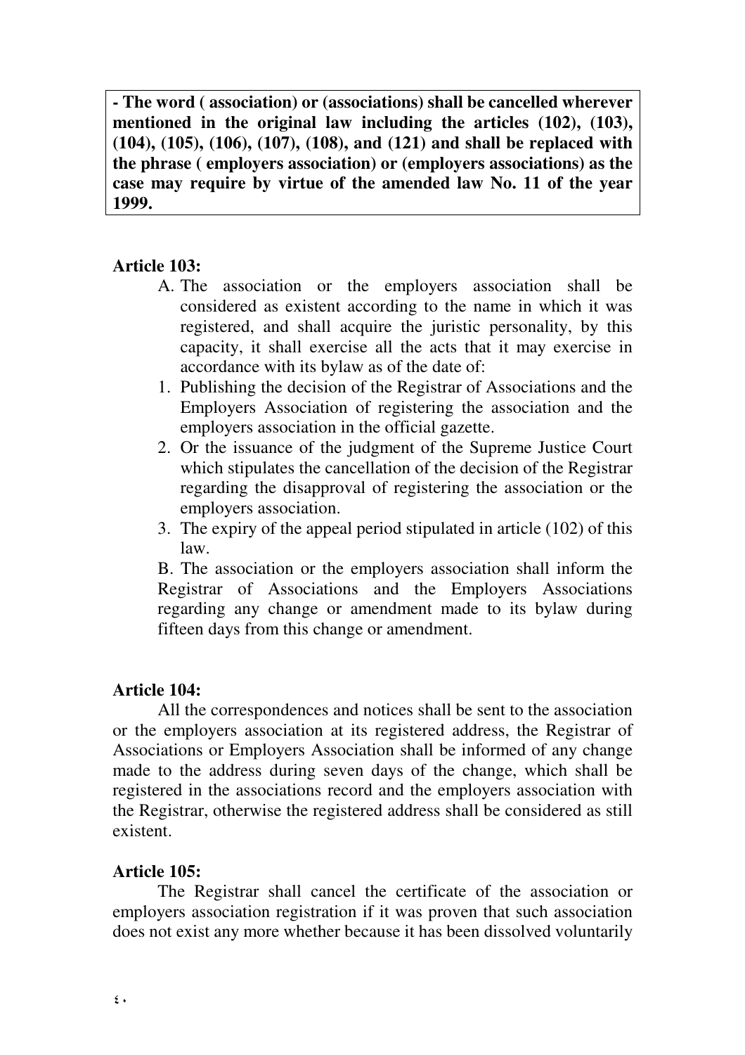**- The word ( association) or (associations) shall be cancelled wherever mentioned in the original law including the articles (102), (103), (104), (105), (106), (107), (108), and (121) and shall be replaced with the phrase ( employers association) or (employers associations) as the case may require by virtue of the amended law No. 11 of the year 1999.**

**Article 103:**

A. The association or the employers association shall be considered as existent according to the name in which it was registered, and shall acquire the juristic personality, by this capacity, it shall exercise all the acts that it may exercise in accordance with its bylaw as of the date of:

1. Publishing the decision of the Registrar of Associations and the Employers Association of registering the association and the employers association in the official gazette.
2. Or the issuance of the judgment of the Supreme Justice Court which stipulates the cancellation of the decision of the Registrar regarding the disapproval of registering the association or the employers association.
3. The expiry of the appeal period stipulated in article (102) of this law.

B. The association or the employers association shall inform the Registrar of Associations and the Employers Associations regarding any change or amendment made to its bylaw during fifteen days from this change or amendment.

**Article 104:**

All the correspondences and notices shall be sent to the association or the employers association at its registered address, the Registrar of Associations or Employers Association shall be informed of any change made to the address during seven days of the change, which shall be registered in the associations record and the employers association with the Registrar, otherwise the registered address shall be considered as still existent.

**Article 105:**

The Registrar shall cancel the certificate of the association or employers association registration if it was proven that such association does not exist any more whether because it has been dissolved voluntarily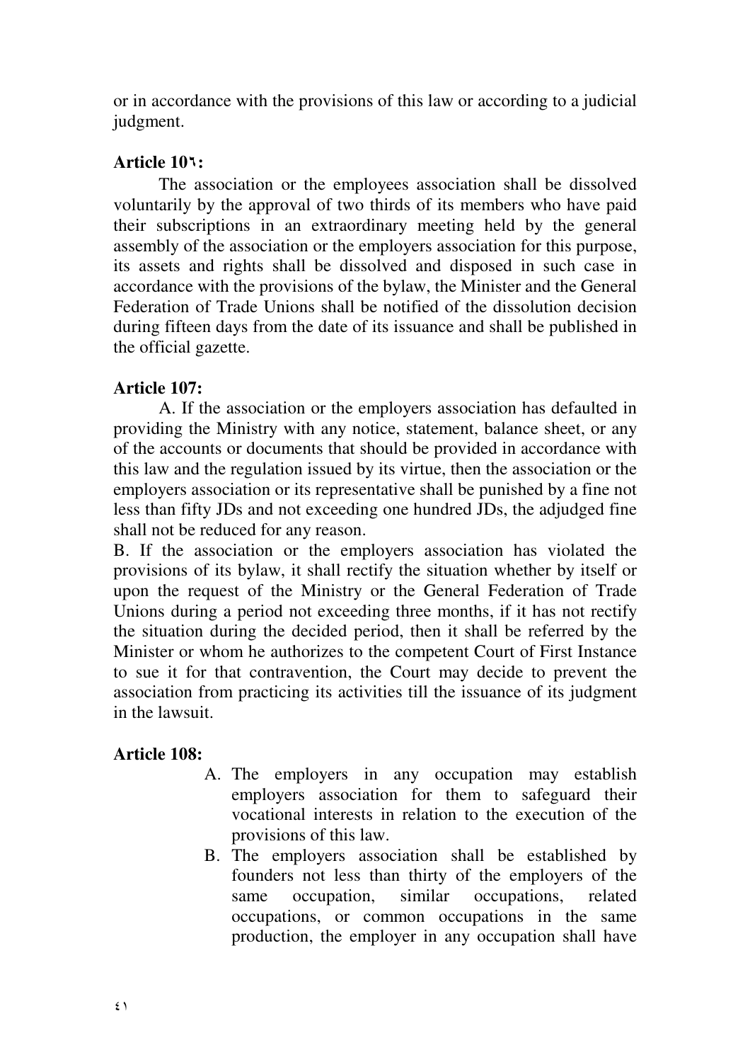or in accordance with the provisions of this law or according to a judicial judgment.

**Article 10٦:**

The association or the employees association shall be dissolved voluntarily by the approval of two thirds of its members who have paid their subscriptions in an extraordinary meeting held by the general assembly of the association or the employers association for this purpose, its assets and rights shall be dissolved and disposed in such case in accordance with the provisions of the bylaw, the Minister and the General Federation of Trade Unions shall be notified of the dissolution decision during fifteen days from the date of its issuance and shall be published in the official gazette.

**Article 107:**

A. If the association or the employers association has defaulted in providing the Ministry with any notice, statement, balance sheet, or any of the accounts or documents that should be provided in accordance with this law and the regulation issued by its virtue, then the association or the employers association or its representative shall be punished by a fine not less than fifty JDs and not exceeding one hundred JDs, the adjudged fine shall not be reduced for any reason.

B. If the association or the employers association has violated the provisions of its bylaw, it shall rectify the situation whether by itself or upon the request of the Ministry or the General Federation of Trade Unions during a period not exceeding three months, if it has not rectify the situation during the decided period, then it shall be referred by the Minister or whom he authorizes to the competent Court of First Instance to sue it for that contravention, the Court may decide to prevent the association from practicing its activities till the issuance of its judgment in the lawsuit.

**Article 108:**

A. The employers in any occupation may establish employers association for them to safeguard their vocational interests in relation to the execution of the provisions of this law.

B. The employers association shall be established by founders not less than thirty of the employers of the same occupation, similar occupations, related occupations, or common occupations in the same production, the employer in any occupation shall have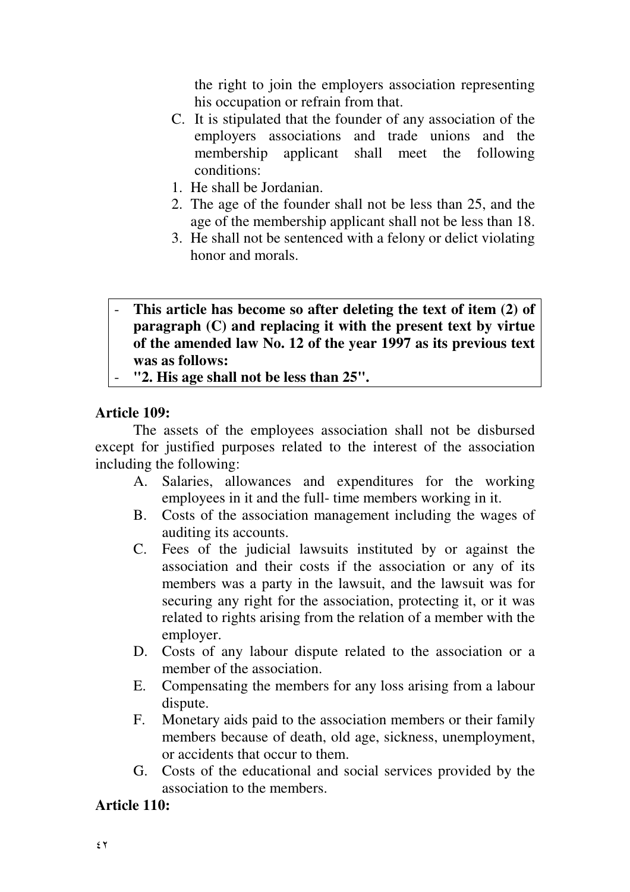the right to join the employers association representing his occupation or refrain from that.

C. It is stipulated that the founder of any association of the employers associations and trade unions and the membership applicant shall meet the following conditions:

1. He shall be Jordanian.
2. The age of the founder shall not be less than 25, and the age of the membership applicant shall not be less than 18.
3. He shall not be sentenced with a felony or delict violating honor and morals.

> - **This article has become so after deleting the text of item (2) of paragraph (C) and replacing it with the present text by virtue of the amended law No. 12 of the year 1997 as its previous text was as follows:**
> - **"2. His age shall not be less than 25".**

**Article 109:**

The assets of the employees association shall not be disbursed except for justified purposes related to the interest of the association including the following:

A. Salaries, allowances and expenditures for the working employees in it and the full- time members working in it.
B. Costs of the association management including the wages of auditing its accounts.
C. Fees of the judicial lawsuits instituted by or against the association and their costs if the association or any of its members was a party in the lawsuit, and the lawsuit was for securing any right for the association, protecting it, or it was related to rights arising from the relation of a member with the employer.
D. Costs of any labour dispute related to the association or a member of the association.
E. Compensating the members for any loss arising from a labour dispute.
F. Monetary aids paid to the association members or their family members because of death, old age, sickness, unemployment, or accidents that occur to them.
G. Costs of the educational and social services provided by the association to the members.

**Article 110:**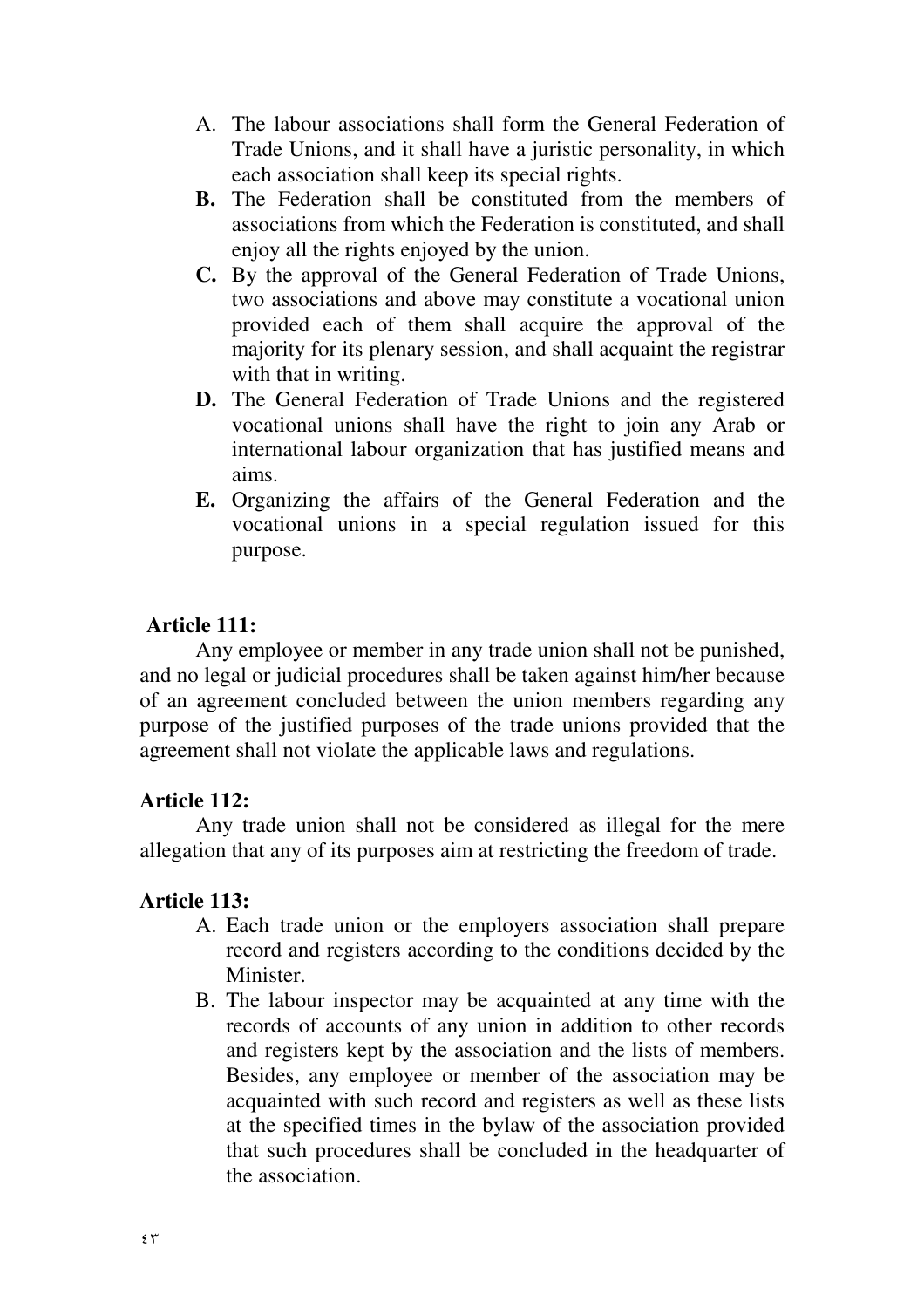A. The labour associations shall form the General Federation of Trade Unions, and it shall have a juristic personality, in which each association shall keep its special rights.

**B.** The Federation shall be constituted from the members of associations from which the Federation is constituted, and shall enjoy all the rights enjoyed by the union.

**C.** By the approval of the General Federation of Trade Unions, two associations and above may constitute a vocational union provided each of them shall acquire the approval of the majority for its plenary session, and shall acquaint the registrar with that in writing.

**D.** The General Federation of Trade Unions and the registered vocational unions shall have the right to join any Arab or international labour organization that has justified means and aims.

**E.** Organizing the affairs of the General Federation and the vocational unions in a special regulation issued for this purpose.

**Article 111:**

Any employee or member in any trade union shall not be punished, and no legal or judicial procedures shall be taken against him/her because of an agreement concluded between the union members regarding any purpose of the justified purposes of the trade unions provided that the agreement shall not violate the applicable laws and regulations.

**Article 112:**

Any trade union shall not be considered as illegal for the mere allegation that any of its purposes aim at restricting the freedom of trade.

**Article 113:**

A. Each trade union or the employers association shall prepare record and registers according to the conditions decided by the Minister.

B. The labour inspector may be acquainted at any time with the records of accounts of any union in addition to other records and registers kept by the association and the lists of members. Besides, any employee or member of the association may be acquainted with such record and registers as well as these lists at the specified times in the bylaw of the association provided that such procedures shall be concluded in the headquarter of the association.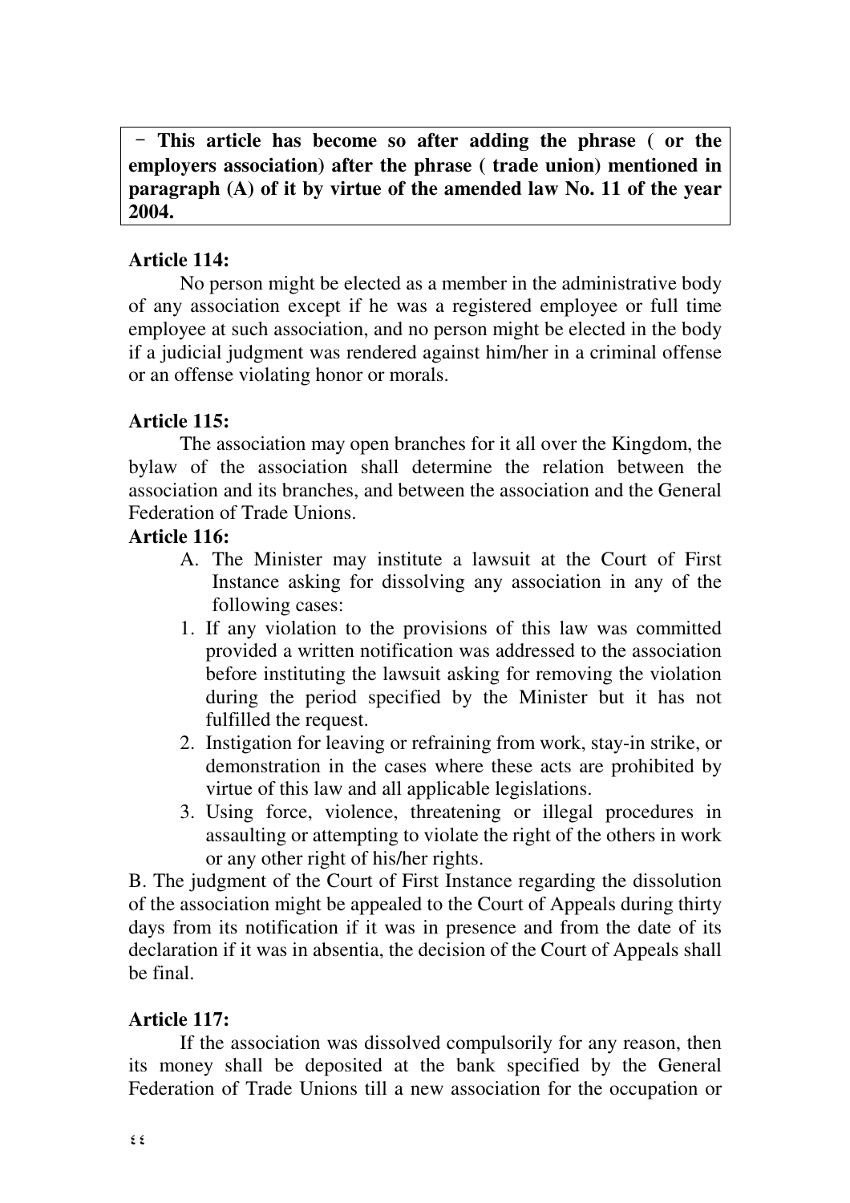**- This article has become so after adding the phrase ( or the employers association) after the phrase ( trade union) mentioned in paragraph (A) of it by virtue of the amended law No. 11 of the year 2004.**

**Article 114:**

No person might be elected as a member in the administrative body of any association except if he was a registered employee or full time employee at such association, and no person might be elected in the body if a judicial judgment was rendered against him/her in a criminal offense or an offense violating honor or morals.

**Article 115:**

The association may open branches for it all over the Kingdom, the bylaw of the association shall determine the relation between the association and its branches, and between the association and the General Federation of Trade Unions.

**Article 116:**

A. The Minister may institute a lawsuit at the Court of First Instance asking for dissolving any association in any of the following cases:

1. If any violation to the provisions of this law was committed provided a written notification was addressed to the association before instituting the lawsuit asking for removing the violation during the period specified by the Minister but it has not fulfilled the request.
2. Instigation for leaving or refraining from work, stay-in strike, or demonstration in the cases where these acts are prohibited by virtue of this law and all applicable legislations.
3. Using force, violence, threatening or illegal procedures in assaulting or attempting to violate the right of the others in work or any other right of his/her rights.

B. The judgment of the Court of First Instance regarding the dissolution of the association might be appealed to the Court of Appeals during thirty days from its notification if it was in presence and from the date of its declaration if it was in absentia, the decision of the Court of Appeals shall be final.

**Article 117:**

If the association was dissolved compulsorily for any reason, then its money shall be deposited at the bank specified by the General Federation of Trade Unions till a new association for the occupation or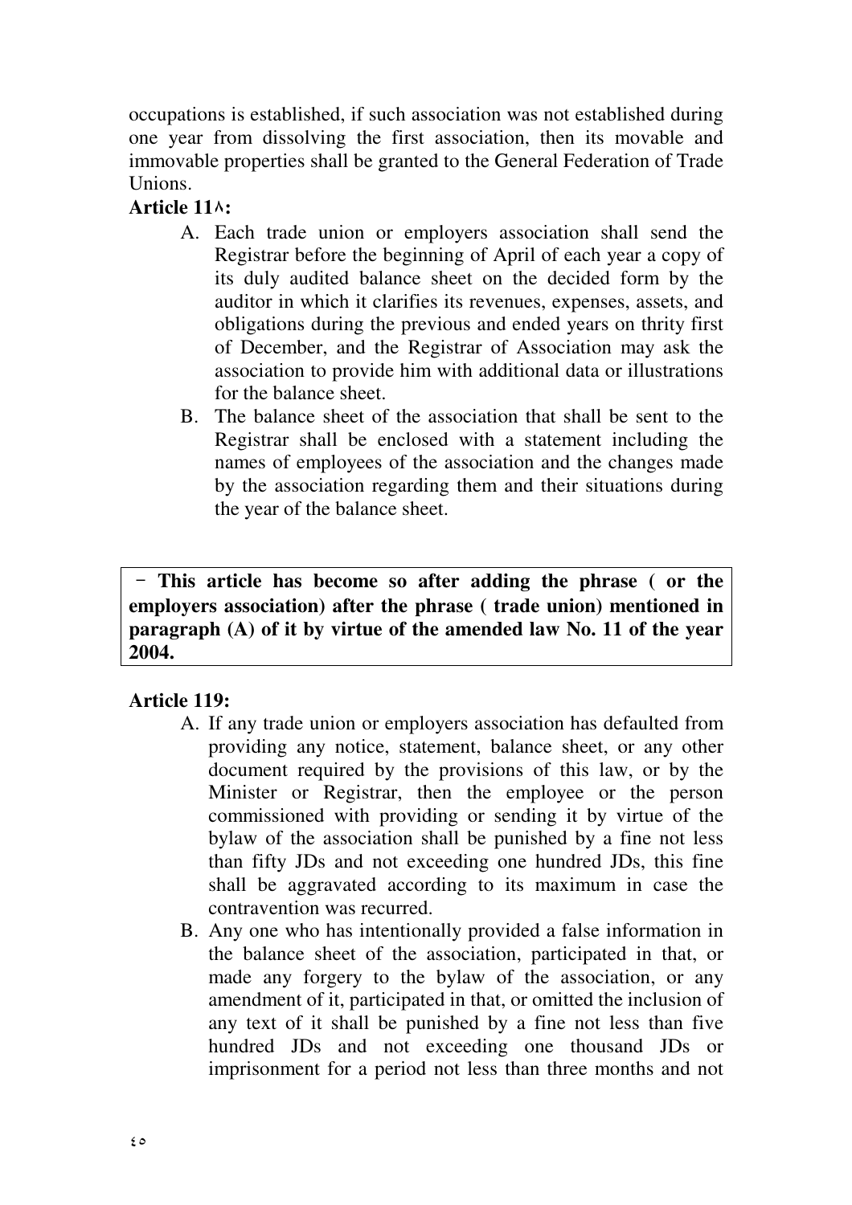occupations is established, if such association was not established during one year from dissolving the first association, then its movable and immovable properties shall be granted to the General Federation of Trade Unions.

**Article 11٨:**

A. Each trade union or employers association shall send the Registrar before the beginning of April of each year a copy of its duly audited balance sheet on the decided form by the auditor in which it clarifies its revenues, expenses, assets, and obligations during the previous and ended years on thrity first of December, and the Registrar of Association may ask the association to provide him with additional data or illustrations for the balance sheet.

B. The balance sheet of the association that shall be sent to the Registrar shall be enclosed with a statement including the names of employees of the association and the changes made by the association regarding them and their situations during the year of the balance sheet.

**- This article has become so after adding the phrase ( or the employers association) after the phrase ( trade union) mentioned in paragraph (A) of it by virtue of the amended law No. 11 of the year 2004.**

**Article 119:**

A. If any trade union or employers association has defaulted from providing any notice, statement, balance sheet, or any other document required by the provisions of this law, or by the Minister or Registrar, then the employee or the person commissioned with providing or sending it by virtue of the bylaw of the association shall be punished by a fine not less than fifty JDs and not exceeding one hundred JDs, this fine shall be aggravated according to its maximum in case the contravention was recurred.

B. Any one who has intentionally provided a false information in the balance sheet of the association, participated in that, or made any forgery to the bylaw of the association, or any amendment of it, participated in that, or omitted the inclusion of any text of it shall be punished by a fine not less than five hundred JDs and not exceeding one thousand JDs or imprisonment for a period not less than three months and not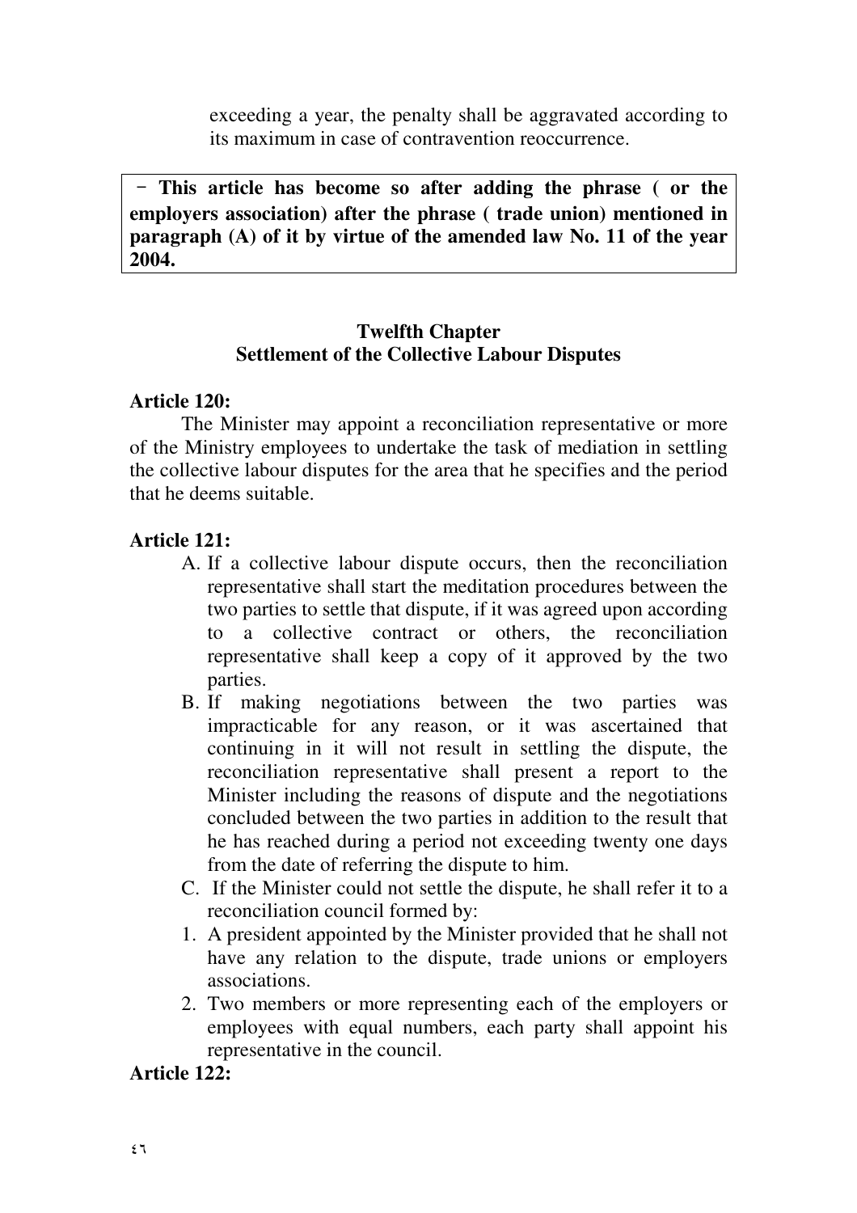exceeding a year, the penalty shall be aggravated according to its maximum in case of contravention reoccurrence.

**- This article has become so after adding the phrase ( or the employers association) after the phrase ( trade union) mentioned in paragraph (A) of it by virtue of the amended law No. 11 of the year 2004.**

## Twelfth Chapter
## Settlement of the Collective Labour Disputes

**Article 120:**

The Minister may appoint a reconciliation representative or more of the Ministry employees to undertake the task of mediation in settling the collective labour disputes for the area that he specifies and the period that he deems suitable.

**Article 121:**

A. If a collective labour dispute occurs, then the reconciliation representative shall start the meditation procedures between the two parties to settle that dispute, if it was agreed upon according to a collective contract or others, the reconciliation representative shall keep a copy of it approved by the two parties.

B. If making negotiations between the two parties was impracticable for any reason, or it was ascertained that continuing in it will not result in settling the dispute, the reconciliation representative shall present a report to the Minister including the reasons of dispute and the negotiations concluded between the two parties in addition to the result that he has reached during a period not exceeding twenty one days from the date of referring the dispute to him.

C. If the Minister could not settle the dispute, he shall refer it to a reconciliation council formed by:

1. A president appointed by the Minister provided that he shall not have any relation to the dispute, trade unions or employers associations.
2. Two members or more representing each of the employers or employees with equal numbers, each party shall appoint his representative in the council.

**Article 122:**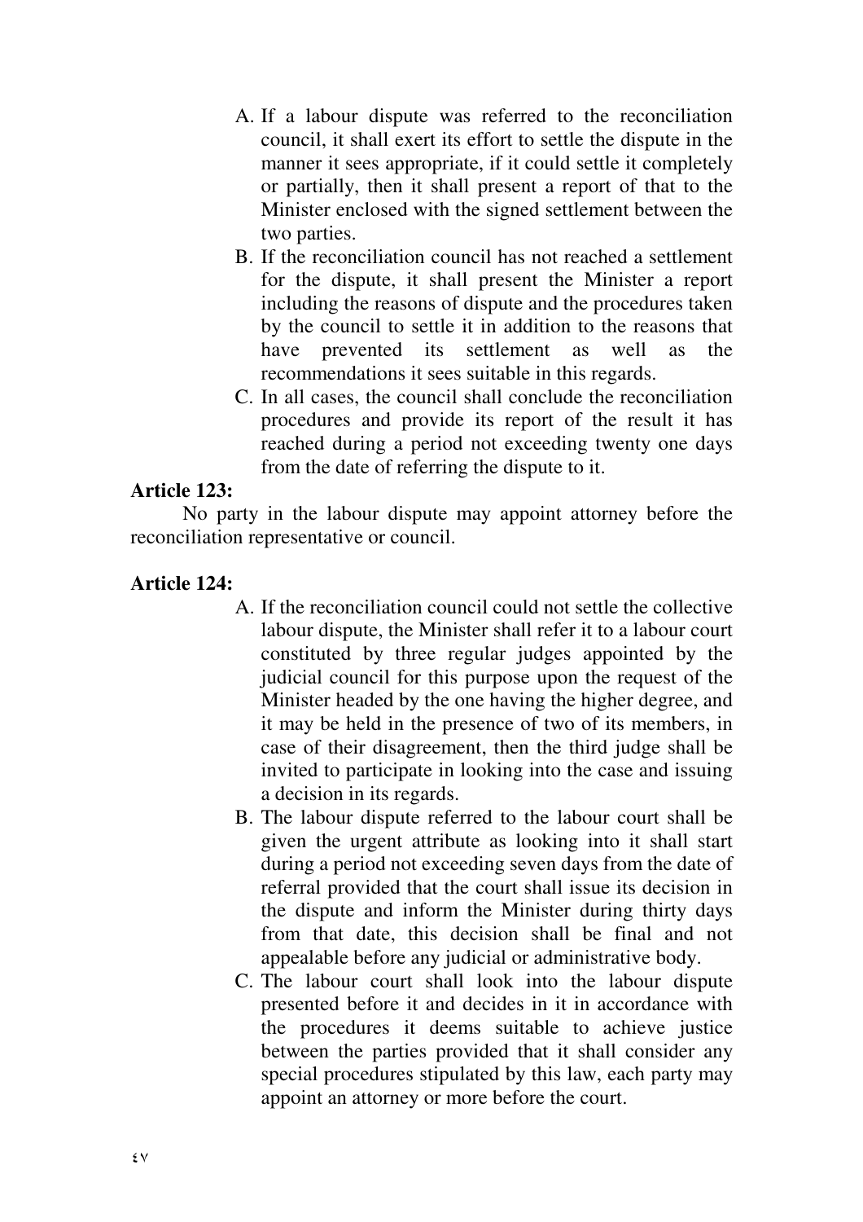A. If a labour dispute was referred to the reconciliation council, it shall exert its effort to settle the dispute in the manner it sees appropriate, if it could settle it completely or partially, then it shall present a report of that to the Minister enclosed with the signed settlement between the two parties.
B. If the reconciliation council has not reached a settlement for the dispute, it shall present the Minister a report including the reasons of dispute and the procedures taken by the council to settle it in addition to the reasons that have prevented its settlement as well as the recommendations it sees suitable in this regards.
C. In all cases, the council shall conclude the reconciliation procedures and provide its report of the result it has reached during a period not exceeding twenty one days from the date of referring the dispute to it.

**Article 123:**

No party in the labour dispute may appoint attorney before the reconciliation representative or council.

**Article 124:**

A. If the reconciliation council could not settle the collective labour dispute, the Minister shall refer it to a labour court constituted by three regular judges appointed by the judicial council for this purpose upon the request of the Minister headed by the one having the higher degree, and it may be held in the presence of two of its members, in case of their disagreement, then the third judge shall be invited to participate in looking into the case and issuing a decision in its regards.
B. The labour dispute referred to the labour court shall be given the urgent attribute as looking into it shall start during a period not exceeding seven days from the date of referral provided that the court shall issue its decision in the dispute and inform the Minister during thirty days from that date, this decision shall be final and not appealable before any judicial or administrative body.
C. The labour court shall look into the labour dispute presented before it and decides in it in accordance with the procedures it deems suitable to achieve justice between the parties provided that it shall consider any special procedures stipulated by this law, each party may appoint an attorney or more before the court.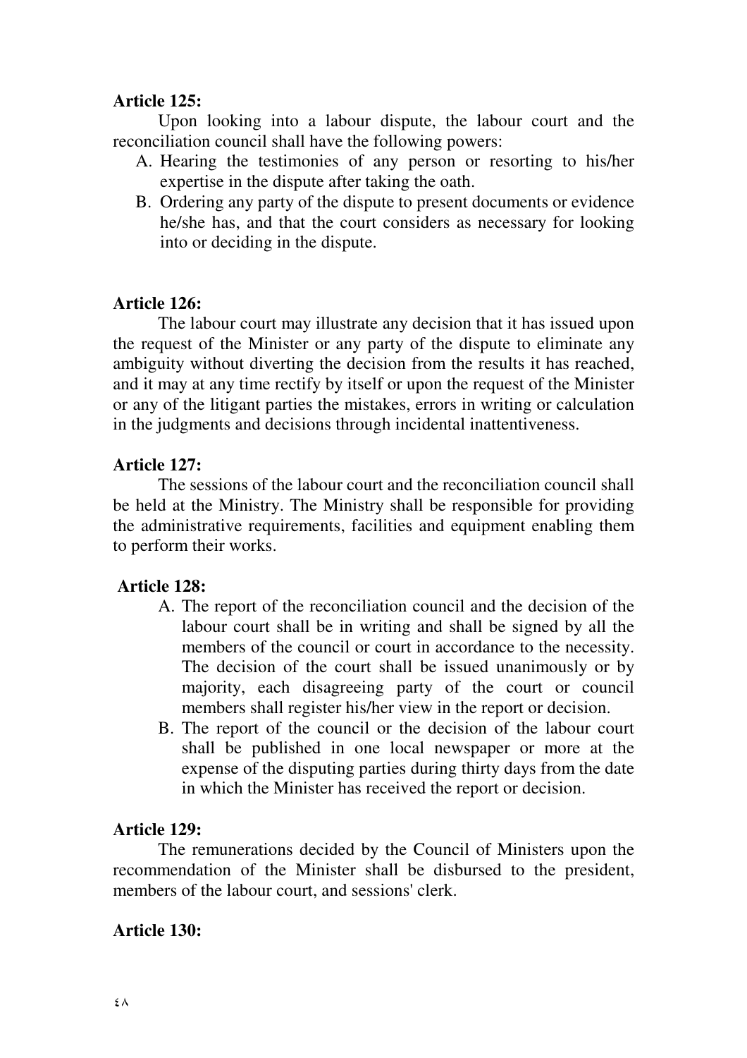**Article 125:**

Upon looking into a labour dispute, the labour court and the reconciliation council shall have the following powers:

A. Hearing the testimonies of any person or resorting to his/her expertise in the dispute after taking the oath.
B. Ordering any party of the dispute to present documents or evidence he/she has, and that the court considers as necessary for looking into or deciding in the dispute.

**Article 126:**

The labour court may illustrate any decision that it has issued upon the request of the Minister or any party of the dispute to eliminate any ambiguity without diverting the decision from the results it has reached, and it may at any time rectify by itself or upon the request of the Minister or any of the litigant parties the mistakes, errors in writing or calculation in the judgments and decisions through incidental inattentiveness.

**Article 127:**

The sessions of the labour court and the reconciliation council shall be held at the Ministry. The Ministry shall be responsible for providing the administrative requirements, facilities and equipment enabling them to perform their works.

**Article 128:**

A. The report of the reconciliation council and the decision of the labour court shall be in writing and shall be signed by all the members of the council or court in accordance to the necessity. The decision of the court shall be issued unanimously or by majority, each disagreeing party of the court or council members shall register his/her view in the report or decision.
B. The report of the council or the decision of the labour court shall be published in one local newspaper or more at the expense of the disputing parties during thirty days from the date in which the Minister has received the report or decision.

**Article 129:**

The remunerations decided by the Council of Ministers upon the recommendation of the Minister shall be disbursed to the president, members of the labour court, and sessions' clerk.

**Article 130:**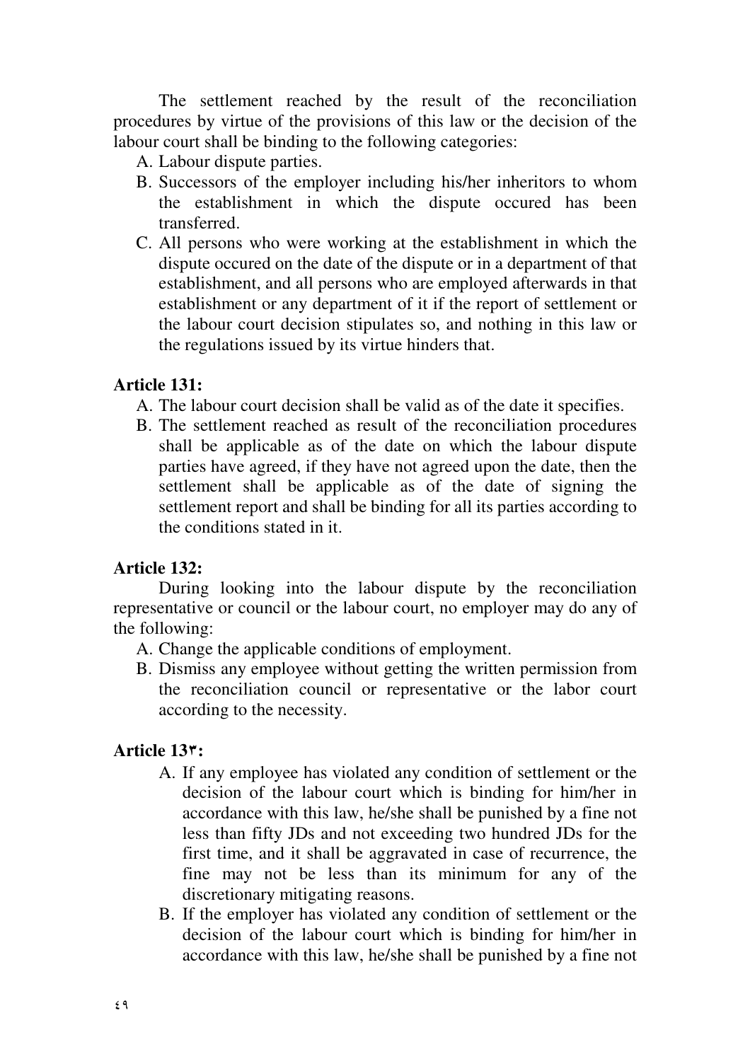The settlement reached by the result of the reconciliation procedures by virtue of the provisions of this law or the decision of the labour court shall be binding to the following categories:

A. Labour dispute parties.
B. Successors of the employer including his/her inheritors to whom the establishment in which the dispute occured has been transferred.
C. All persons who were working at the establishment in which the dispute occured on the date of the dispute or in a department of that establishment, and all persons who are employed afterwards in that establishment or any department of it if the report of settlement or the labour court decision stipulates so, and nothing in this law or the regulations issued by its virtue hinders that.

**Article 131:**

A. The labour court decision shall be valid as of the date it specifies.
B. The settlement reached as result of the reconciliation procedures shall be applicable as of the date on which the labour dispute parties have agreed, if they have not agreed upon the date, then the settlement shall be applicable as of the date of signing the settlement report and shall be binding for all its parties according to the conditions stated in it.

**Article 132:**

During looking into the labour dispute by the reconciliation representative or council or the labour court, no employer may do any of the following:

A. Change the applicable conditions of employment.
B. Dismiss any employee without getting the written permission from the reconciliation council or representative or the labor court according to the necessity.

**Article 13٣:**

A. If any employee has violated any condition of settlement or the decision of the labour court which is binding for him/her in accordance with this law, he/she shall be punished by a fine not less than fifty JDs and not exceeding two hundred JDs for the first time, and it shall be aggravated in case of recurrence, the fine may not be less than its minimum for any of the discretionary mitigating reasons.
B. If the employer has violated any condition of settlement or the decision of the labour court which is binding for him/her in accordance with this law, he/she shall be punished by a fine not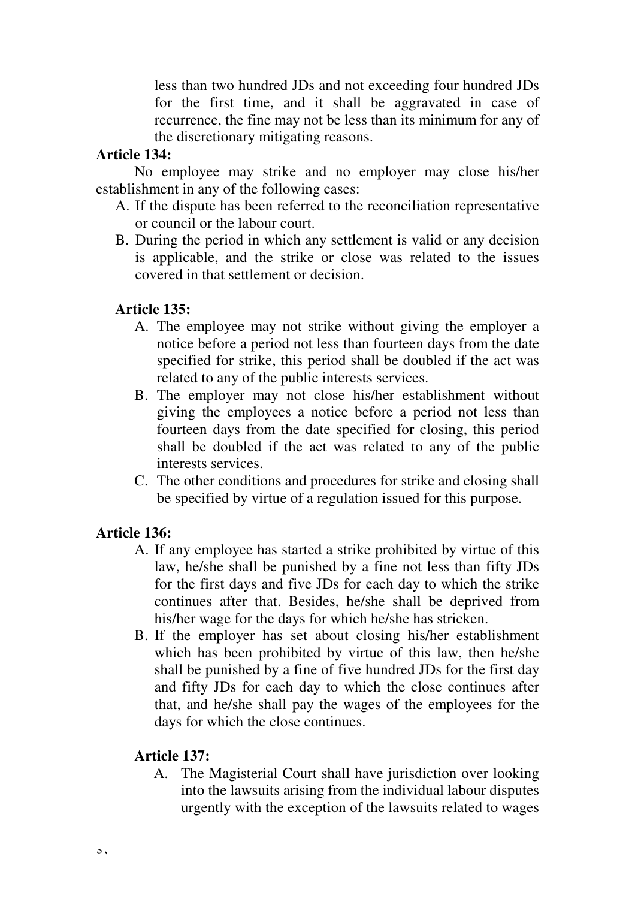less than two hundred JDs and not exceeding four hundred JDs for the first time, and it shall be aggravated in case of recurrence, the fine may not be less than its minimum for any of the discretionary mitigating reasons.

**Article 134:**

No employee may strike and no employer may close his/her establishment in any of the following cases:

A. If the dispute has been referred to the reconciliation representative or council or the labour court.
B. During the period in which any settlement is valid or any decision is applicable, and the strike or close was related to the issues covered in that settlement or decision.

**Article 135:**

A. The employee may not strike without giving the employer a notice before a period not less than fourteen days from the date specified for strike, this period shall be doubled if the act was related to any of the public interests services.
B. The employer may not close his/her establishment without giving the employees a notice before a period not less than fourteen days from the date specified for closing, this period shall be doubled if the act was related to any of the public interests services.
C. The other conditions and procedures for strike and closing shall be specified by virtue of a regulation issued for this purpose.

**Article 136:**

A. If any employee has started a strike prohibited by virtue of this law, he/she shall be punished by a fine not less than fifty JDs for the first days and five JDs for each day to which the strike continues after that. Besides, he/she shall be deprived from his/her wage for the days for which he/she has stricken.
B. If the employer has set about closing his/her establishment which has been prohibited by virtue of this law, then he/she shall be punished by a fine of five hundred JDs for the first day and fifty JDs for each day to which the close continues after that, and he/she shall pay the wages of the employees for the days for which the close continues.

**Article 137:**

A. The Magisterial Court shall have jurisdiction over looking into the lawsuits arising from the individual labour disputes urgently with the exception of the lawsuits related to wages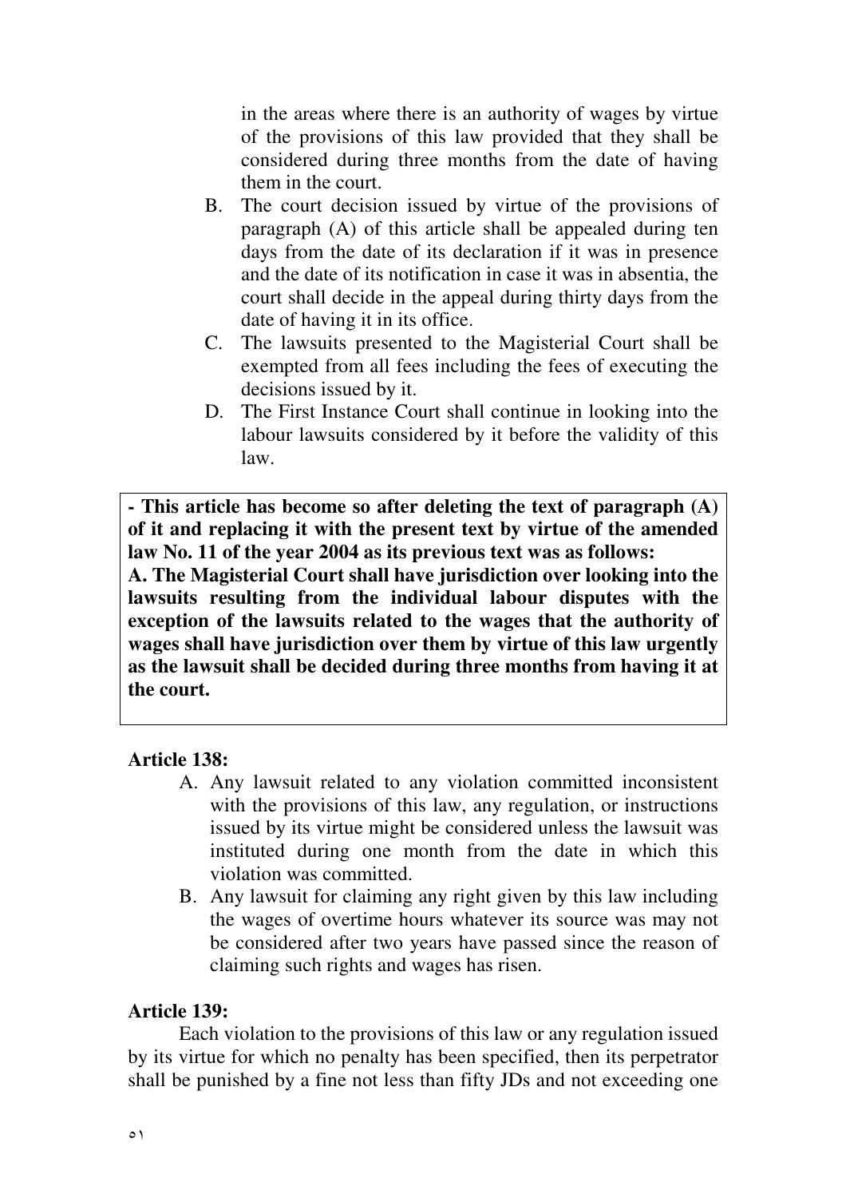in the areas where there is an authority of wages by virtue of the provisions of this law provided that they shall be considered during three months from the date of having them in the court.

B. The court decision issued by virtue of the provisions of paragraph (A) of this article shall be appealed during ten days from the date of its declaration if it was in presence and the date of its notification in case it was in absentia, the court shall decide in the appeal during thirty days from the date of having it in its office.
C. The lawsuits presented to the Magisterial Court shall be exempted from all fees including the fees of executing the decisions issued by it.
D. The First Instance Court shall continue in looking into the labour lawsuits considered by it before the validity of this law.

> **- This article has become so after deleting the text of paragraph (A) of it and replacing it with the present text by virtue of the amended law No. 11 of the year 2004 as its previous text was as follows:**
> **A. The Magisterial Court shall have jurisdiction over looking into the lawsuits resulting from the individual labour disputes with the exception of the lawsuits related to the wages that the authority of wages shall have jurisdiction over them by virtue of this law urgently as the lawsuit shall be decided during three months from having it at the court.**

**Article 138:**

A. Any lawsuit related to any violation committed inconsistent with the provisions of this law, any regulation, or instructions issued by its virtue might be considered unless the lawsuit was instituted during one month from the date in which this violation was committed.
B. Any lawsuit for claiming any right given by this law including the wages of overtime hours whatever its source was may not be considered after two years have passed since the reason of claiming such rights and wages has risen.

**Article 139:**

Each violation to the provisions of this law or any regulation issued by its virtue for which no penalty has been specified, then its perpetrator shall be punished by a fine not less than fifty JDs and not exceeding one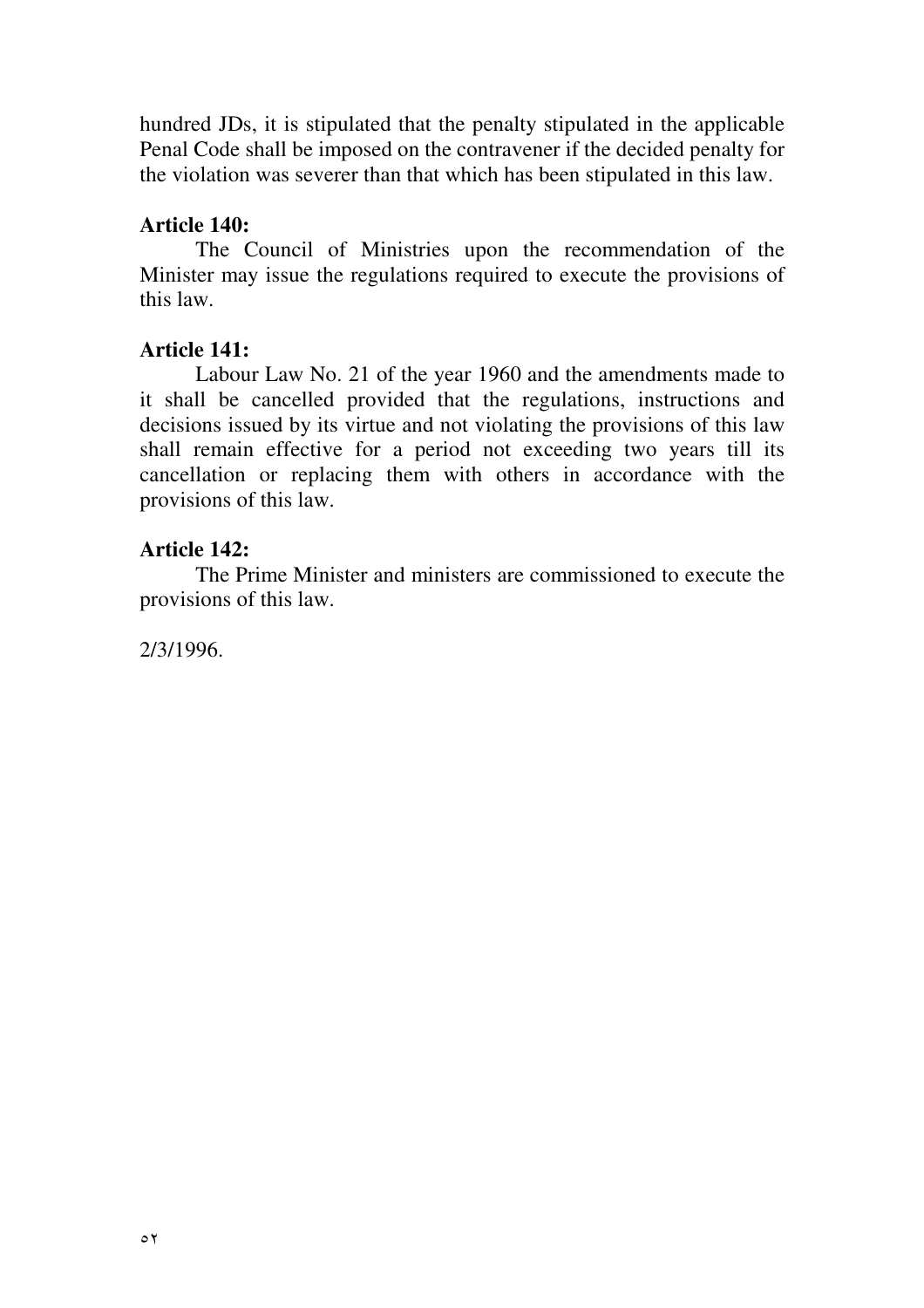hundred JDs, it is stipulated that the penalty stipulated in the applicable Penal Code shall be imposed on the contravener if the decided penalty for the violation was severer than that which has been stipulated in this law.

**Article 140:**

The Council of Ministries upon the recommendation of the Minister may issue the regulations required to execute the provisions of this law.

**Article 141:**

Labour Law No. 21 of the year 1960 and the amendments made to it shall be cancelled provided that the regulations, instructions and decisions issued by its virtue and not violating the provisions of this law shall remain effective for a period not exceeding two years till its cancellation or replacing them with others in accordance with the provisions of this law.

**Article 142:**

The Prime Minister and ministers are commissioned to execute the provisions of this law.

2/3/1996.